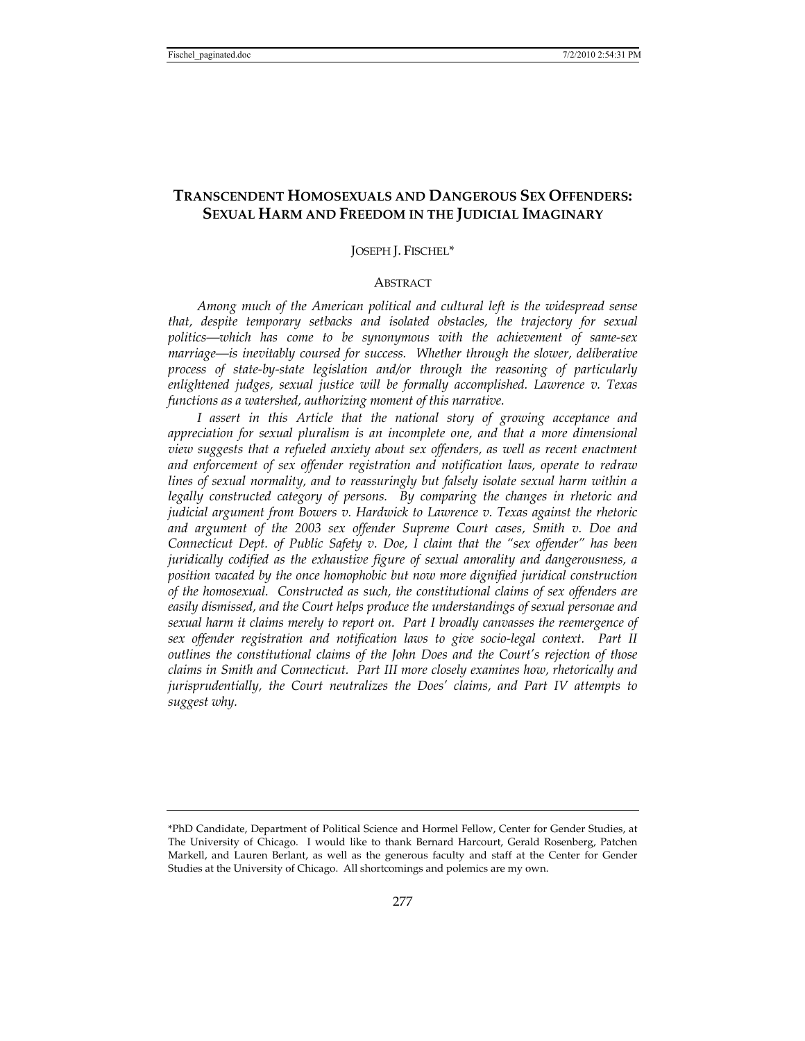# TRANSCENDENT HOMOSEXUALS AND DANGEROUS SEX OFFENDERS: SEXUAL HARM AND FREEDOM IN THE JUDICIAL IMAGINARY

JOSEPH J. FISCHEL*

## ABSTRACT

*Among much of the American political and cultural left is the widespread sense that, despite temporary setbacks and isolated obstacles, the trajectory for sexual politics—which has come to be synonymous with the achievement of same-sex marriage—is inevitably coursed for success. Whether through the slower, deliberative process of state-by-state legislation and/or through the reasoning of particularly enlightened judges, sexual justice will be formally accomplished. Lawrence v. Texas functions as a watershed, authorizing moment of this narrative.*

*I assert in this Article that the national story of growing acceptance and appreciation for sexual pluralism is an incomplete one, and that a more dimensional view suggests that a refueled anxiety about sex offenders, as well as recent enactment and enforcement of sex offender registration and notification laws, operate to redraw lines of sexual normality, and to reassuringly but falsely isolate sexual harm within a legally constructed category of persons. By comparing the changes in rhetoric and judicial argument from Bowers v. Hardwick to Lawrence v. Texas against the rhetoric and argument of the 2003 sex offender Supreme Court cases, Smith v. Doe and Connecticut Dept. of Public Safety v. Doe, I claim that the "sex offender" has been juridically codified as the exhaustive figure of sexual amorality and dangerousness, a position vacated by the once homophobic but now more dignified juridical construction of the homosexual. Constructed as such, the constitutional claims of sex offenders are easily dismissed, and the Court helps produce the understandings of sexual personae and sexual harm it claims merely to report on. Part I broadly canvasses the reemergence of sex offender registration and notification laws to give socio-legal context. Part II outlines the constitutional claims of the John Does and the Court's rejection of those claims in Smith and Connecticut. Part III more closely examines how, rhetorically and jurisprudentially, the Court neutralizes the Does' claims, and Part IV attempts to suggest why.*

---

*PhD Candidate, Department of Political Science and Hormel Fellow, Center for Gender Studies, at The University of Chicago. I would like to thank Bernard Harcourt, Gerald Rosenberg, Patchen Markell, and Lauren Berlant, as well as the generous faculty and staff at the Center for Gender Studies at the University of Chicago. All shortcomings and polemics are my own.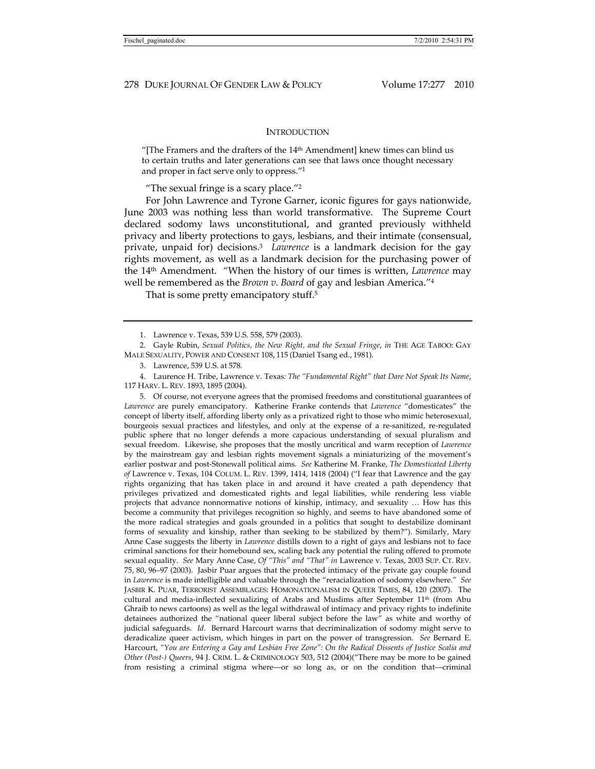## INTRODUCTION

> "[The Framers and the drafters of the 14th Amendment] knew times can blind us to certain truths and later generations can see that laws once thought necessary and proper in fact serve only to oppress."[1]

"The sexual fringe is a scary place."[2]

For John Lawrence and Tyrone Garner, iconic figures for gays nationwide, June 2003 was nothing less than world transformative. The Supreme Court declared sodomy laws unconstitutional, and granted previously withheld privacy and liberty protections to gays, lesbians, and their intimate (consensual, private, unpaid for) decisions.[3] *Lawrence* is a landmark decision for the gay rights movement, as well as a landmark decision for the purchasing power of the 14th Amendment. "When the history of our times is written, *Lawrence* may well be remembered as the *Brown v. Board* of gay and lesbian America."[4]

That is some pretty emancipatory stuff.[5]

---

1. Lawrence v. Texas, 539 U.S. 558, 579 (2003).

2. Gayle Rubin, *Sexual Politics, the New Right, and the Sexual Fringe*, *in* THE AGE TABOO: GAY MALE SEXUALITY, POWER AND CONSENT 108, 115 (Daniel Tsang ed., 1981).

3. Lawrence, 539 U.S. at 578.

4. Laurence H. Tribe, Lawrence v. Texas*: The "Fundamental Right" that Dare Not Speak Its Name*, 117 HARV. L. REV. 1893, 1895 (2004).

5. Of course, not everyone agrees that the promised freedoms and constitutional guarantees of *Lawrence* are purely emancipatory. Katherine Franke contends that *Lawrence* "domesticates" the concept of liberty itself, affording liberty only as a privatized right to those who mimic heterosexual, bourgeois sexual practices and lifestyles, and only at the expense of a re-sanitized, re-regulated public sphere that no longer defends a more capacious understanding of sexual pluralism and sexual freedom. Likewise, she proposes that the mostly uncritical and warm reception of *Lawrence* by the mainstream gay and lesbian rights movement signals a miniaturizing of the movement's earlier postwar and post-Stonewall political aims. *See* Katherine M. Franke, *The Domesticated Liberty of* Lawrence v. Texas, 104 COLUM. L. REV. 1399, 1414, 1418 (2004) ("I fear that Lawrence and the gay rights organizing that has taken place in and around it have created a path dependency that privileges privatized and domesticated rights and legal liabilities, while rendering less viable projects that advance nonnormative notions of kinship, intimacy, and sexuality … How has this become a community that privileges recognition so highly, and seems to have abandoned some of the more radical strategies and goals grounded in a politics that sought to destabilize dominant forms of sexuality and kinship, rather than seeking to be stabilized by them?"). Similarly, Mary Anne Case suggests the liberty in *Lawrence* distills down to a right of gays and lesbians not to face criminal sanctions for their homebound sex, scaling back any potential the ruling offered to promote sexual equality. *See* Mary Anne Case, *Of "This" and "That" in* Lawrence v. Texas, 2003 SUP. CT. REV. 75, 80, 96–97 (2003). Jasbir Puar argues that the protected intimacy of the private gay couple found in *Lawrence* is made intelligible and valuable through the "reracialization of sodomy elsewhere." *See* JASBIR K. PUAR, TERRORIST ASSEMBLAGES: HOMONATIONALISM IN QUEER TIMES, 84, 120 (2007). The cultural and media-inflected sexualizing of Arabs and Muslims after September 11th (from Abu Ghraib to news cartoons) as well as the legal withdrawal of intimacy and privacy rights to indefinite detainees authorized the "national queer liberal subject before the law" as white and worthy of judicial safeguards. *Id*. Bernard Harcourt warns that decriminalization of sodomy might serve to deradicalize queer activism, which hinges in part on the power of transgression. *See* Bernard E. Harcourt, *"You are Entering a Gay and Lesbian Free Zone": On the Radical Dissents of Justice Scalia and Other (Post-) Queers*, 94 J. CRIM. L. & CRIMINOLOGY 503, 512 (2004)("There may be more to be gained from resisting a criminal stigma where—or so long as, or on the condition that—criminal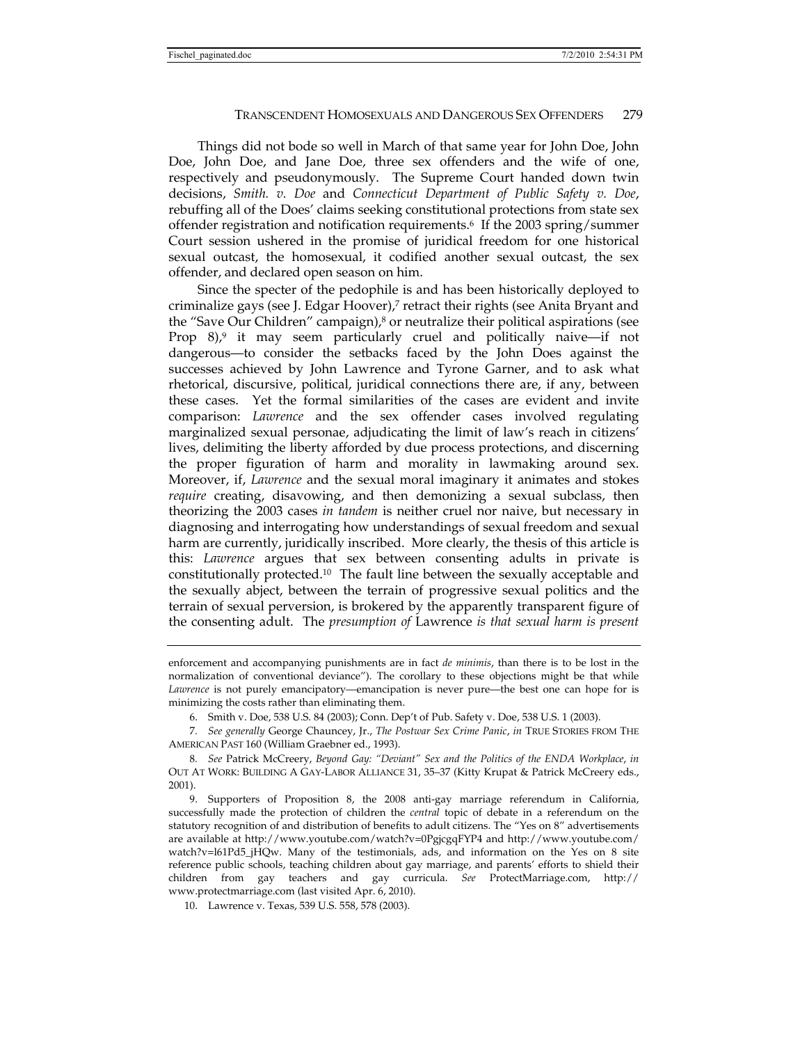Things did not bode so well in March of that same year for John Doe, John Doe, John Doe, and Jane Doe, three sex offenders and the wife of one, respectively and pseudonymously. The Supreme Court handed down twin decisions, *Smith. v. Doe* and *Connecticut Department of Public Safety v. Doe*, rebuffing all of the Does' claims seeking constitutional protections from state sex offender registration and notification requirements.[6] If the 2003 spring/summer Court session ushered in the promise of juridical freedom for one historical sexual outcast, the homosexual, it codified another sexual outcast, the sex offender, and declared open season on him.

Since the specter of the pedophile is and has been historically deployed to criminalize gays (see J. Edgar Hoover),[7] retract their rights (see Anita Bryant and the "Save Our Children" campaign),[8] or neutralize their political aspirations (see Prop 8),[9] it may seem particularly cruel and politically naive—if not dangerous—to consider the setbacks faced by the John Does against the successes achieved by John Lawrence and Tyrone Garner, and to ask what rhetorical, discursive, political, juridical connections there are, if any, between these cases. Yet the formal similarities of the cases are evident and invite comparison: *Lawrence* and the sex offender cases involved regulating marginalized sexual personae, adjudicating the limit of law's reach in citizens' lives, delimiting the liberty afforded by due process protections, and discerning the proper figuration of harm and morality in lawmaking around sex. Moreover, if, *Lawrence* and the sexual moral imaginary it animates and stokes *require* creating, disavowing, and then demonizing a sexual subclass, then theorizing the 2003 cases *in tandem* is neither cruel nor naive, but necessary in diagnosing and interrogating how understandings of sexual freedom and sexual harm are currently, juridically inscribed. More clearly, the thesis of this article is this: *Lawrence* argues that sex between consenting adults in private is constitutionally protected.[10] The fault line between the sexually acceptable and the sexually abject, between the terrain of progressive sexual politics and the terrain of sexual perversion, is brokered by the apparently transparent figure of the consenting adult. The *presumption of* Lawrence *is that sexual harm is present*

---

enforcement and accompanying punishments are in fact *de minimis*, than there is to be lost in the normalization of conventional deviance"). The corollary to these objections might be that while *Lawrence* is not purely emancipatory—emancipation is never pure—the best one can hope for is minimizing the costs rather than eliminating them.

6. Smith v. Doe, 538 U.S. 84 (2003); Conn. Dep't of Pub. Safety v. Doe, 538 U.S. 1 (2003).

7. *See generally* George Chauncey, Jr., *The Postwar Sex Crime Panic*, *in* TRUE STORIES FROM THE AMERICAN PAST 160 (William Graebner ed., 1993).

8. *See* Patrick McCreery, *Beyond Gay: "Deviant" Sex and the Politics of the ENDA Workplace*, *in* OUT AT WORK: BUILDING A GAY-LABOR ALLIANCE 31, 35–37 (Kitty Krupat & Patrick McCreery eds., 2001).

9. Supporters of Proposition 8, the 2008 anti-gay marriage referendum in California, successfully made the protection of children the *central* topic of debate in a referendum on the statutory recognition of and distribution of benefits to adult citizens. The "Yes on 8" advertisements are available at http://www.youtube.com/watch?v=0PgjcgqFYP4 and http://www.youtube.com/watch?v=l61Pd5_jHQw. Many of the testimonials, ads, and information on the Yes on 8 site reference public schools, teaching children about gay marriage, and parents' efforts to shield their children from gay teachers and gay curricula. *See* ProtectMarriage.com, http://www.protectmarriage.com (last visited Apr. 6, 2010).

10. Lawrence v. Texas, 539 U.S. 558, 578 (2003).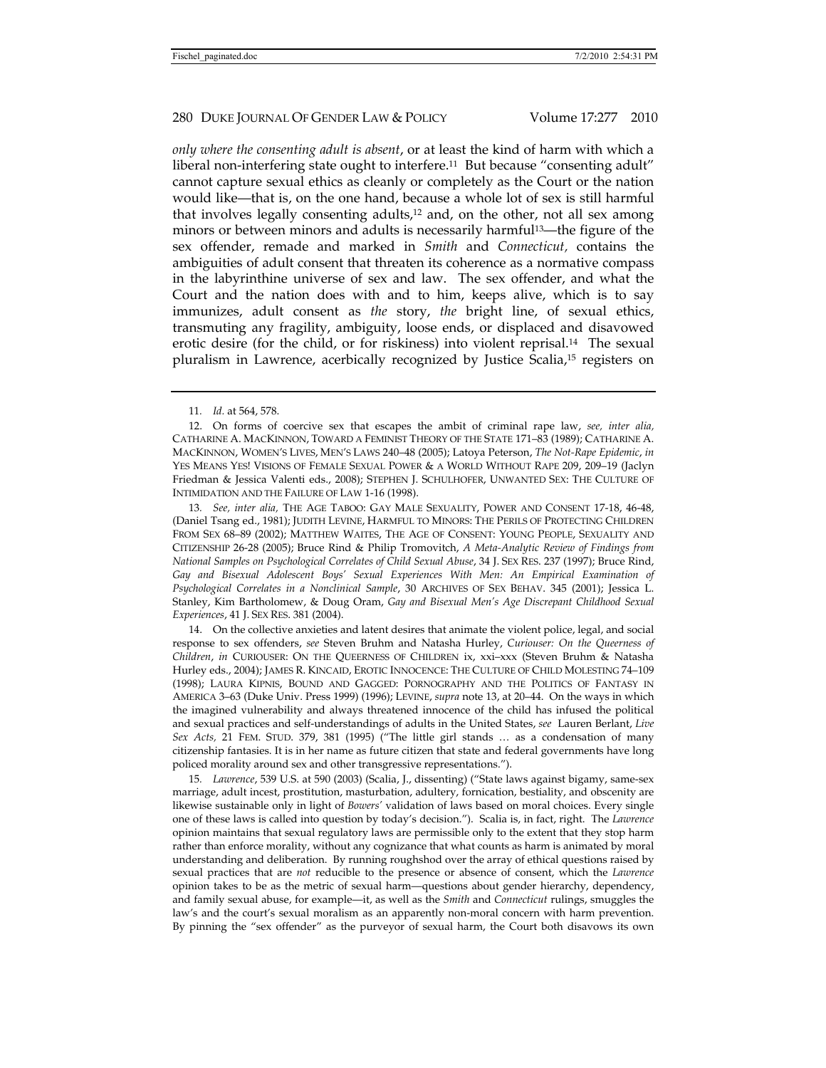*only where the consenting adult is absent*, or at least the kind of harm with which a liberal non-interfering state ought to interfere.[11] But because "consenting adult" cannot capture sexual ethics as cleanly or completely as the Court or the nation would like—that is, on the one hand, because a whole lot of sex is still harmful that involves legally consenting adults,[12] and, on the other, not all sex among minors or between minors and adults is necessarily harmful[13]—the figure of the sex offender, remade and marked in *Smith* and *Connecticut*, contains the ambiguities of adult consent that threaten its coherence as a normative compass in the labyrinthine universe of sex and law. The sex offender, and what the Court and the nation does with and to him, keeps alive, which is to say immunizes, adult consent as *the* story, *the* bright line, of sexual ethics, transmuting any fragility, ambiguity, loose ends, or displaced and disavowed erotic desire (for the child, or for riskiness) into violent reprisal.[14] The sexual pluralism in Lawrence, acerbically recognized by Justice Scalia,[15] registers on

---

11. *Id.* at 564, 578.

12. On forms of coercive sex that escapes the ambit of criminal rape law, *see, inter alia,* CATHARINE A. MACKINNON, TOWARD A FEMINIST THEORY OF THE STATE 171–83 (1989); CATHARINE A. MACKINNON, WOMEN'S LIVES, MEN'S LAWS 240–48 (2005); Latoya Peterson, *The Not-Rape Epidemic*, *in* YES MEANS YES! VISIONS OF FEMALE SEXUAL POWER & A WORLD WITHOUT RAPE 209, 209–19 (Jaclyn Friedman & Jessica Valenti eds., 2008); STEPHEN J. SCHULHOFER, UNWANTED SEX: THE CULTURE OF INTIMIDATION AND THE FAILURE OF LAW 1-16 (1998).

13. *See, inter alia,* THE AGE TABOO: GAY MALE SEXUALITY, POWER AND CONSENT 17-18, 46-48, (Daniel Tsang ed., 1981); JUDITH LEVINE, HARMFUL TO MINORS: THE PERILS OF PROTECTING CHILDREN FROM SEX 68–89 (2002); MATTHEW WAITES, THE AGE OF CONSENT: YOUNG PEOPLE, SEXUALITY AND CITIZENSHIP 26-28 (2005); Bruce Rind & Philip Tromovitch, *A Meta-Analytic Review of Findings from National Samples on Psychological Correlates of Child Sexual Abuse*, 34 J. SEX RES. 237 (1997); Bruce Rind, *Gay and Bisexual Adolescent Boys' Sexual Experiences With Men: An Empirical Examination of Psychological Correlates in a Nonclinical Sample*, 30 ARCHIVES OF SEX BEHAV. 345 (2001); Jessica L. Stanley, Kim Bartholomew, & Doug Oram, *Gay and Bisexual Men's Age Discrepant Childhood Sexual Experiences*, 41 J. SEX RES. 381 (2004).

14. On the collective anxieties and latent desires that animate the violent police, legal, and social response to sex offenders, *see* Steven Bruhm and Natasha Hurley, *Curiouser: On the Queerness of Children*, *in* CURIOUSER: ON THE QUEERNESS OF CHILDREN ix, xxi–xxx (Steven Bruhm & Natasha Hurley eds., 2004); JAMES R. KINCAID, EROTIC INNOCENCE: THE CULTURE OF CHILD MOLESTING 74–109 (1998); LAURA KIPNIS, BOUND AND GAGGED: PORNOGRAPHY AND THE POLITICS OF FANTASY IN AMERICA 3–63 (Duke Univ. Press 1999) (1996); LEVINE, *supra* note 13, at 20–44. On the ways in which the imagined vulnerability and always threatened innocence of the child has infused the political and sexual practices and self-understandings of adults in the United States, *see* Lauren Berlant, *Live Sex Acts,* 21 FEM. STUD. 379, 381 (1995) ("The little girl stands … as a condensation of many citizenship fantasies. It is in her name as future citizen that state and federal governments have long policed morality around sex and other transgressive representations.").

15. *Lawrence*, 539 U.S. at 590 (2003) (Scalia, J., dissenting) ("State laws against bigamy, same-sex marriage, adult incest, prostitution, masturbation, adultery, fornication, bestiality, and obscenity are likewise sustainable only in light of *Bowers'* validation of laws based on moral choices. Every single one of these laws is called into question by today's decision."). Scalia is, in fact, right. The *Lawrence* opinion maintains that sexual regulatory laws are permissible only to the extent that they stop harm rather than enforce morality, without any cognizance that what counts as harm is animated by moral understanding and deliberation. By running roughshod over the array of ethical questions raised by sexual practices that are *not* reducible to the presence or absence of consent, which the *Lawrence* opinion takes to be as the metric of sexual harm—questions about gender hierarchy, dependency, and family sexual abuse, for example—it, as well as the *Smith* and *Connecticut* rulings, smuggles the law's and the court's sexual moralism as an apparently non-moral concern with harm prevention. By pinning the "sex offender" as the purveyor of sexual harm, the Court both disavows its own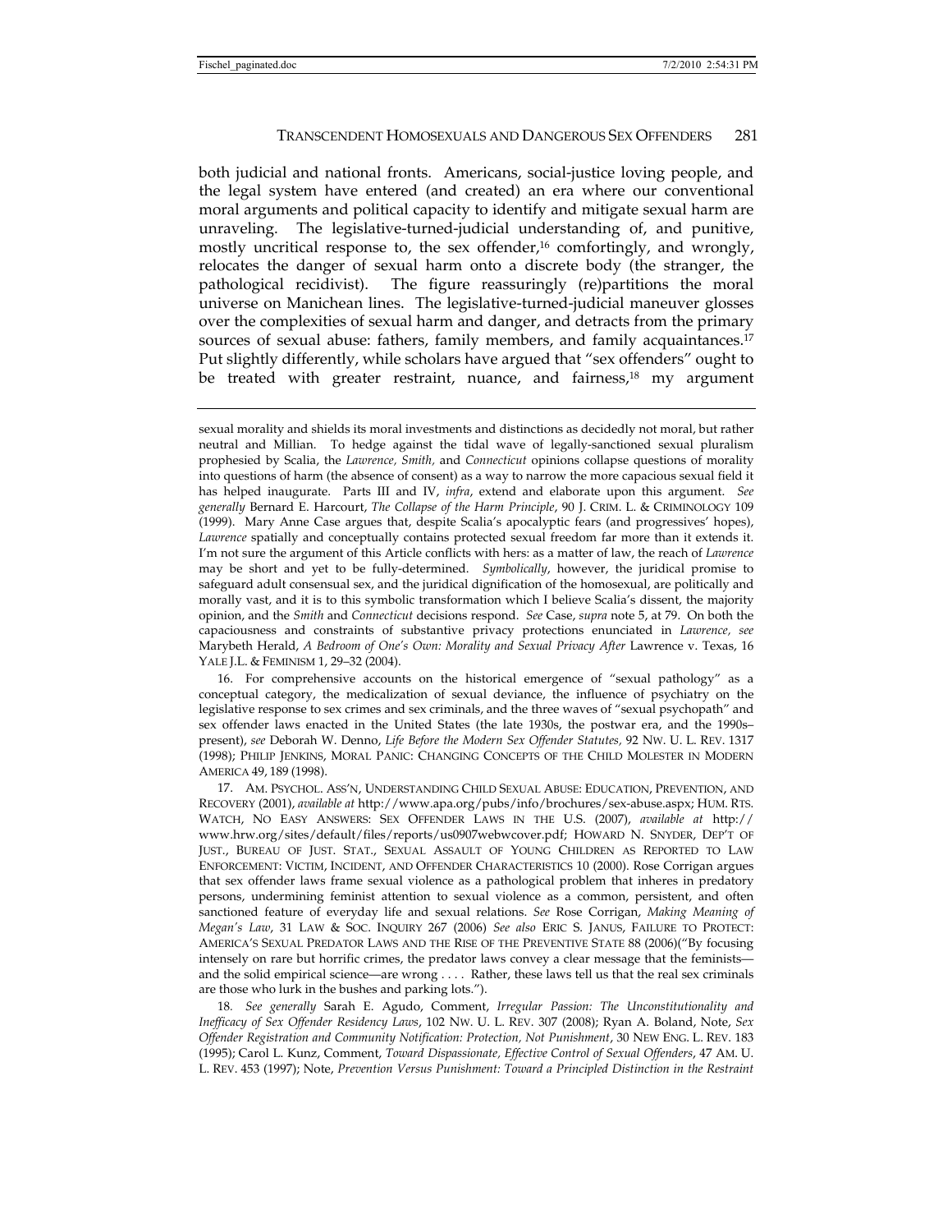both judicial and national fronts. Americans, social-justice loving people, and the legal system have entered (and created) an era where our conventional moral arguments and political capacity to identify and mitigate sexual harm are unraveling. The legislative-turned-judicial understanding of, and punitive, mostly uncritical response to, the sex offender,[16] comfortingly, and wrongly, relocates the danger of sexual harm onto a discrete body (the stranger, the pathological recidivist). The figure reassuringly (re)partitions the moral universe on Manichean lines. The legislative-turned-judicial maneuver glosses over the complexities of sexual harm and danger, and detracts from the primary sources of sexual abuse: fathers, family members, and family acquaintances.[17] Put slightly differently, while scholars have argued that "sex offenders" ought to be treated with greater restraint, nuance, and fairness,[18] my argument

---

sexual morality and shields its moral investments and distinctions as decidedly not moral, but rather neutral and Millian. To hedge against the tidal wave of legally-sanctioned sexual pluralism prophesied by Scalia, the *Lawrence, Smith,* and *Connecticut* opinions collapse questions of morality into questions of harm (the absence of consent) as a way to narrow the more capacious sexual field it has helped inaugurate. Parts III and IV, *infra*, extend and elaborate upon this argument. *See generally* Bernard E. Harcourt, *The Collapse of the Harm Principle*, 90 J. CRIM. L. & CRIMINOLOGY 109 (1999). Mary Anne Case argues that, despite Scalia's apocalyptic fears (and progressives' hopes), *Lawrence* spatially and conceptually contains protected sexual freedom far more than it extends it. I'm not sure the argument of this Article conflicts with hers: as a matter of law, the reach of *Lawrence* may be short and yet to be fully-determined. *Symbolically*, however, the juridical promise to safeguard adult consensual sex, and the juridical dignification of the homosexual, are politically and morally vast, and it is to this symbolic transformation which I believe Scalia's dissent, the majority opinion, and the *Smith* and *Connecticut* decisions respond. *See* Case, *supra* note 5, at 79. On both the capaciousness and constraints of substantive privacy protections enunciated in *Lawrence, see* Marybeth Herald, *A Bedroom of One's Own: Morality and Sexual Privacy After* Lawrence v. Texas, 16 YALE J.L. & FEMINISM 1, 29–32 (2004).

16. For comprehensive accounts on the historical emergence of "sexual pathology" as a conceptual category, the medicalization of sexual deviance, the influence of psychiatry on the legislative response to sex crimes and sex criminals, and the three waves of "sexual psychopath" and sex offender laws enacted in the United States (the late 1930s, the postwar era, and the 1990s–present), *see* Deborah W. Denno, *Life Before the Modern Sex Offender Statutes,* 92 NW. U. L. REV. 1317 (1998); PHILIP JENKINS, MORAL PANIC: CHANGING CONCEPTS OF THE CHILD MOLESTER IN MODERN AMERICA 49, 189 (1998).

17. AM. PSYCHOL. ASS'N, UNDERSTANDING CHILD SEXUAL ABUSE: EDUCATION, PREVENTION, AND RECOVERY (2001), *available at* http://www.apa.org/pubs/info/brochures/sex-abuse.aspx; HUM. RTS. WATCH, NO EASY ANSWERS: SEX OFFENDER LAWS IN THE U.S. (2007), *available at* http://www.hrw.org/sites/default/files/reports/us0907webwcover.pdf; HOWARD N. SNYDER, DEP'T OF JUST., BUREAU OF JUST. STAT., SEXUAL ASSAULT OF YOUNG CHILDREN AS REPORTED TO LAW ENFORCEMENT: VICTIM, INCIDENT, AND OFFENDER CHARACTERISTICS 10 (2000). Rose Corrigan argues that sex offender laws frame sexual violence as a pathological problem that inheres in predatory persons, undermining feminist attention to sexual violence as a common, persistent, and often sanctioned feature of everyday life and sexual relations. *See* Rose Corrigan, *Making Meaning of Megan's Law*, 31 LAW & SOC. INQUIRY 267 (2006) *See also* ERIC S. JANUS, FAILURE TO PROTECT: AMERICA'S SEXUAL PREDATOR LAWS AND THE RISE OF THE PREVENTIVE STATE 88 (2006)("By focusing intensely on rare but horrific crimes, the predator laws convey a clear message that the feminists—and the solid empirical science—are wrong . . . . Rather, these laws tell us that the real sex criminals are those who lurk in the bushes and parking lots.").

18. *See generally* Sarah E. Agudo, Comment, *Irregular Passion: The Unconstitutionality and Inefficacy of Sex Offender Residency Laws*, 102 NW. U. L. REV. 307 (2008); Ryan A. Boland, Note, *Sex Offender Registration and Community Notification: Protection, Not Punishment*, 30 NEW ENG. L. REV. 183 (1995); Carol L. Kunz, Comment, *Toward Dispassionate, Effective Control of Sexual Offenders*, 47 AM. U. L. REV. 453 (1997); Note, *Prevention Versus Punishment: Toward a Principled Distinction in the Restraint*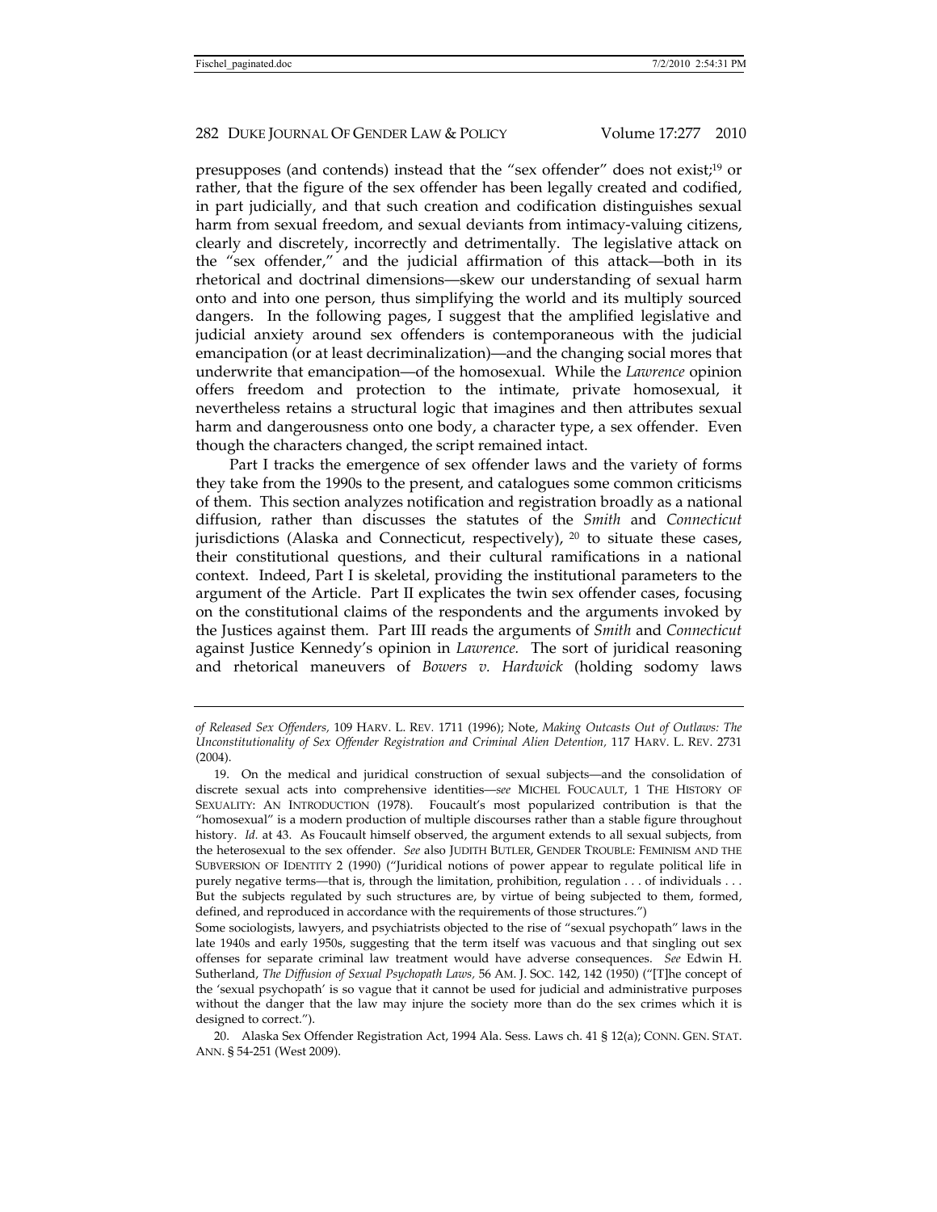presupposes (and contends) instead that the "sex offender" does not exist;[19] or rather, that the figure of the sex offender has been legally created and codified, in part judicially, and that such creation and codification distinguishes sexual harm from sexual freedom, and sexual deviants from intimacy-valuing citizens, clearly and discretely, incorrectly and detrimentally. The legislative attack on the "sex offender," and the judicial affirmation of this attack—both in its rhetorical and doctrinal dimensions—skew our understanding of sexual harm onto and into one person, thus simplifying the world and its multiply sourced dangers. In the following pages, I suggest that the amplified legislative and judicial anxiety around sex offenders is contemporaneous with the judicial emancipation (or at least decriminalization)—and the changing social mores that underwrite that emancipation—of the homosexual. While the *Lawrence* opinion offers freedom and protection to the intimate, private homosexual, it nevertheless retains a structural logic that imagines and then attributes sexual harm and dangerousness onto one body, a character type, a sex offender. Even though the characters changed, the script remained intact.

Part I tracks the emergence of sex offender laws and the variety of forms they take from the 1990s to the present, and catalogues some common criticisms of them. This section analyzes notification and registration broadly as a national diffusion, rather than discusses the statutes of the *Smith* and *Connecticut* jurisdictions (Alaska and Connecticut, respectively), [20] to situate these cases, their constitutional questions, and their cultural ramifications in a national context. Indeed, Part I is skeletal, providing the institutional parameters to the argument of the Article. Part II explicates the twin sex offender cases, focusing on the constitutional claims of the respondents and the arguments invoked by the Justices against them. Part III reads the arguments of *Smith* and *Connecticut* against Justice Kennedy's opinion in *Lawrence.* The sort of juridical reasoning and rhetorical maneuvers of *Bowers v. Hardwick* (holding sodomy laws

---

*of Released Sex Offenders,* 109 HARV. L. REV. 1711 (1996); Note, *Making Outcasts Out of Outlaws: The Unconstitutionality of Sex Offender Registration and Criminal Alien Detention,* 117 HARV. L. REV. 2731 (2004).

19. On the medical and juridical construction of sexual subjects—and the consolidation of discrete sexual acts into comprehensive identities—*see* MICHEL FOUCAULT, 1 THE HISTORY OF SEXUALITY: AN INTRODUCTION (1978). Foucault's most popularized contribution is that the "homosexual" is a modern production of multiple discourses rather than a stable figure throughout history. *Id.* at 43. As Foucault himself observed, the argument extends to all sexual subjects, from the heterosexual to the sex offender. *See* also JUDITH BUTLER, GENDER TROUBLE: FEMINISM AND THE SUBVERSION OF IDENTITY 2 (1990) ("Juridical notions of power appear to regulate political life in purely negative terms—that is, through the limitation, prohibition, regulation . . . of individuals . . . But the subjects regulated by such structures are, by virtue of being subjected to them, formed, defined, and reproduced in accordance with the requirements of those structures.")

Some sociologists, lawyers, and psychiatrists objected to the rise of "sexual psychopath" laws in the late 1940s and early 1950s, suggesting that the term itself was vacuous and that singling out sex offenses for separate criminal law treatment would have adverse consequences. *See* Edwin H. Sutherland, *The Diffusion of Sexual Psychopath Laws,* 56 AM. J. SOC. 142, 142 (1950) ("[T]he concept of the 'sexual psychopath' is so vague that it cannot be used for judicial and administrative purposes without the danger that the law may injure the society more than do the sex crimes which it is designed to correct.").

20. Alaska Sex Offender Registration Act, 1994 Ala. Sess. Laws ch. 41 § 12(a); CONN. GEN. STAT. ANN. § 54-251 (West 2009).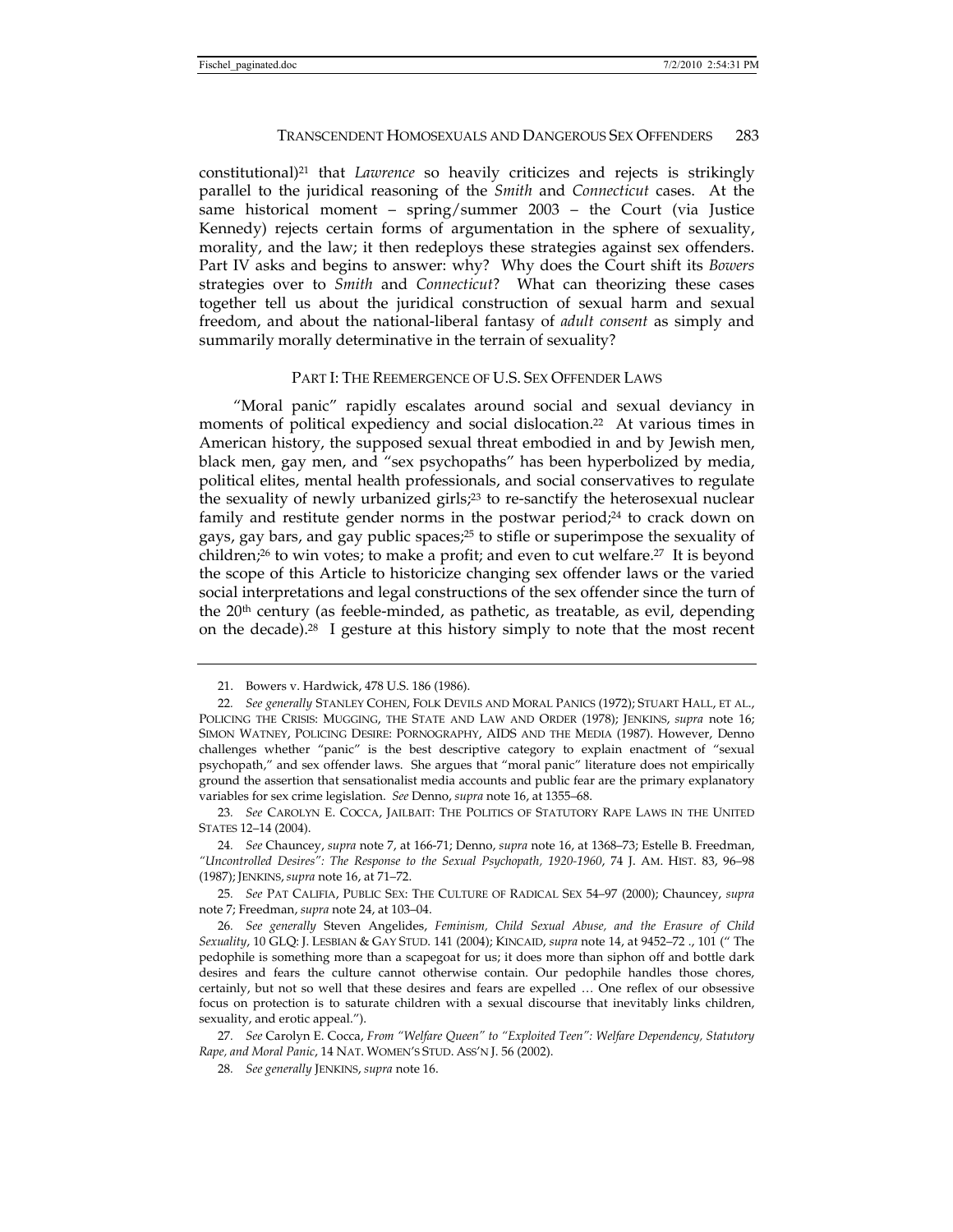constitutional)[21] that *Lawrence* so heavily criticizes and rejects is strikingly parallel to the juridical reasoning of the *Smith* and *Connecticut* cases. At the same historical moment – spring/summer 2003 – the Court (via Justice Kennedy) rejects certain forms of argumentation in the sphere of sexuality, morality, and the law; it then redeploys these strategies against sex offenders. Part IV asks and begins to answer: why? Why does the Court shift its *Bowers* strategies over to *Smith* and *Connecticut*? What can theorizing these cases together tell us about the juridical construction of sexual harm and sexual freedom, and about the national-liberal fantasy of *adult consent* as simply and summarily morally determinative in the terrain of sexuality?

## PART I: THE REEMERGENCE OF U.S. SEX OFFENDER LAWS

"Moral panic" rapidly escalates around social and sexual deviancy in moments of political expediency and social dislocation.[22] At various times in American history, the supposed sexual threat embodied in and by Jewish men, black men, gay men, and "sex psychopaths" has been hyperbolized by media, political elites, mental health professionals, and social conservatives to regulate the sexuality of newly urbanized girls;[23] to re-sanctify the heterosexual nuclear family and restitute gender norms in the postwar period;[24] to crack down on gays, gay bars, and gay public spaces;[25] to stifle or superimpose the sexuality of children;[26] to win votes; to make a profit; and even to cut welfare.[27] It is beyond the scope of this Article to historicize changing sex offender laws or the varied social interpretations and legal constructions of the sex offender since the turn of the 20th century (as feeble-minded, as pathetic, as treatable, as evil, depending on the decade).[28] I gesture at this history simply to note that the most recent

---

21. Bowers v. Hardwick, 478 U.S. 186 (1986).

22. *See generally* STANLEY COHEN, FOLK DEVILS AND MORAL PANICS (1972); STUART HALL, ET AL., POLICING THE CRISIS: MUGGING, THE STATE AND LAW AND ORDER (1978); JENKINS, *supra* note 16; SIMON WATNEY, POLICING DESIRE: PORNOGRAPHY, AIDS AND THE MEDIA (1987). However, Denno challenges whether "panic" is the best descriptive category to explain enactment of "sexual psychopath," and sex offender laws. She argues that "moral panic" literature does not empirically ground the assertion that sensationalist media accounts and public fear are the primary explanatory variables for sex crime legislation. *See* Denno, *supra* note 16, at 1355–68.

23. *See* CAROLYN E. COCCA, JAILBAIT: THE POLITICS OF STATUTORY RAPE LAWS IN THE UNITED STATES 12–14 (2004).

24. *See* Chauncey, *supra* note 7, at 166-71; Denno, *supra* note 16, at 1368–73; Estelle B. Freedman, *"Uncontrolled Desires": The Response to the Sexual Psychopath, 1920-1960*, 74 J. AM. HIST. 83, 96–98 (1987); JENKINS, *supra* note 16, at 71–72.

25. *See* PAT CALIFIA, PUBLIC SEX: THE CULTURE OF RADICAL SEX 54–97 (2000); Chauncey, *supra* note 7; Freedman, *supra* note 24, at 103–04.

26. *See generally* Steven Angelides, *Feminism, Child Sexual Abuse, and the Erasure of Child Sexuality*, 10 GLQ: J. LESBIAN & GAY STUD. 141 (2004); KINCAID, *supra* note 14, at 9452–72 ., 101 (" The pedophile is something more than a scapegoat for us; it does more than siphon off and bottle dark desires and fears the culture cannot otherwise contain. Our pedophile handles those chores, certainly, but not so well that these desires and fears are expelled … One reflex of our obsessive focus on protection is to saturate children with a sexual discourse that inevitably links children, sexuality, and erotic appeal.").

27. *See* Carolyn E. Cocca, *From "Welfare Queen" to "Exploited Teen": Welfare Dependency, Statutory Rape, and Moral Panic*, 14 NAT. WOMEN'S STUD. ASS'N J. 56 (2002).

28. *See generally* JENKINS, *supra* note 16.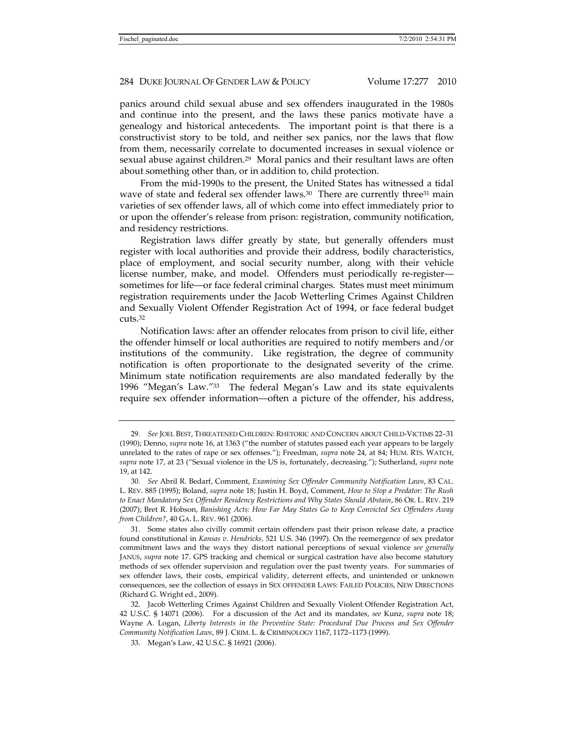panics around child sexual abuse and sex offenders inaugurated in the 1980s and continue into the present, and the laws these panics motivate have a genealogy and historical antecedents. The important point is that there is a constructivist story to be told, and neither sex panics, nor the laws that flow from them, necessarily correlate to documented increases in sexual violence or sexual abuse against children.[29] Moral panics and their resultant laws are often about something other than, or in addition to, child protection.

From the mid-1990s to the present, the United States has witnessed a tidal wave of state and federal sex offender laws.[30] There are currently three[31] main varieties of sex offender laws, all of which come into effect immediately prior to or upon the offender's release from prison: registration, community notification, and residency restrictions.

Registration laws differ greatly by state, but generally offenders must register with local authorities and provide their address, bodily characteristics, place of employment, and social security number, along with their vehicle license number, make, and model. Offenders must periodically re-register—sometimes for life—or face federal criminal charges. States must meet minimum registration requirements under the Jacob Wetterling Crimes Against Children and Sexually Violent Offender Registration Act of 1994, or face federal budget cuts.[32]

Notification laws: after an offender relocates from prison to civil life, either the offender himself or local authorities are required to notify members and/or institutions of the community. Like registration, the degree of community notification is often proportionate to the designated severity of the crime. Minimum state notification requirements are also mandated federally by the 1996 "Megan's Law."[33] The federal Megan's Law and its state equivalents require sex offender information—often a picture of the offender, his address,

---

29. *See* JOEL BEST, THREATENED CHILDREN: RHETORIC AND CONCERN ABOUT CHILD-VICTIMS 22–31 (1990); Denno, *supra* note 16, at 1363 ("the number of statutes passed each year appears to be largely unrelated to the rates of rape or sex offenses."); Freedman, *supra* note 24, at 84; HUM. RTS. WATCH, *supra* note 17, at 23 ("Sexual violence in the US is, fortunately, decreasing."); Sutherland, *supra* note 19, at 142.

30. *See* Abril R. Bedarf, Comment, *Examining Sex Offender Community Notification Laws*, 83 CAL. L. REV. 885 (1995); Boland, *supra* note 18; Justin H. Boyd, Comment, *How to Stop a Predator: The Rush to Enact Mandatory Sex Offender Residency Restrictions and Why States Should Abstain*, 86 OR. L. REV. 219 (2007); Bret R. Hobson, *Banishing Acts: How Far May States Go to Keep Convicted Sex Offenders Away from Children?*, 40 GA. L. REV. 961 (2006).

31. Some states also civilly commit certain offenders past their prison release date, a practice found constitutional in *Kansas v. Hendricks,* 521 U.S. 346 (1997). On the reemergence of sex predator commitment laws and the ways they distort national perceptions of sexual violence *see generally* JANUS, *supra* note 17. GPS tracking and chemical or surgical castration have also become statutory methods of sex offender supervision and regulation over the past twenty years. For summaries of sex offender laws, their costs, empirical validity, deterrent effects, and unintended or unknown consequences, see the collection of essays in SEX OFFENDER LAWS: FAILED POLICIES, NEW DIRECTIONS (Richard G. Wright ed., 2009).

32. Jacob Wetterling Crimes Against Children and Sexually Violent Offender Registration Act, 42 U.S.C. § 14071 (2006). For a discussion of the Act and its mandates, *see* Kunz, *supra* note 18; Wayne A. Logan, *Liberty Interests in the Preventive State: Procedural Due Process and Sex Offender Community Notification Laws*, 89 J. CRIM. L. & CRIMINOLOGY 1167, 1172–1173 (1999).

33. Megan's Law, 42 U.S.C. § 16921 (2006).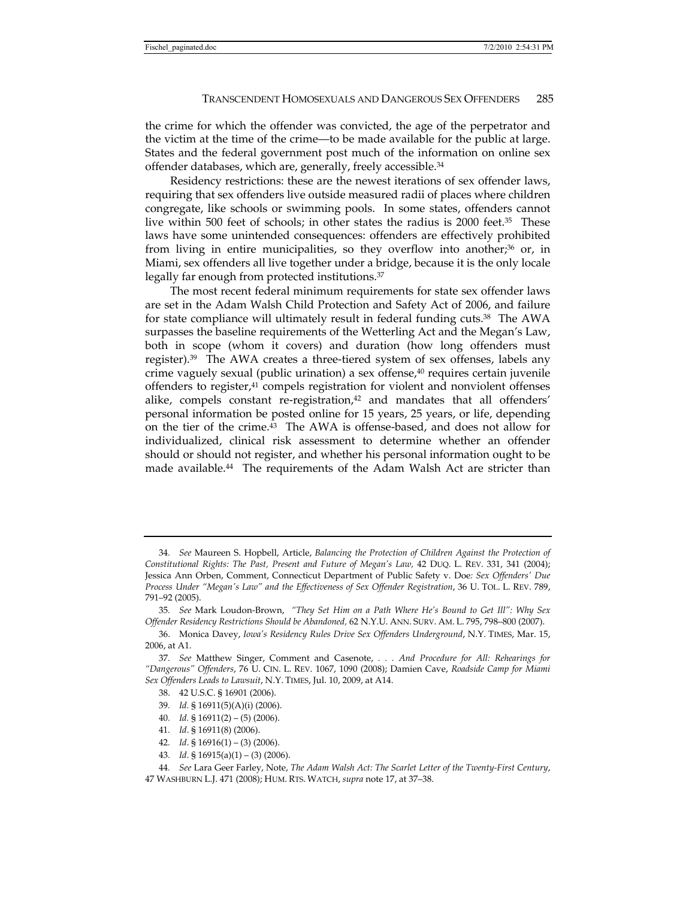the crime for which the offender was convicted, the age of the perpetrator and the victim at the time of the crime—to be made available for the public at large. States and the federal government post much of the information on online sex offender databases, which are, generally, freely accessible.[34]

Residency restrictions: these are the newest iterations of sex offender laws, requiring that sex offenders live outside measured radii of places where children congregate, like schools or swimming pools. In some states, offenders cannot live within 500 feet of schools; in other states the radius is 2000 feet.[35] These laws have some unintended consequences: offenders are effectively prohibited from living in entire municipalities, so they overflow into another;[36] or, in Miami, sex offenders all live together under a bridge, because it is the only locale legally far enough from protected institutions.[37]

The most recent federal minimum requirements for state sex offender laws are set in the Adam Walsh Child Protection and Safety Act of 2006, and failure for state compliance will ultimately result in federal funding cuts.[38] The AWA surpasses the baseline requirements of the Wetterling Act and the Megan's Law, both in scope (whom it covers) and duration (how long offenders must register).[39] The AWA creates a three-tiered system of sex offenses, labels any crime vaguely sexual (public urination) a sex offense,[40] requires certain juvenile offenders to register,[41] compels registration for violent and nonviolent offenses alike, compels constant re-registration,[42] and mandates that all offenders' personal information be posted online for 15 years, 25 years, or life, depending on the tier of the crime.[43] The AWA is offense-based, and does not allow for individualized, clinical risk assessment to determine whether an offender should or should not register, and whether his personal information ought to be made available.[44] The requirements of the Adam Walsh Act are stricter than

---

34. *See* Maureen S. Hopbell, Article, *Balancing the Protection of Children Against the Protection of Constitutional Rights: The Past, Present and Future of Megan's Law,* 42 DUQ. L. REV. 331, 341 (2004); Jessica Ann Orben, Comment, Connecticut Department of Public Safety v. Doe*: Sex Offenders' Due Process Under "Megan's Law" and the Effectiveness of Sex Offender Registration*, 36 U. TOL. L. REV. 789, 791–92 (2005).

35. *See* Mark Loudon-Brown, *"They Set Him on a Path Where He's Bound to Get Ill": Why Sex Offender Residency Restrictions Should be Abandoned,* 62 N.Y.U. ANN. SURV. AM. L. 795, 798–800 (2007).

36. Monica Davey, *Iowa's Residency Rules Drive Sex Offenders Underground*, N.Y. TIMES, Mar. 15, 2006, at A1.

37. *See* Matthew Singer, Comment and Casenote, *. . . And Procedure for All: Rehearings for "Dangerous" Offenders*, 76 U. CIN. L. REV. 1067, 1090 (2008); Damien Cave, *Roadside Camp for Miami Sex Offenders Leads to Lawsuit*, N.Y. TIMES, Jul. 10, 2009, at A14.

38. 42 U.S.C. § 16901 (2006).

39. *Id.* § 16911(5)(A)(i) (2006).

40. *Id.* § 16911(2) – (5) (2006).

41. *Id*. § 16911(8) (2006).

42. *Id*. § 16916(1) – (3) (2006).

43. *Id*. § 16915(a)(1) – (3) (2006).

44. *See* Lara Geer Farley, Note, *The Adam Walsh Act: The Scarlet Letter of the Twenty-First Century*, 47 WASHBURN L.J. 471 (2008); HUM. RTS. WATCH, *supra* note 17, at 37–38.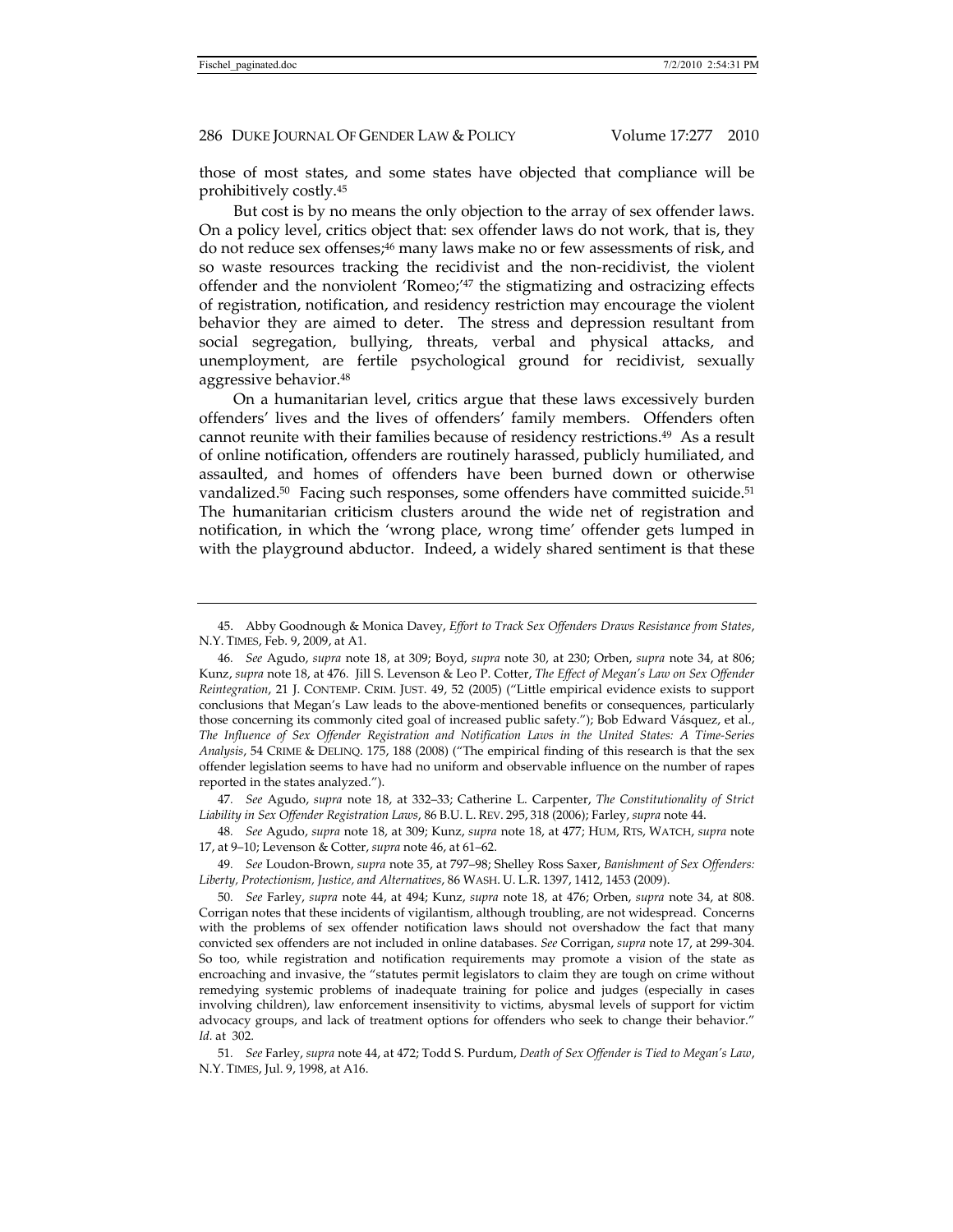those of most states, and some states have objected that compliance will be prohibitively costly.[45]

But cost is by no means the only objection to the array of sex offender laws. On a policy level, critics object that: sex offender laws do not work, that is, they do not reduce sex offenses;[46] many laws make no or few assessments of risk, and so waste resources tracking the recidivist and the non-recidivist, the violent offender and the nonviolent 'Romeo;'[47] the stigmatizing and ostracizing effects of registration, notification, and residency restriction may encourage the violent behavior they are aimed to deter. The stress and depression resultant from social segregation, bullying, threats, verbal and physical attacks, and unemployment, are fertile psychological ground for recidivist, sexually aggressive behavior.[48]

On a humanitarian level, critics argue that these laws excessively burden offenders' lives and the lives of offenders' family members. Offenders often cannot reunite with their families because of residency restrictions.[49] As a result of online notification, offenders are routinely harassed, publicly humiliated, and assaulted, and homes of offenders have been burned down or otherwise vandalized.[50] Facing such responses, some offenders have committed suicide.[51] The humanitarian criticism clusters around the wide net of registration and notification, in which the 'wrong place, wrong time' offender gets lumped in with the playground abductor. Indeed, a widely shared sentiment is that these

---

45. Abby Goodnough & Monica Davey, *Effort to Track Sex Offenders Draws Resistance from States*, N.Y. TIMES, Feb. 9, 2009, at A1.

46. *See* Agudo, *supra* note 18, at 309; Boyd, *supra* note 30, at 230; Orben, *supra* note 34, at 806; Kunz, *supra* note 18, at 476. Jill S. Levenson & Leo P. Cotter, *The Effect of Megan's Law on Sex Offender Reintegration*, 21 J. CONTEMP. CRIM. JUST. 49, 52 (2005) ("Little empirical evidence exists to support conclusions that Megan's Law leads to the above-mentioned benefits or consequences, particularly those concerning its commonly cited goal of increased public safety."); Bob Edward Vásquez, et al., *The Influence of Sex Offender Registration and Notification Laws in the United States: A Time-Series Analysis*, 54 CRIME & DELINQ. 175, 188 (2008) ("The empirical finding of this research is that the sex offender legislation seems to have had no uniform and observable influence on the number of rapes reported in the states analyzed.").

47. *See* Agudo, *supra* note 18, at 332–33; Catherine L. Carpenter, *The Constitutionality of Strict Liability in Sex Offender Registration Laws*, 86 B.U. L. REV. 295, 318 (2006); Farley, *supra* note 44.

48. *See* Agudo, *supra* note 18, at 309; Kunz, *supra* note 18, at 477; HUM, RTS, WATCH, *supra* note 17, at 9–10; Levenson & Cotter, *supra* note 46, at 61–62.

49. *See* Loudon-Brown, *supra* note 35, at 797–98; Shelley Ross Saxer, *Banishment of Sex Offenders: Liberty, Protectionism, Justice, and Alternatives*, 86 WASH. U. L.R. 1397, 1412, 1453 (2009).

50. *See* Farley, *supra* note 44, at 494; Kunz, *supra* note 18, at 476; Orben, *supra* note 34, at 808. Corrigan notes that these incidents of vigilantism, although troubling, are not widespread. Concerns with the problems of sex offender notification laws should not overshadow the fact that many convicted sex offenders are not included in online databases. *See* Corrigan, *supra* note 17, at 299-304. So too, while registration and notification requirements may promote a vision of the state as encroaching and invasive, the "statutes permit legislators to claim they are tough on crime without remedying systemic problems of inadequate training for police and judges (especially in cases involving children), law enforcement insensitivity to victims, abysmal levels of support for victim advocacy groups, and lack of treatment options for offenders who seek to change their behavior." *Id.* at 302.

51. *See* Farley, *supra* note 44, at 472; Todd S. Purdum, *Death of Sex Offender is Tied to Megan's Law*, N.Y. TIMES, Jul. 9, 1998, at A16.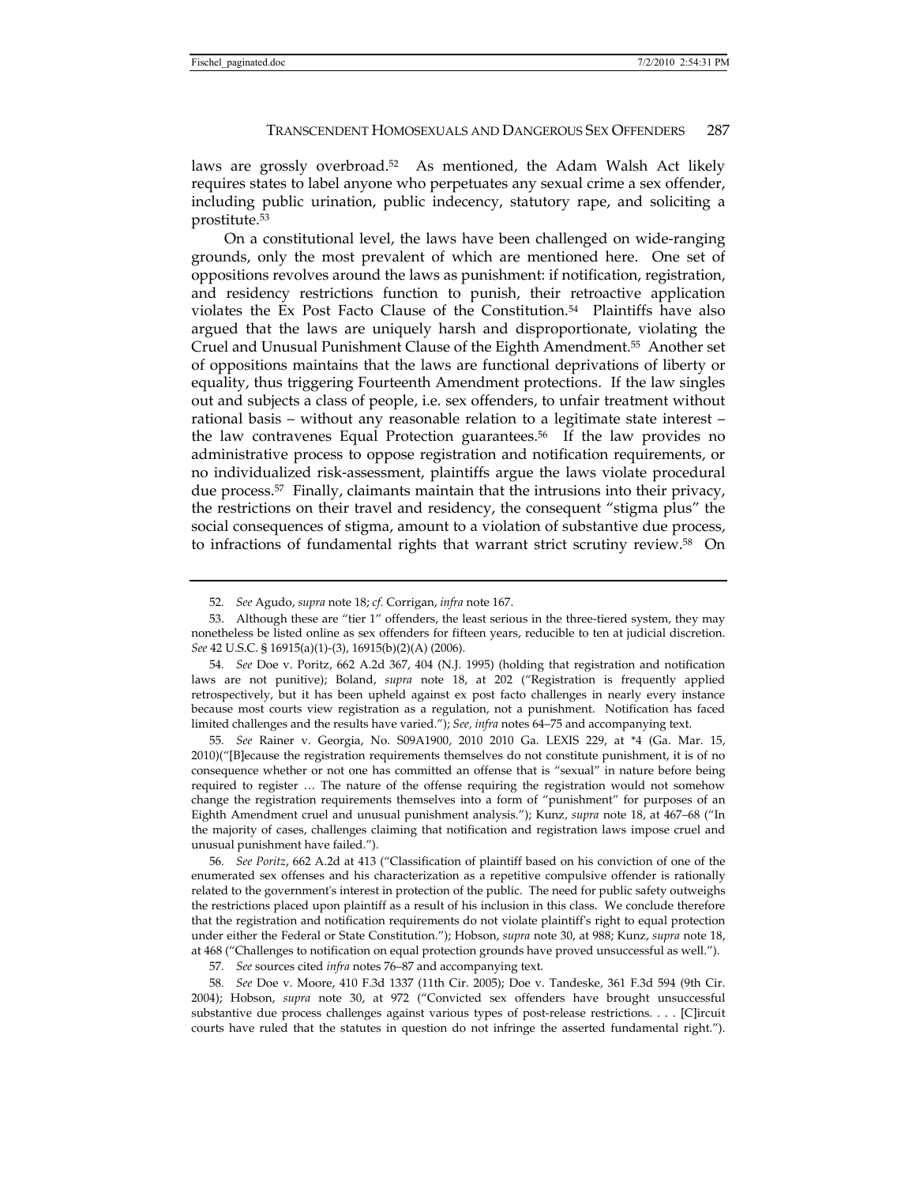laws are grossly overbroad.[52] As mentioned, the Adam Walsh Act likely requires states to label anyone who perpetuates any sexual crime a sex offender, including public urination, public indecency, statutory rape, and soliciting a prostitute.[53]

On a constitutional level, the laws have been challenged on wide-ranging grounds, only the most prevalent of which are mentioned here. One set of oppositions revolves around the laws as punishment: if notification, registration, and residency restrictions function to punish, their retroactive application violates the Ex Post Facto Clause of the Constitution.[54] Plaintiffs have also argued that the laws are uniquely harsh and disproportionate, violating the Cruel and Unusual Punishment Clause of the Eighth Amendment.[55] Another set of oppositions maintains that the laws are functional deprivations of liberty or equality, thus triggering Fourteenth Amendment protections. If the law singles out and subjects a class of people, i.e. sex offenders, to unfair treatment without rational basis – without any reasonable relation to a legitimate state interest – the law contravenes Equal Protection guarantees.[56] If the law provides no administrative process to oppose registration and notification requirements, or no individualized risk-assessment, plaintiffs argue the laws violate procedural due process.[57] Finally, claimants maintain that the intrusions into their privacy, the restrictions on their travel and residency, the consequent "stigma plus" the social consequences of stigma, amount to a violation of substantive due process, to infractions of fundamental rights that warrant strict scrutiny review.[58] On

---

52. *See* Agudo, *supra* note 18; *cf.* Corrigan, *infra* note 167.

53. Although these are "tier 1" offenders, the least serious in the three-tiered system, they may nonetheless be listed online as sex offenders for fifteen years, reducible to ten at judicial discretion. *See* 42 U.S.C. § 16915(a)(1)-(3), 16915(b)(2)(A) (2006).

54. *See* Doe v. Poritz, 662 A.2d 367, 404 (N.J. 1995) (holding that registration and notification laws are not punitive); Boland, *supra* note 18, at 202 ("Registration is frequently applied retrospectively, but it has been upheld against ex post facto challenges in nearly every instance because most courts view registration as a regulation, not a punishment. Notification has faced limited challenges and the results have varied."); *See, infra* notes 64–75 and accompanying text.

55. *See* Rainer v. Georgia, No. S09A1900, 2010 2010 Ga. LEXIS 229, at *4 (Ga. Mar. 15, 2010)("[B]ecause the registration requirements themselves do not constitute punishment, it is of no consequence whether or not one has committed an offense that is "sexual" in nature before being required to register … The nature of the offense requiring the registration would not somehow change the registration requirements themselves into a form of "punishment" for purposes of an Eighth Amendment cruel and unusual punishment analysis."); Kunz, *supra* note 18, at 467–68 ("In the majority of cases, challenges claiming that notification and registration laws impose cruel and unusual punishment have failed.").

56. *See Poritz*, 662 A.2d at 413 ("Classification of plaintiff based on his conviction of one of the enumerated sex offenses and his characterization as a repetitive compulsive offender is rationally related to the government's interest in protection of the public. The need for public safety outweighs the restrictions placed upon plaintiff as a result of his inclusion in this class. We conclude therefore that the registration and notification requirements do not violate plaintiff's right to equal protection under either the Federal or State Constitution."); Hobson, *supra* note 30, at 988; Kunz, *supra* note 18, at 468 ("Challenges to notification on equal protection grounds have proved unsuccessful as well.").

57. *See* sources cited *infra* notes 76–87 and accompanying text.

58. *See* Doe v. Moore, 410 F.3d 1337 (11th Cir. 2005); Doe v. Tandeske, 361 F.3d 594 (9th Cir. 2004); Hobson, *supra* note 30, at 972 ("Convicted sex offenders have brought unsuccessful substantive due process challenges against various types of post-release restrictions. . . . [C]ircuit courts have ruled that the statutes in question do not infringe the asserted fundamental right.").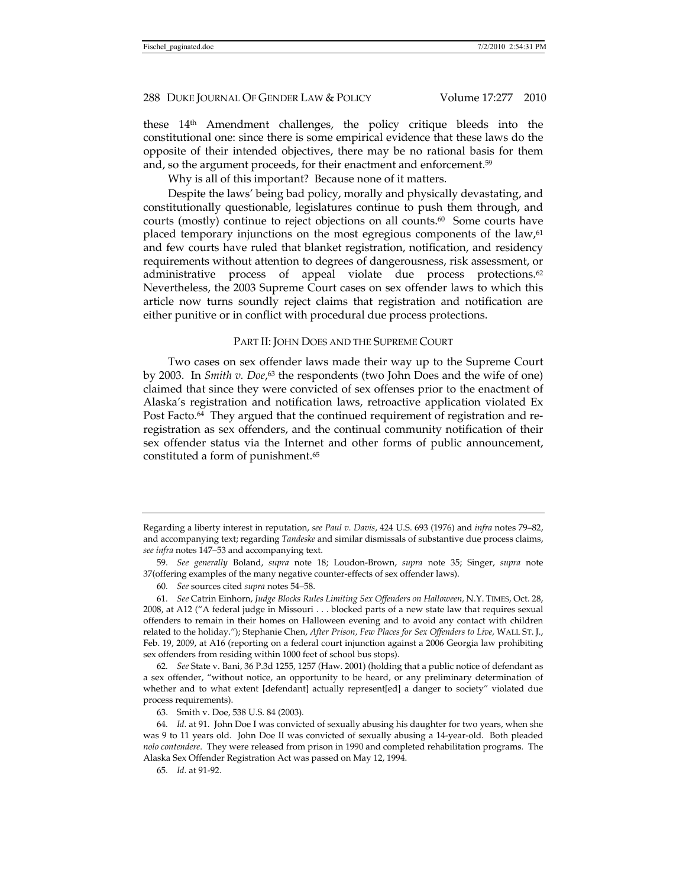these 14th Amendment challenges, the policy critique bleeds into the constitutional one: since there is some empirical evidence that these laws do the opposite of their intended objectives, there may be no rational basis for them and, so the argument proceeds, for their enactment and enforcement.[59]

Why is all of this important? Because none of it matters.

Despite the laws' being bad policy, morally and physically devastating, and constitutionally questionable, legislatures continue to push them through, and courts (mostly) continue to reject objections on all counts.[60] Some courts have placed temporary injunctions on the most egregious components of the law,[61] and few courts have ruled that blanket registration, notification, and residency requirements without attention to degrees of dangerousness, risk assessment, or administrative process of appeal violate due process protections.[62] Nevertheless, the 2003 Supreme Court cases on sex offender laws to which this article now turns soundly reject claims that registration and notification are either punitive or in conflict with procedural due process protections.

## PART II: JOHN DOES AND THE SUPREME COURT

Two cases on sex offender laws made their way up to the Supreme Court by 2003. In *Smith v. Doe*,[63] the respondents (two John Does and the wife of one) claimed that since they were convicted of sex offenses prior to the enactment of Alaska's registration and notification laws, retroactive application violated Ex Post Facto.[64] They argued that the continued requirement of registration and re-registration as sex offenders, and the continual community notification of their sex offender status via the Internet and other forms of public announcement, constituted a form of punishment.[65]

---

Regarding a liberty interest in reputation, *see Paul v. Davis*, 424 U.S. 693 (1976) and *infra* notes 79–82, and accompanying text; regarding *Tandeske* and similar dismissals of substantive due process claims, *see infra* notes 147–53 and accompanying text.

59. *See generally* Boland, *supra* note 18; Loudon-Brown, *supra* note 35; Singer, *supra* note 37(offering examples of the many negative counter-effects of sex offender laws).

60. *See* sources cited *supra* notes 54–58.

61. *See* Catrin Einhorn, *Judge Blocks Rules Limiting Sex Offenders on Halloween,* N.Y. TIMES, Oct. 28, 2008, at A12 ("A federal judge in Missouri . . . blocked parts of a new state law that requires sexual offenders to remain in their homes on Halloween evening and to avoid any contact with children related to the holiday."); Stephanie Chen, *After Prison, Few Places for Sex Offenders to Live,* WALL ST. J., Feb. 19, 2009, at A16 (reporting on a federal court injunction against a 2006 Georgia law prohibiting sex offenders from residing within 1000 feet of school bus stops).

62. *See* State v. Bani, 36 P.3d 1255, 1257 (Haw. 2001) (holding that a public notice of defendant as a sex offender, "without notice, an opportunity to be heard, or any preliminary determination of whether and to what extent [defendant] actually represent[ed] a danger to society" violated due process requirements).

63. Smith v. Doe, 538 U.S. 84 (2003).

64. *Id.* at 91. John Doe I was convicted of sexually abusing his daughter for two years, when she was 9 to 11 years old. John Doe II was convicted of sexually abusing a 14-year-old. Both pleaded *nolo contendere*. They were released from prison in 1990 and completed rehabilitation programs. The Alaska Sex Offender Registration Act was passed on May 12, 1994.

65. *Id.* at 91-92.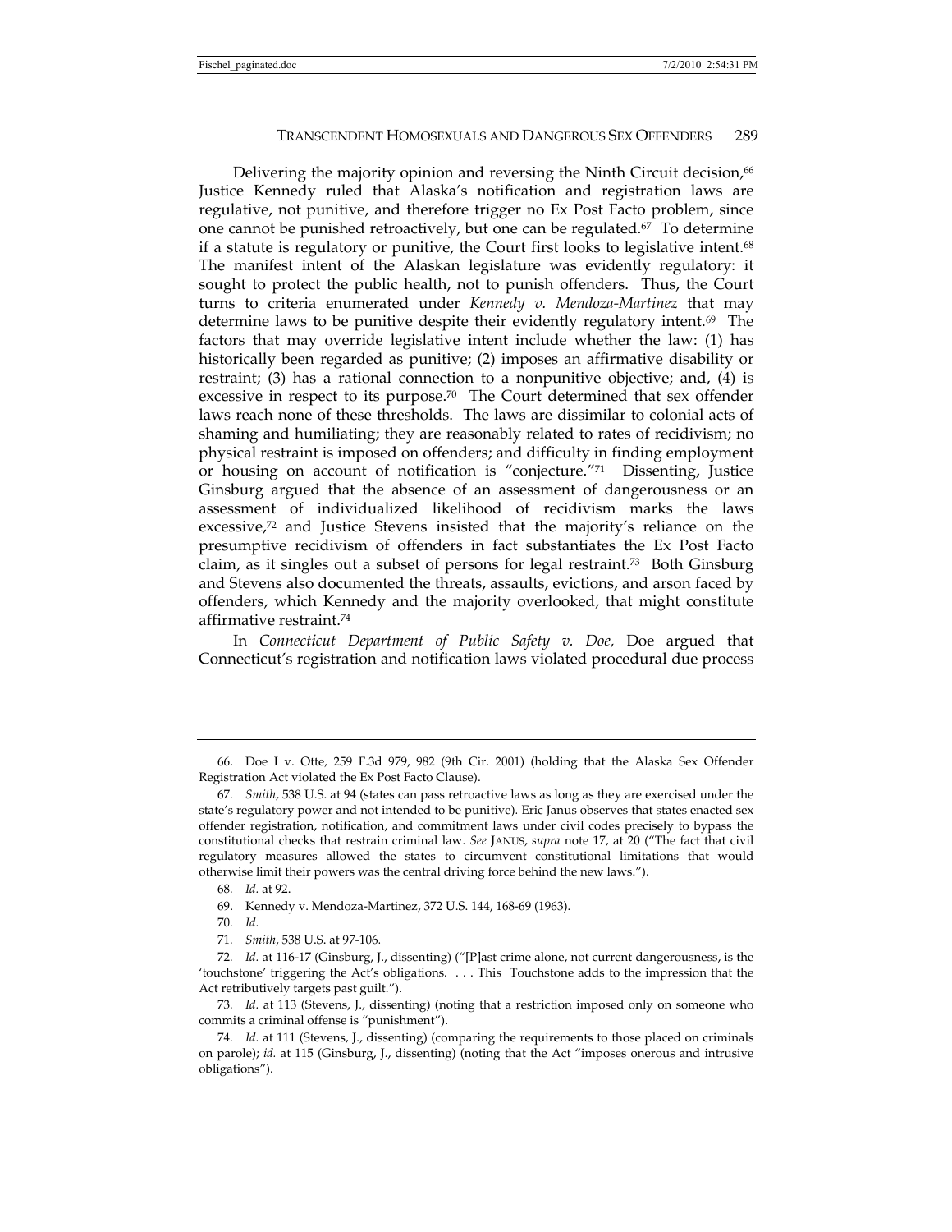Delivering the majority opinion and reversing the Ninth Circuit decision,[66] Justice Kennedy ruled that Alaska's notification and registration laws are regulative, not punitive, and therefore trigger no Ex Post Facto problem, since one cannot be punished retroactively, but one can be regulated.[67] To determine if a statute is regulatory or punitive, the Court first looks to legislative intent.[68] The manifest intent of the Alaskan legislature was evidently regulatory: it sought to protect the public health, not to punish offenders. Thus, the Court turns to criteria enumerated under *Kennedy v. Mendoza-Martinez* that may determine laws to be punitive despite their evidently regulatory intent.[69] The factors that may override legislative intent include whether the law: (1) has historically been regarded as punitive; (2) imposes an affirmative disability or restraint; (3) has a rational connection to a nonpunitive objective; and, (4) is excessive in respect to its purpose.[70] The Court determined that sex offender laws reach none of these thresholds. The laws are dissimilar to colonial acts of shaming and humiliating; they are reasonably related to rates of recidivism; no physical restraint is imposed on offenders; and difficulty in finding employment or housing on account of notification is "conjecture."[71] Dissenting, Justice Ginsburg argued that the absence of an assessment of dangerousness or an assessment of individualized likelihood of recidivism marks the laws excessive,[72] and Justice Stevens insisted that the majority's reliance on the presumptive recidivism of offenders in fact substantiates the Ex Post Facto claim, as it singles out a subset of persons for legal restraint.[73] Both Ginsburg and Stevens also documented the threats, assaults, evictions, and arson faced by offenders, which Kennedy and the majority overlooked, that might constitute affirmative restraint.[74]

In *Connecticut Department of Public Safety v. Doe,* Doe argued that Connecticut's registration and notification laws violated procedural due process

---

66. Doe I v. Otte, 259 F.3d 979, 982 (9th Cir. 2001) (holding that the Alaska Sex Offender Registration Act violated the Ex Post Facto Clause).

67. *Smith*, 538 U.S. at 94 (states can pass retroactive laws as long as they are exercised under the state's regulatory power and not intended to be punitive). Eric Janus observes that states enacted sex offender registration, notification, and commitment laws under civil codes precisely to bypass the constitutional checks that restrain criminal law. *See* JANUS, *supra* note 17, at 20 ("The fact that civil regulatory measures allowed the states to circumvent constitutional limitations that would otherwise limit their powers was the central driving force behind the new laws.").

68. *Id.* at 92.

69. Kennedy v. Mendoza-Martinez, 372 U.S. 144, 168-69 (1963).

70. *Id.*

71. *Smith*, 538 U.S. at 97-106.

72. *Id.* at 116-17 (Ginsburg, J., dissenting) ("[P]ast crime alone, not current dangerousness, is the 'touchstone' triggering the Act's obligations. . . . This Touchstone adds to the impression that the Act retributively targets past guilt.").

73. *Id.* at 113 (Stevens, J., dissenting) (noting that a restriction imposed only on someone who commits a criminal offense is "punishment").

74. *Id.* at 111 (Stevens, J., dissenting) (comparing the requirements to those placed on criminals on parole); *id.* at 115 (Ginsburg, J., dissenting) (noting that the Act "imposes onerous and intrusive obligations").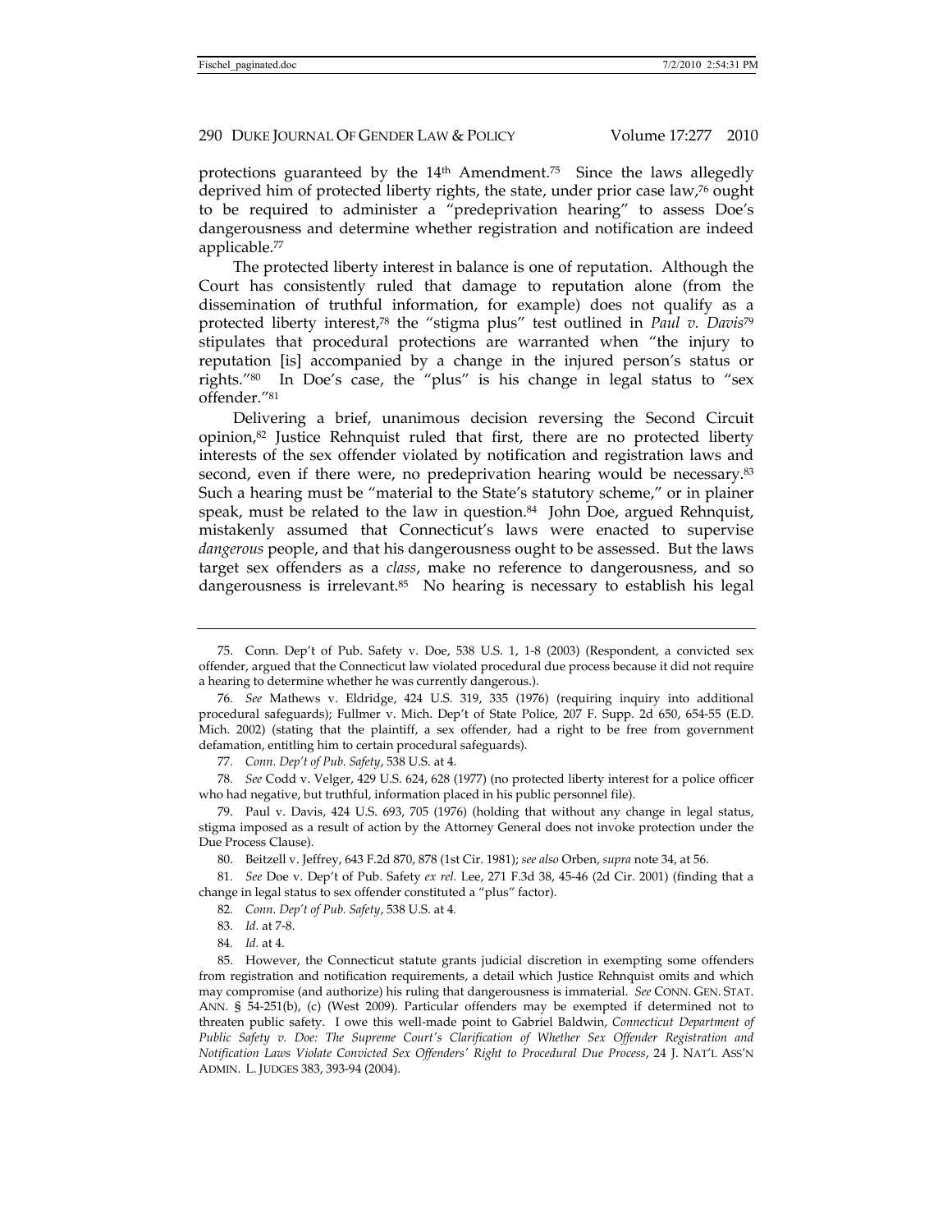protections guaranteed by the 14th Amendment.[75] Since the laws allegedly deprived him of protected liberty rights, the state, under prior case law,[76] ought to be required to administer a "predeprivation hearing" to assess Doe's dangerousness and determine whether registration and notification are indeed applicable.[77]

The protected liberty interest in balance is one of reputation. Although the Court has consistently ruled that damage to reputation alone (from the dissemination of truthful information, for example) does not qualify as a protected liberty interest,[78] the "stigma plus" test outlined in *Paul v. Davis*[79] stipulates that procedural protections are warranted when "the injury to reputation [is] accompanied by a change in the injured person's status or rights."[80] In Doe's case, the "plus" is his change in legal status to "sex offender."[81]

Delivering a brief, unanimous decision reversing the Second Circuit opinion,[82] Justice Rehnquist ruled that first, there are no protected liberty interests of the sex offender violated by notification and registration laws and second, even if there were, no predeprivation hearing would be necessary.[83] Such a hearing must be "material to the State's statutory scheme," or in plainer speak, must be related to the law in question.[84] John Doe, argued Rehnquist, mistakenly assumed that Connecticut's laws were enacted to supervise *dangerous* people, and that his dangerousness ought to be assessed. But the laws target sex offenders as a *class*, make no reference to dangerousness, and so dangerousness is irrelevant.[85] No hearing is necessary to establish his legal

75. Conn. Dep't of Pub. Safety v. Doe, 538 U.S. 1, 1-8 (2003) (Respondent, a convicted sex offender, argued that the Connecticut law violated procedural due process because it did not require a hearing to determine whether he was currently dangerous.).

76. *See* Mathews v. Eldridge, 424 U.S. 319, 335 (1976) (requiring inquiry into additional procedural safeguards); Fullmer v. Mich. Dep't of State Police, 207 F. Supp. 2d 650, 654-55 (E.D. Mich. 2002) (stating that the plaintiff, a sex offender, had a right to be free from government defamation, entitling him to certain procedural safeguards).

77. *Conn. Dep't of Pub. Safety*, 538 U.S. at 4.

78. *See* Codd v. Velger, 429 U.S. 624, 628 (1977) (no protected liberty interest for a police officer who had negative, but truthful, information placed in his public personnel file).

79. Paul v. Davis, 424 U.S. 693, 705 (1976) (holding that without any change in legal status, stigma imposed as a result of action by the Attorney General does not invoke protection under the Due Process Clause).

80. Beitzell v. Jeffrey, 643 F.2d 870, 878 (1st Cir. 1981); *see also* Orben, *supra* note 34, at 56.

81. *See* Doe v. Dep't of Pub. Safety *ex rel.* Lee, 271 F.3d 38, 45-46 (2d Cir. 2001) (finding that a change in legal status to sex offender constituted a "plus" factor).

82. *Conn. Dep't of Pub. Safety*, 538 U.S. at 4.

83. *Id.* at 7-8.

84. *Id.* at 4.

85. However, the Connecticut statute grants judicial discretion in exempting some offenders from registration and notification requirements, a detail which Justice Rehnquist omits and which may compromise (and authorize) his ruling that dangerousness is immaterial. *See* CONN. GEN. STAT. ANN. § 54-251(b), (c) (West 2009). Particular offenders may be exempted if determined not to threaten public safety. I owe this well-made point to Gabriel Baldwin, *Connecticut Department of Public Safety v. Doe: The Supreme Court's Clarification of Whether Sex Offender Registration and Notification Laws Violate Convicted Sex Offenders' Right to Procedural Due Process*, 24 J. NAT'L ASS'N ADMIN. L. JUDGES 383, 393-94 (2004).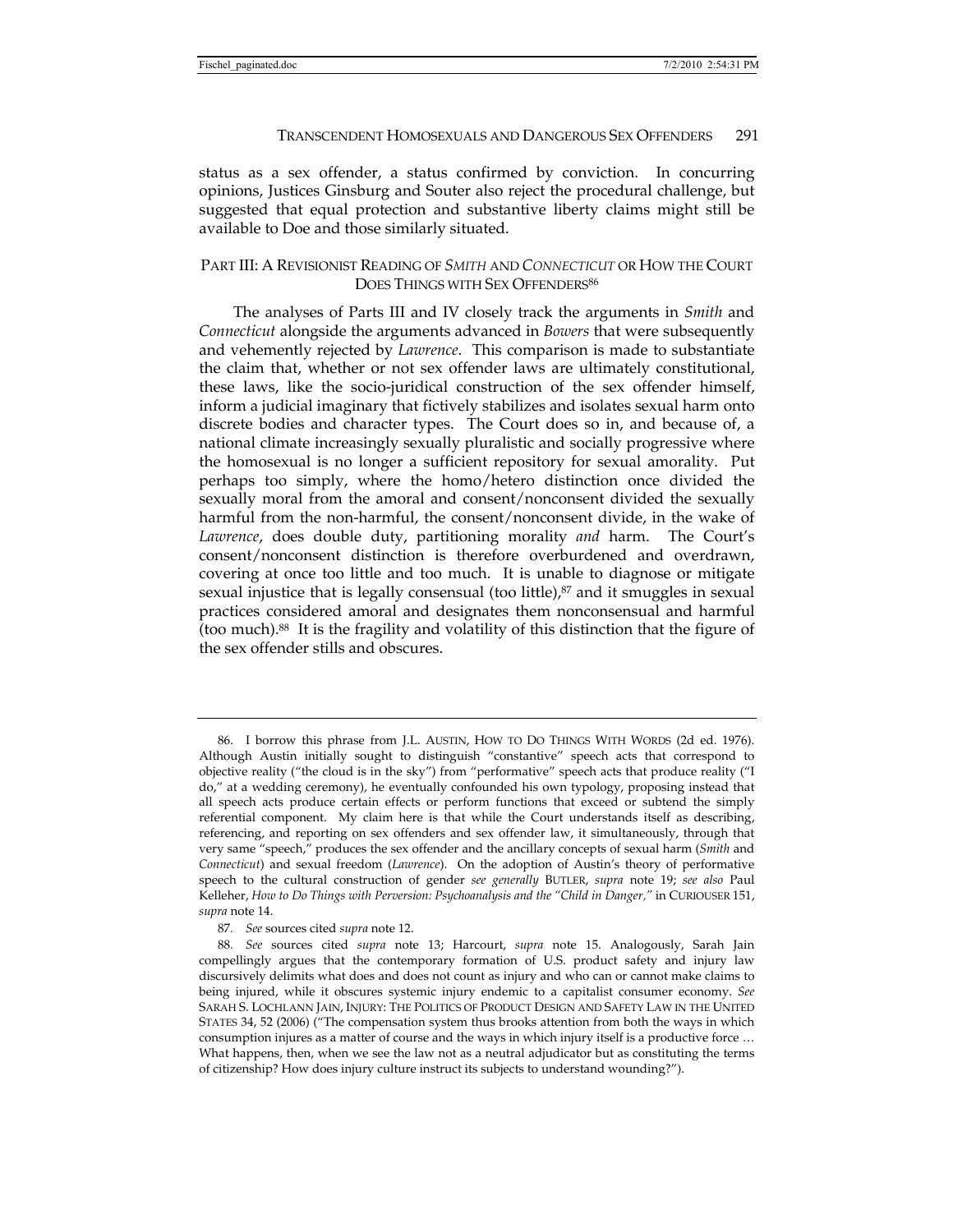status as a sex offender, a status confirmed by conviction. In concurring opinions, Justices Ginsburg and Souter also reject the procedural challenge, but suggested that equal protection and substantive liberty claims might still be available to Doe and those similarly situated.

## PART III: A REVISIONIST READING OF *SMITH* AND *CONNECTICUT* OR HOW THE COURT DOES THINGS WITH SEX OFFENDERS[86]

The analyses of Parts III and IV closely track the arguments in *Smith* and *Connecticut* alongside the arguments advanced in *Bowers* that were subsequently and vehemently rejected by *Lawrence*. This comparison is made to substantiate the claim that, whether or not sex offender laws are ultimately constitutional, these laws, like the socio-juridical construction of the sex offender himself, inform a judicial imaginary that fictively stabilizes and isolates sexual harm onto discrete bodies and character types. The Court does so in, and because of, a national climate increasingly sexually pluralistic and socially progressive where the homosexual is no longer a sufficient repository for sexual amorality. Put perhaps too simply, where the homo/hetero distinction once divided the sexually moral from the amoral and consent/nonconsent divided the sexually harmful from the non-harmful, the consent/nonconsent divide, in the wake of *Lawrence*, does double duty, partitioning morality *and* harm. The Court's consent/nonconsent distinction is therefore overburdened and overdrawn, covering at once too little and too much. It is unable to diagnose or mitigate sexual injustice that is legally consensual (too little),[87] and it smuggles in sexual practices considered amoral and designates them nonconsensual and harmful (too much).[88] It is the fragility and volatility of this distinction that the figure of the sex offender stills and obscures.

---

86. I borrow this phrase from J.L. AUSTIN, HOW TO DO THINGS WITH WORDS (2d ed. 1976). Although Austin initially sought to distinguish "constantive" speech acts that correspond to objective reality ("the cloud is in the sky") from "performative" speech acts that produce reality ("I do," at a wedding ceremony), he eventually confounded his own typology, proposing instead that all speech acts produce certain effects or perform functions that exceed or subtend the simply referential component. My claim here is that while the Court understands itself as describing, referencing, and reporting on sex offenders and sex offender law, it simultaneously, through that very same "speech," produces the sex offender and the ancillary concepts of sexual harm (*Smith* and *Connecticut*) and sexual freedom (*Lawrence*). On the adoption of Austin's theory of performative speech to the cultural construction of gender *see generally* BUTLER, *supra* note 19; *see also* Paul Kelleher, *How to Do Things with Perversion: Psychoanalysis and the "Child in Danger,"* in CURIOUSER 151, *supra* note 14.

87. *See* sources cited *supra* note 12.

88. *See* sources cited *supra* note 13; Harcourt, *supra* note 15. Analogously, Sarah Jain compellingly argues that the contemporary formation of U.S. product safety and injury law discursively delimits what does and does not count as injury and who can or cannot make claims to being injured, while it obscures systemic injury endemic to a capitalist consumer economy. *See* SARAH S. LOCHLANN JAIN, INJURY: THE POLITICS OF PRODUCT DESIGN AND SAFETY LAW IN THE UNITED STATES 34, 52 (2006) ("The compensation system thus brooks attention from both the ways in which consumption injures as a matter of course and the ways in which injury itself is a productive force … What happens, then, when we see the law not as a neutral adjudicator but as constituting the terms of citizenship? How does injury culture instruct its subjects to understand wounding?").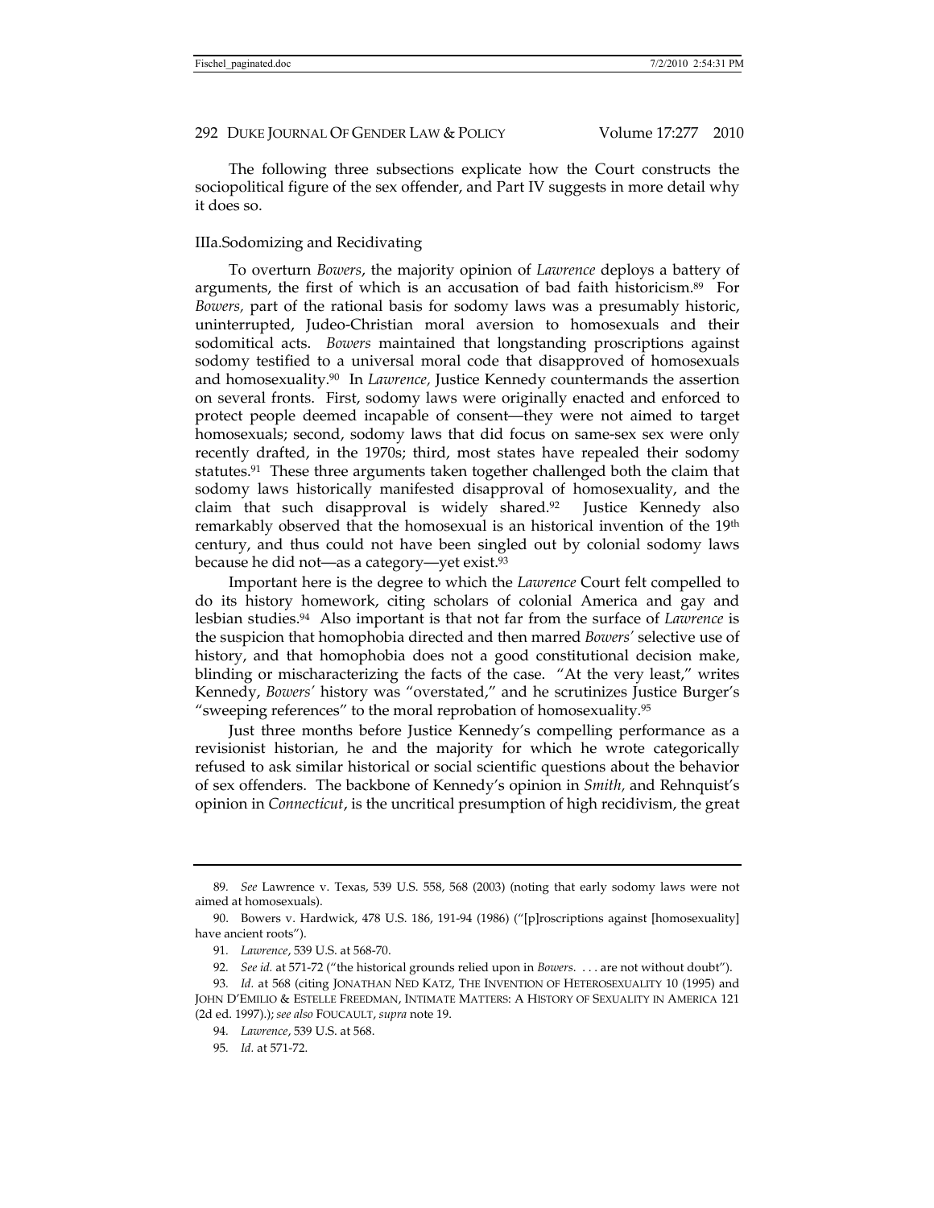The following three subsections explicate how the Court constructs the sociopolitical figure of the sex offender, and Part IV suggests in more detail why it does so.

### IIIa.Sodomizing and Recidivating

To overturn *Bowers*, the majority opinion of *Lawrence* deploys a battery of arguments, the first of which is an accusation of bad faith historicism.[89] For *Bowers,* part of the rational basis for sodomy laws was a presumably historic, uninterrupted, Judeo-Christian moral aversion to homosexuals and their sodomitical acts. *Bowers* maintained that longstanding proscriptions against sodomy testified to a universal moral code that disapproved of homosexuals and homosexuality.[90] In *Lawrence,* Justice Kennedy countermands the assertion on several fronts. First, sodomy laws were originally enacted and enforced to protect people deemed incapable of consent—they were not aimed to target homosexuals; second, sodomy laws that did focus on same-sex sex were only recently drafted, in the 1970s; third, most states have repealed their sodomy statutes.[91] These three arguments taken together challenged both the claim that sodomy laws historically manifested disapproval of homosexuality, and the claim that such disapproval is widely shared.[92] Justice Kennedy also remarkably observed that the homosexual is an historical invention of the 19th century, and thus could not have been singled out by colonial sodomy laws because he did not—as a category—yet exist.[93]

Important here is the degree to which the *Lawrence* Court felt compelled to do its history homework, citing scholars of colonial America and gay and lesbian studies.[94] Also important is that not far from the surface of *Lawrence* is the suspicion that homophobia directed and then marred *Bowers'* selective use of history, and that homophobia does not a good constitutional decision make, blinding or mischaracterizing the facts of the case. "At the very least," writes Kennedy, *Bowers'* history was "overstated," and he scrutinizes Justice Burger's "sweeping references" to the moral reprobation of homosexuality.[95]

Just three months before Justice Kennedy's compelling performance as a revisionist historian, he and the majority for which he wrote categorically refused to ask similar historical or social scientific questions about the behavior of sex offenders. The backbone of Kennedy's opinion in *Smith,* and Rehnquist's opinion in *Connecticut*, is the uncritical presumption of high recidivism, the great

---

89. *See* Lawrence v. Texas, 539 U.S. 558, 568 (2003) (noting that early sodomy laws were not aimed at homosexuals).

90. Bowers v. Hardwick, 478 U.S. 186, 191-94 (1986) ("[p]roscriptions against [homosexuality] have ancient roots").

91. *Lawrence*, 539 U.S. at 568-70.

92. *See id.* at 571-72 ("the historical grounds relied upon in *Bowers*. . . . are not without doubt").

93. *Id.* at 568 (citing JONATHAN NED KATZ, THE INVENTION OF HETEROSEXUALITY 10 (1995) and JOHN D'EMILIO & ESTELLE FREEDMAN, INTIMATE MATTERS: A HISTORY OF SEXUALITY IN AMERICA 121 (2d ed. 1997).); *see also* FOUCAULT, *supra* note 19.

94. *Lawrence*, 539 U.S. at 568.

95. *Id.* at 571-72.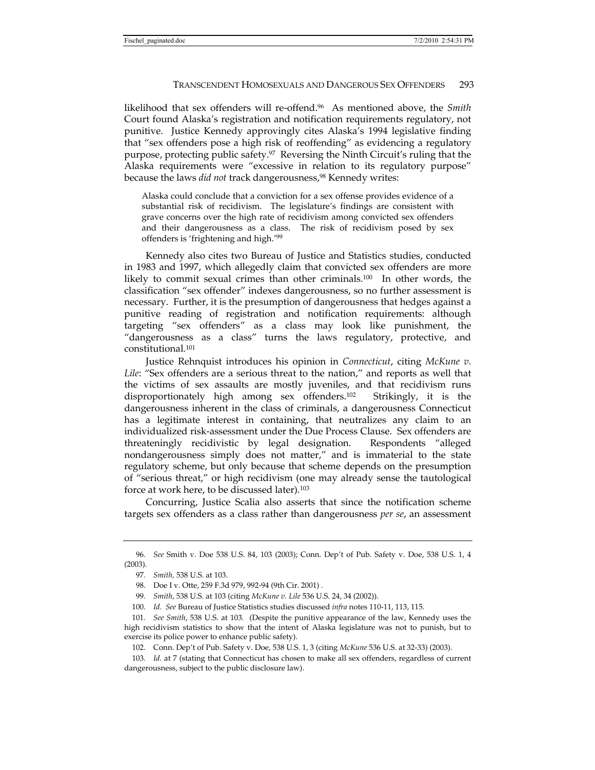likelihood that sex offenders will re-offend.[96] As mentioned above, the *Smith* Court found Alaska's registration and notification requirements regulatory, not punitive. Justice Kennedy approvingly cites Alaska's 1994 legislative finding that "sex offenders pose a high risk of reoffending" as evidencing a regulatory purpose, protecting public safety.[97] Reversing the Ninth Circuit's ruling that the Alaska requirements were "excessive in relation to its regulatory purpose" because the laws *did not* track dangerousness,[98] Kennedy writes:

> Alaska could conclude that a conviction for a sex offense provides evidence of a substantial risk of recidivism. The legislature's findings are consistent with grave concerns over the high rate of recidivism among convicted sex offenders and their dangerousness as a class. The risk of recidivism posed by sex offenders is 'frightening and high.'[99]

Kennedy also cites two Bureau of Justice and Statistics studies, conducted in 1983 and 1997, which allegedly claim that convicted sex offenders are more likely to commit sexual crimes than other criminals.[100] In other words, the classification "sex offender" indexes dangerousness, so no further assessment is necessary. Further, it is the presumption of dangerousness that hedges against a punitive reading of registration and notification requirements: although targeting "sex offenders" as a class may look like punishment, the "dangerousness as a class" turns the laws regulatory, protective, and constitutional.[101]

Justice Rehnquist introduces his opinion in *Connecticut*, citing *McKune v. Lile*: "Sex offenders are a serious threat to the nation," and reports as well that the victims of sex assaults are mostly juveniles, and that recidivism runs disproportionately high among sex offenders.[102] Strikingly, it is the dangerousness inherent in the class of criminals, a dangerousness Connecticut has a legitimate interest in containing, that neutralizes any claim to an individualized risk-assessment under the Due Process Clause. Sex offenders are threateningly recidivistic by legal designation. Respondents "alleged nondangerousness simply does not matter," and is immaterial to the state regulatory scheme, but only because that scheme depends on the presumption of "serious threat," or high recidivism (one may already sense the tautological force at work here, to be discussed later).[103]

Concurring, Justice Scalia also asserts that since the notification scheme targets sex offenders as a class rather than dangerousness *per se*, an assessment

---

96. *See* Smith v. Doe 538 U.S. 84, 103 (2003); Conn. Dep't of Pub. Safety v. Doe, 538 U.S. 1, 4 (2003).

97. *Smith,* 538 U.S. at 103.

98. Doe I v. Otte, 259 F.3d 979, 992-94 (9th Cir. 2001) .

99. *Smith*, 538 U.S. at 103 (citing *McKune v. Lile* 536 U.S. 24, 34 (2002)).

100. *Id*. *See* Bureau of Justice Statistics studies discussed *infra* notes 110-11, 113, 115.

101. *See Smith*, 538 U.S. at 103*.* (Despite the punitive appearance of the law, Kennedy uses the high recidivism statistics to show that the intent of Alaska legislature was not to punish, but to exercise its police power to enhance public safety).

102. Conn. Dep't of Pub. Safety v. Doe, 538 U.S. 1, 3 (citing *McKune* 536 U.S. at 32-33) (2003).

103. *Id.* at 7 (stating that Connecticut has chosen to make all sex offenders, regardless of current dangerousness, subject to the public disclosure law).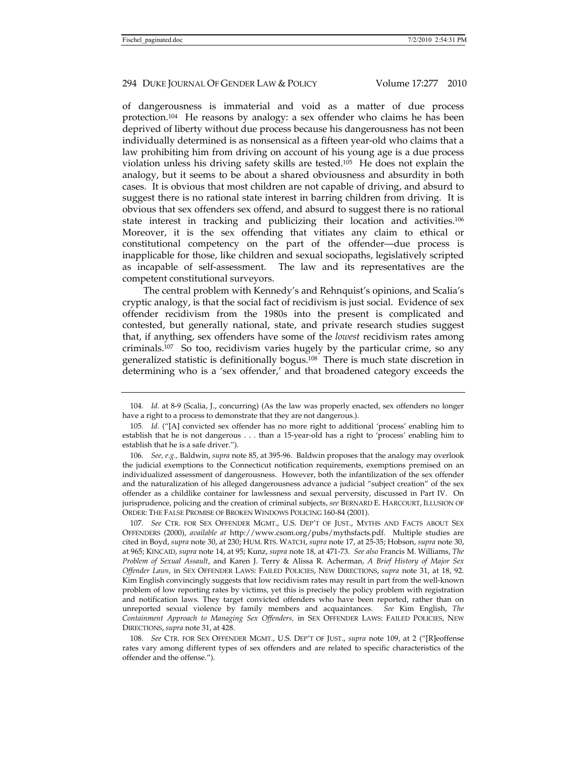of dangerousness is immaterial and void as a matter of due process protection.[104] He reasons by analogy: a sex offender who claims he has been deprived of liberty without due process because his dangerousness has not been individually determined is as nonsensical as a fifteen year-old who claims that a law prohibiting him from driving on account of his young age is a due process violation unless his driving safety skills are tested.[105] He does not explain the analogy, but it seems to be about a shared obviousness and absurdity in both cases. It is obvious that most children are not capable of driving, and absurd to suggest there is no rational state interest in barring children from driving. It is obvious that sex offenders sex offend, and absurd to suggest there is no rational state interest in tracking and publicizing their location and activities.[106] Moreover, it is the sex offending that vitiates any claim to ethical or constitutional competency on the part of the offender—due process is inapplicable for those, like children and sexual sociopaths, legislatively scripted as incapable of self-assessment. The law and its representatives are the competent constitutional surveyors.

The central problem with Kennedy's and Rehnquist's opinions, and Scalia's cryptic analogy, is that the social fact of recidivism is just social. Evidence of sex offender recidivism from the 1980s into the present is complicated and contested, but generally national, state, and private research studies suggest that, if anything, sex offenders have some of the *lowest* recidivism rates among criminals.[107] So too, recidivism varies hugely by the particular crime, so any generalized statistic is definitionally bogus.[108] There is much state discretion in determining who is a 'sex offender,' and that broadened category exceeds the

---

104. *Id.* at 8-9 (Scalia, J., concurring) (As the law was properly enacted, sex offenders no longer have a right to a process to demonstrate that they are not dangerous.).

105. *Id.* ("[A] convicted sex offender has no more right to additional 'process' enabling him to establish that he is not dangerous . . . than a 15-year-old has a right to 'process' enabling him to establish that he is a safe driver.").

106. *See, e.g.*, Baldwin, *supra* note 85, at 395-96. Baldwin proposes that the analogy may overlook the judicial exemptions to the Connecticut notification requirements, exemptions premised on an individualized assessment of dangerousness. However, both the infantilization of the sex offender and the naturalization of his alleged dangerousness advance a judicial "subject creation" of the sex offender as a childlike container for lawlessness and sexual perversity, discussed in Part IV. On jurisprudence, policing and the creation of criminal subjects, *see* BERNARD E. HARCOURT, ILLUSION OF ORDER: THE FALSE PROMISE OF BROKEN WINDOWS POLICING 160-84 (2001).

107. *See* CTR. FOR SEX OFFENDER MGMT., U.S. DEP'T OF JUST., MYTHS AND FACTS ABOUT SEX OFFENDERS (2000), *available at* http://www.csom.org/pubs/mythsfacts.pdf. Multiple studies are cited in Boyd, *supra* note 30, at 230; HUM. RTS. WATCH, *supra* note 17, at 25-35; Hobson, *supra* note 30, at 965; KINCAID, *supra* note 14, at 95; Kunz, *supra* note 18, at 471-73. *See also* Francis M. Williams, *The Problem of Sexual Assault*, and Karen J. Terry & Alissa R. Acherman, *A Brief History of Major Sex Offender Laws*, in SEX OFFENDER LAWS: FAILED POLICIES, NEW DIRECTIONS, *supra* note 31, at 18, 92. Kim English convincingly suggests that low recidivism rates may result in part from the well-known problem of low reporting rates by victims, yet this is precisely the policy problem with registration and notification laws. They target convicted offenders who have been reported, rather than on unreported sexual violence by family members and acquaintances. *See* Kim English, *The Containment Approach to Managing Sex Offenders,* in SEX OFFENDER LAWS: FAILED POLICIES, NEW DIRECTIONS, *supra* note 31, at 428.

108. *See* CTR. FOR SEX OFFENDER MGMT., U.S. DEP'T OF JUST., *supra* note 109, at 2 ("[R]eoffense rates vary among different types of sex offenders and are related to specific characteristics of the offender and the offense.").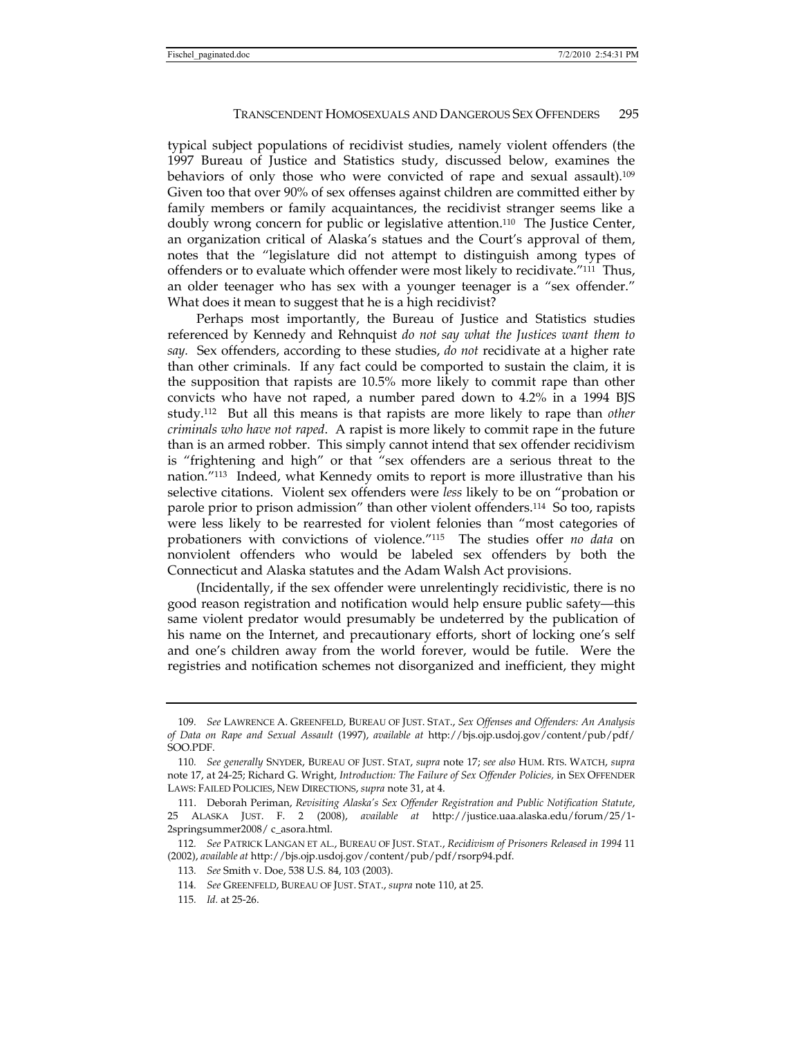typical subject populations of recidivist studies, namely violent offenders (the 1997 Bureau of Justice and Statistics study, discussed below, examines the behaviors of only those who were convicted of rape and sexual assault).[109] Given too that over 90% of sex offenses against children are committed either by family members or family acquaintances, the recidivist stranger seems like a doubly wrong concern for public or legislative attention.[110] The Justice Center, an organization critical of Alaska's statues and the Court's approval of them, notes that the "legislature did not attempt to distinguish among types of offenders or to evaluate which offender were most likely to recidivate."[111] Thus, an older teenager who has sex with a younger teenager is a "sex offender." What does it mean to suggest that he is a high recidivist?

Perhaps most importantly, the Bureau of Justice and Statistics studies referenced by Kennedy and Rehnquist *do not say what the Justices want them to say*. Sex offenders, according to these studies, *do not* recidivate at a higher rate than other criminals. If any fact could be comported to sustain the claim, it is the supposition that rapists are 10.5% more likely to commit rape than other convicts who have not raped, a number pared down to 4.2% in a 1994 BJS study.[112] But all this means is that rapists are more likely to rape than *other criminals who have not raped*. A rapist is more likely to commit rape in the future than is an armed robber. This simply cannot intend that sex offender recidivism is "frightening and high" or that "sex offenders are a serious threat to the nation."[113] Indeed, what Kennedy omits to report is more illustrative than his selective citations. Violent sex offenders were *less* likely to be on "probation or parole prior to prison admission" than other violent offenders.[114] So too, rapists were less likely to be rearrested for violent felonies than "most categories of probationers with convictions of violence."[115] The studies offer *no data* on nonviolent offenders who would be labeled sex offenders by both the Connecticut and Alaska statutes and the Adam Walsh Act provisions.

(Incidentally, if the sex offender were unrelentingly recidivistic, there is no good reason registration and notification would help ensure public safety—this same violent predator would presumably be undeterred by the publication of his name on the Internet, and precautionary efforts, short of locking one's self and one's children away from the world forever, would be futile. Were the registries and notification schemes not disorganized and inefficient, they might

---

109. *See* LAWRENCE A. GREENFELD, BUREAU OF JUST. STAT., *Sex Offenses and Offenders: An Analysis of Data on Rape and Sexual Assault* (1997), *available at* http://bjs.ojp.usdoj.gov/content/pub/pdf/SOO.PDF.

110. *See generally* SNYDER, BUREAU OF JUST. STAT, *supra* note 17; *see also* HUM. RTS. WATCH, *supra* note 17, at 24-25; Richard G. Wright, *Introduction: The Failure of Sex Offender Policies,* in SEX OFFENDER LAWS: FAILED POLICIES, NEW DIRECTIONS, *supra* note 31, at 4.

111. Deborah Periman, *Revisiting Alaska's Sex Offender Registration and Public Notification Statute*, 25 ALASKA JUST. F. 2 (2008), *available at* http://justice.uaa.alaska.edu/forum/25/1-2springsummer2008/ c_asora.html.

112. *See* PATRICK LANGAN ET AL., BUREAU OF JUST. STAT., *Recidivism of Prisoners Released in 1994* 11 (2002), *available at* http://bjs.ojp.usdoj.gov/content/pub/pdf/rsorp94.pdf.

113. *See* Smith v. Doe, 538 U.S. 84, 103 (2003).

114. *See* GREENFELD, BUREAU OF JUST. STAT., *supra* note 110, at 25.

115. *Id.* at 25-26.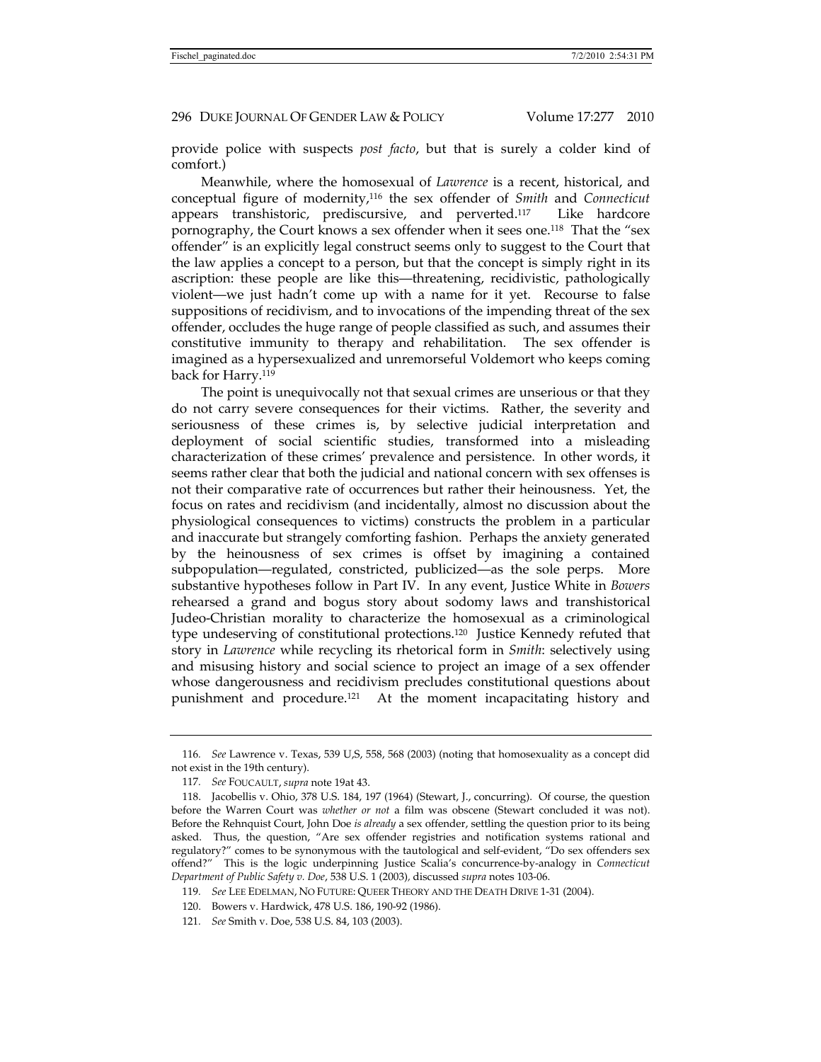provide police with suspects *post facto*, but that is surely a colder kind of comfort.)

Meanwhile, where the homosexual of *Lawrence* is a recent, historical, and conceptual figure of modernity,[116] the sex offender of *Smith* and *Connecticut* appears transhistoric, prediscursive, and perverted.[117] Like hardcore pornography, the Court knows a sex offender when it sees one.[118] That the "sex offender" is an explicitly legal construct seems only to suggest to the Court that the law applies a concept to a person, but that the concept is simply right in its ascription: these people are like this—threatening, recidivistic, pathologically violent—we just hadn't come up with a name for it yet. Recourse to false suppositions of recidivism, and to invocations of the impending threat of the sex offender, occludes the huge range of people classified as such, and assumes their constitutive immunity to therapy and rehabilitation. The sex offender is imagined as a hypersexualized and unremorseful Voldemort who keeps coming back for Harry.[119]

The point is unequivocally not that sexual crimes are unserious or that they do not carry severe consequences for their victims. Rather, the severity and seriousness of these crimes is, by selective judicial interpretation and deployment of social scientific studies, transformed into a misleading characterization of these crimes' prevalence and persistence. In other words, it seems rather clear that both the judicial and national concern with sex offenses is not their comparative rate of occurrences but rather their heinousness. Yet, the focus on rates and recidivism (and incidentally, almost no discussion about the physiological consequences to victims) constructs the problem in a particular and inaccurate but strangely comforting fashion. Perhaps the anxiety generated by the heinousness of sex crimes is offset by imagining a contained subpopulation—regulated, constricted, publicized—as the sole perps. More substantive hypotheses follow in Part IV. In any event, Justice White in *Bowers* rehearsed a grand and bogus story about sodomy laws and transhistorical Judeo-Christian morality to characterize the homosexual as a criminological type undeserving of constitutional protections.[120] Justice Kennedy refuted that story in *Lawrence* while recycling its rhetorical form in *Smith*: selectively using and misusing history and social science to project an image of a sex offender whose dangerousness and recidivism precludes constitutional questions about punishment and procedure.[121] At the moment incapacitating history and

---

116. *See* Lawrence v. Texas, 539 U,S, 558, 568 (2003) (noting that homosexuality as a concept did not exist in the 19th century).

117. *See* FOUCAULT, *supra* note 19at 43.

118. Jacobellis v. Ohio, 378 U.S. 184, 197 (1964) (Stewart, J., concurring). Of course, the question before the Warren Court was *whether or not* a film was obscene (Stewart concluded it was not). Before the Rehnquist Court, John Doe *is already* a sex offender, settling the question prior to its being asked. Thus, the question, "Are sex offender registries and notification systems rational and regulatory?" comes to be synonymous with the tautological and self-evident, "Do sex offenders sex offend?" This is the logic underpinning Justice Scalia's concurrence-by-analogy in *Connecticut Department of Public Safety v. Doe*, 538 U.S. 1 (2003), discussed *supra* notes 103-06.

119. *See* LEE EDELMAN, NO FUTURE: QUEER THEORY AND THE DEATH DRIVE 1-31 (2004).

120. Bowers v. Hardwick, 478 U.S. 186, 190-92 (1986).

121. *See* Smith v. Doe, 538 U.S. 84, 103 (2003).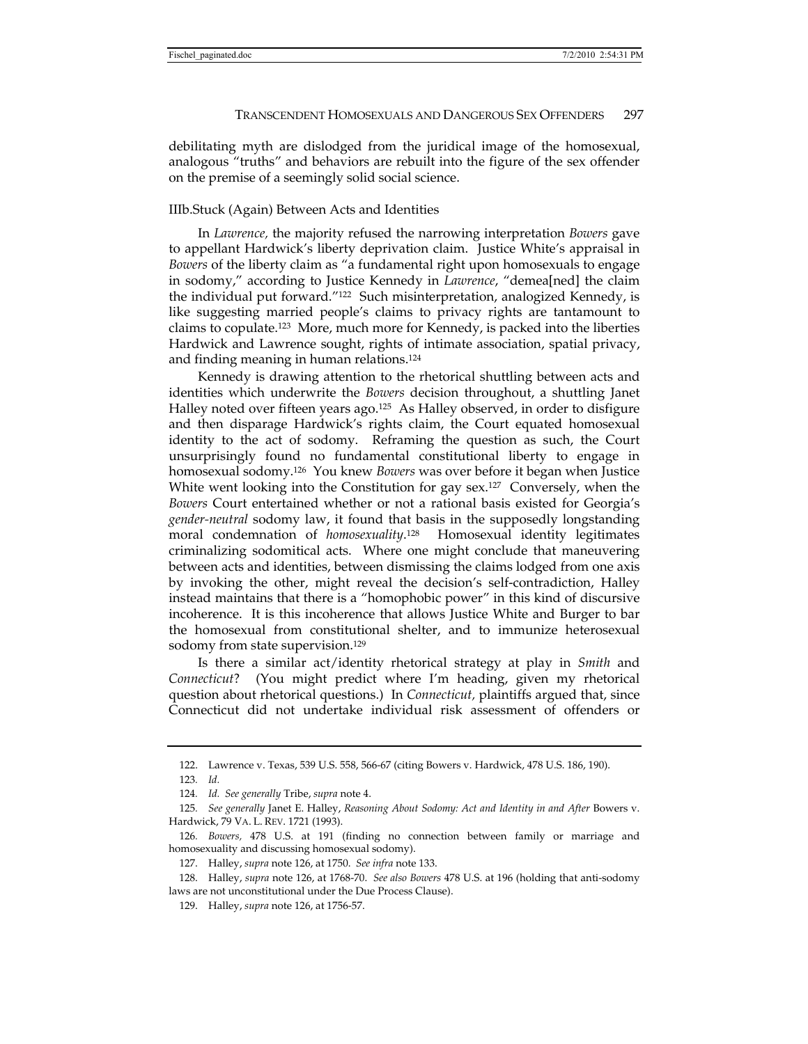debilitating myth are dislodged from the juridical image of the homosexual, analogous "truths" and behaviors are rebuilt into the figure of the sex offender on the premise of a seemingly solid social science.

### IIIb. Stuck (Again) Between Acts and Identities

In *Lawrence,* the majority refused the narrowing interpretation *Bowers* gave to appellant Hardwick's liberty deprivation claim. Justice White's appraisal in *Bowers* of the liberty claim as "a fundamental right upon homosexuals to engage in sodomy," according to Justice Kennedy in *Lawrence*, "demea[ned] the claim the individual put forward."[122] Such misinterpretation, analogized Kennedy, is like suggesting married people's claims to privacy rights are tantamount to claims to copulate.[123] More, much more for Kennedy, is packed into the liberties Hardwick and Lawrence sought, rights of intimate association, spatial privacy, and finding meaning in human relations.[124]

Kennedy is drawing attention to the rhetorical shuttling between acts and identities which underwrite the *Bowers* decision throughout, a shuttling Janet Halley noted over fifteen years ago.[125] As Halley observed, in order to disfigure and then disparage Hardwick's rights claim, the Court equated homosexual identity to the act of sodomy. Reframing the question as such, the Court unsurprisingly found no fundamental constitutional liberty to engage in homosexual sodomy.[126] You knew *Bowers* was over before it began when Justice White went looking into the Constitution for gay sex.[127] Conversely, when the *Bowers* Court entertained whether or not a rational basis existed for Georgia's *gender-neutral* sodomy law, it found that basis in the supposedly longstanding moral condemnation of *homosexuality*.[128] Homosexual identity legitimates criminalizing sodomitical acts. Where one might conclude that maneuvering between acts and identities, between dismissing the claims lodged from one axis by invoking the other, might reveal the decision's self-contradiction, Halley instead maintains that there is a "homophobic power" in this kind of discursive incoherence. It is this incoherence that allows Justice White and Burger to bar the homosexual from constitutional shelter, and to immunize heterosexual sodomy from state supervision.[129]

Is there a similar act/identity rhetorical strategy at play in *Smith* and *Connecticut*? (You might predict where I'm heading, given my rhetorical question about rhetorical questions.) In *Connecticut,* plaintiffs argued that, since Connecticut did not undertake individual risk assessment of offenders or

---

122. Lawrence v. Texas, 539 U.S. 558, 566-67 (citing Bowers v. Hardwick, 478 U.S. 186, 190).

123. *Id.*

124. *Id. See generally* Tribe, *supra* note 4.

125. *See generally* Janet E. Halley, *Reasoning About Sodomy: Act and Identity in and After* Bowers v. Hardwick, 79 VA. L. REV. 1721 (1993).

126. *Bowers,* 478 U.S. at 191 (finding no connection between family or marriage and homosexuality and discussing homosexual sodomy).

127. Halley, *supra* note 126, at 1750. *See infra* note 133.

128. Halley, *supra* note 126, at 1768-70. *See also Bowers* 478 U.S. at 196 (holding that anti-sodomy laws are not unconstitutional under the Due Process Clause).

129. Halley, *supra* note 126, at 1756-57.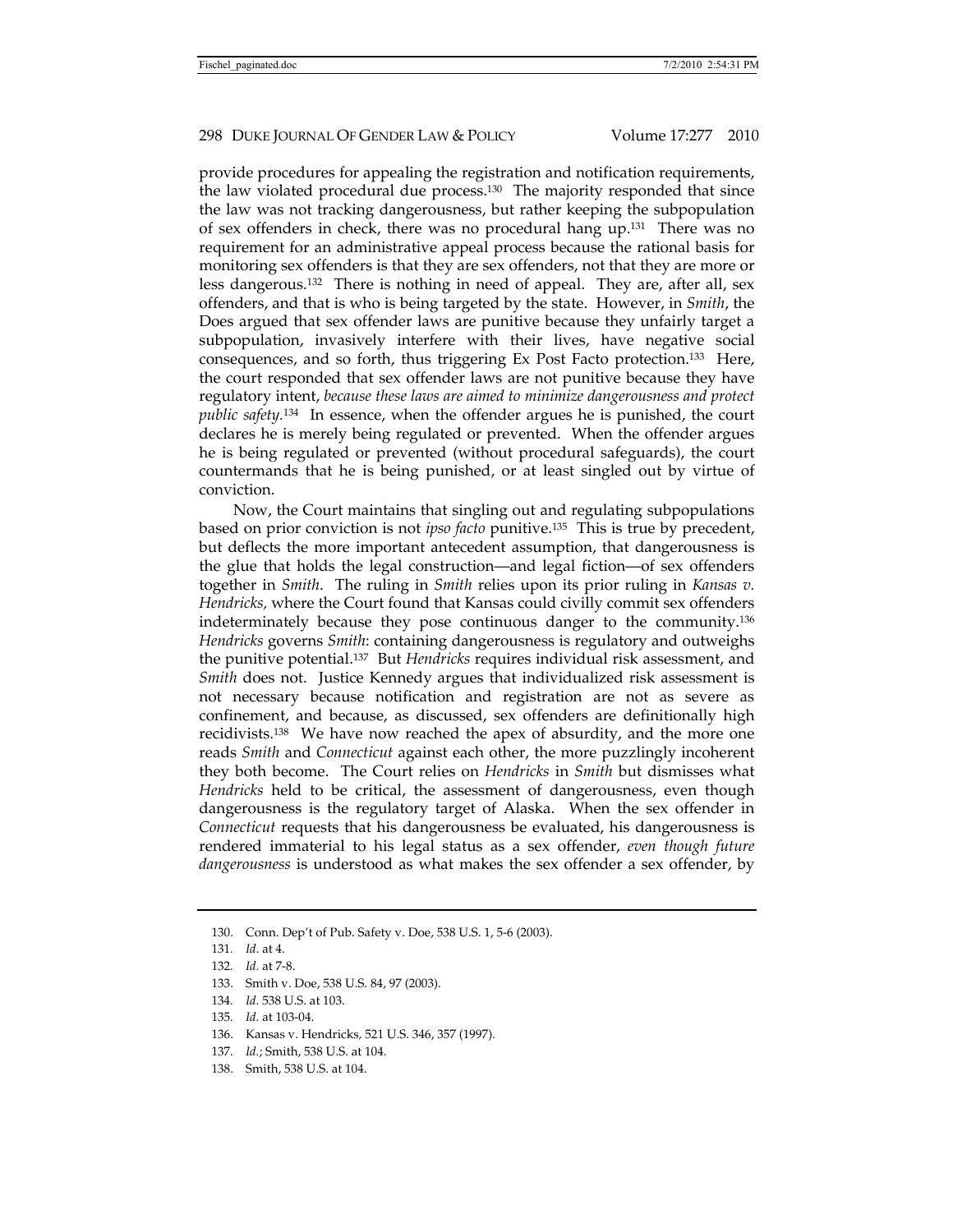provide procedures for appealing the registration and notification requirements, the law violated procedural due process.[130] The majority responded that since the law was not tracking dangerousness, but rather keeping the subpopulation of sex offenders in check, there was no procedural hang up.[131] There was no requirement for an administrative appeal process because the rational basis for monitoring sex offenders is that they are sex offenders, not that they are more or less dangerous.[132] There is nothing in need of appeal. They are, after all, sex offenders, and that is who is being targeted by the state. However, in *Smith*, the Does argued that sex offender laws are punitive because they unfairly target a subpopulation, invasively interfere with their lives, have negative social consequences, and so forth, thus triggering Ex Post Facto protection.[133] Here, the court responded that sex offender laws are not punitive because they have regulatory intent, *because these laws are aimed to minimize dangerousness and protect public safety*.[134] In essence, when the offender argues he is punished, the court declares he is merely being regulated or prevented. When the offender argues he is being regulated or prevented (without procedural safeguards), the court countermands that he is being punished, or at least singled out by virtue of conviction.

Now, the Court maintains that singling out and regulating subpopulations based on prior conviction is not *ipso facto* punitive.[135] This is true by precedent, but deflects the more important antecedent assumption, that dangerousness is the glue that holds the legal construction—and legal fiction—of sex offenders together in *Smith*. The ruling in *Smith* relies upon its prior ruling in *Kansas v. Hendricks*, where the Court found that Kansas could civilly commit sex offenders indeterminately because they pose continuous danger to the community.[136] *Hendricks* governs *Smith*: containing dangerousness is regulatory and outweighs the punitive potential.[137] But *Hendricks* requires individual risk assessment, and *Smith* does not. Justice Kennedy argues that individualized risk assessment is not necessary because notification and registration are not as severe as confinement, and because, as discussed, sex offenders are definitionally high recidivists.[138] We have now reached the apex of absurdity, and the more one reads *Smith* and *Connecticut* against each other, the more puzzlingly incoherent they both become. The Court relies on *Hendricks* in *Smith* but dismisses what *Hendricks* held to be critical, the assessment of dangerousness, even though dangerousness is the regulatory target of Alaska. When the sex offender in *Connecticut* requests that his dangerousness be evaluated, his dangerousness is rendered immaterial to his legal status as a sex offender, *even though future dangerousness* is understood as what makes the sex offender a sex offender, by

---

130. Conn. Dep't of Pub. Safety v. Doe, 538 U.S. 1, 5-6 (2003).

131. *Id*. at 4.

132. *Id.* at 7-8.

133. Smith v. Doe, 538 U.S. 84, 97 (2003).

134. *Id.* 538 U.S. at 103.

135. *Id.* at 103-04.

136. Kansas v. Hendricks, 521 U.S. 346, 357 (1997).

137. *Id.*; Smith, 538 U.S. at 104.

138. Smith, 538 U.S. at 104.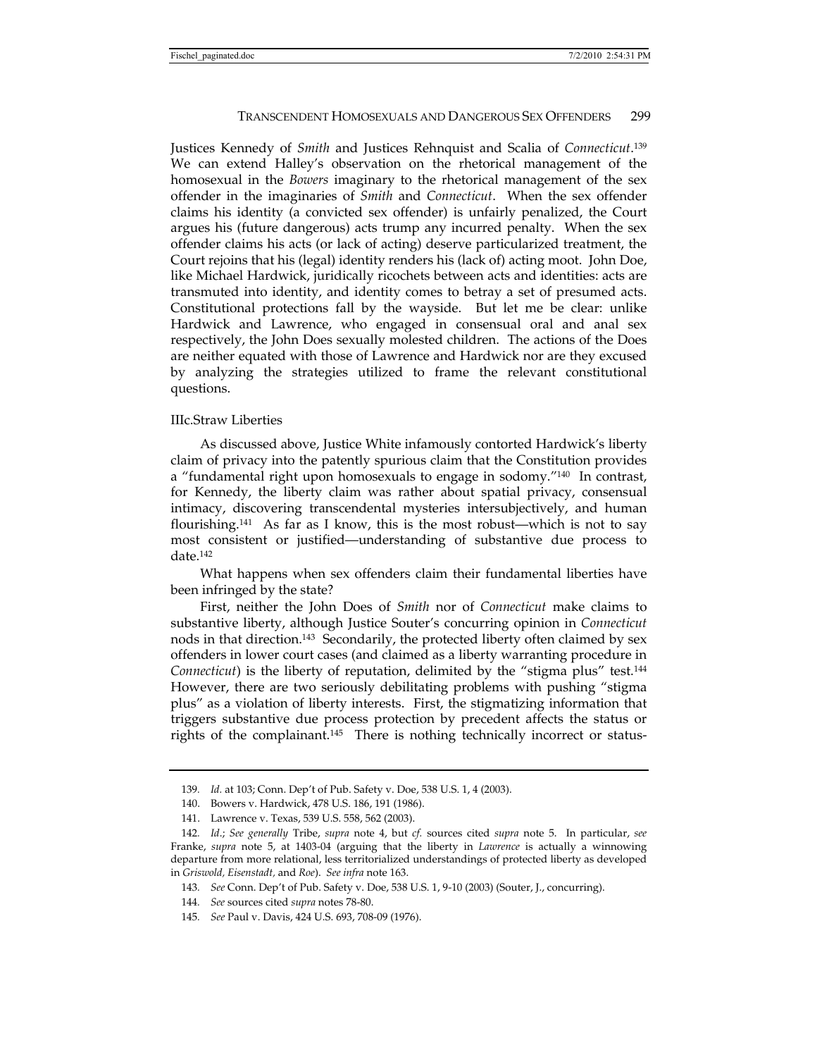Justices Kennedy of *Smith* and Justices Rehnquist and Scalia of *Connecticut*.[139] We can extend Halley's observation on the rhetorical management of the homosexual in the *Bowers* imaginary to the rhetorical management of the sex offender in the imaginaries of *Smith* and *Connecticut*. When the sex offender claims his identity (a convicted sex offender) is unfairly penalized, the Court argues his (future dangerous) acts trump any incurred penalty. When the sex offender claims his acts (or lack of acting) deserve particularized treatment, the Court rejoins that his (legal) identity renders his (lack of) acting moot. John Doe, like Michael Hardwick, juridically ricochets between acts and identities: acts are transmuted into identity, and identity comes to betray a set of presumed acts. Constitutional protections fall by the wayside. But let me be clear: unlike Hardwick and Lawrence, who engaged in consensual oral and anal sex respectively, the John Does sexually molested children. The actions of the Does are neither equated with those of Lawrence and Hardwick nor are they excused by analyzing the strategies utilized to frame the relevant constitutional questions.

### IIIc. Straw Liberties

As discussed above, Justice White infamously contorted Hardwick's liberty claim of privacy into the patently spurious claim that the Constitution provides a "fundamental right upon homosexuals to engage in sodomy."[140] In contrast, for Kennedy, the liberty claim was rather about spatial privacy, consensual intimacy, discovering transcendental mysteries intersubjectively, and human flourishing.[141] As far as I know, this is the most robust—which is not to say most consistent or justified—understanding of substantive due process to date.[142]

What happens when sex offenders claim their fundamental liberties have been infringed by the state?

First, neither the John Does of *Smith* nor of *Connecticut* make claims to substantive liberty, although Justice Souter's concurring opinion in *Connecticut* nods in that direction.[143] Secondarily, the protected liberty often claimed by sex offenders in lower court cases (and claimed as a liberty warranting procedure in *Connecticut*) is the liberty of reputation, delimited by the "stigma plus" test.[144] However, there are two seriously debilitating problems with pushing "stigma plus" as a violation of liberty interests. First, the stigmatizing information that triggers substantive due process protection by precedent affects the status or rights of the complainant.[145] There is nothing technically incorrect or status-

---

139. *Id.* at 103; Conn. Dep't of Pub. Safety v. Doe, 538 U.S. 1, 4 (2003).

140. Bowers v. Hardwick, 478 U.S. 186, 191 (1986).

141. Lawrence v. Texas, 539 U.S. 558, 562 (2003).

142. *Id.*; *See generally* Tribe, *supra* note 4, but *cf.* sources cited *supra* note 5. In particular, *see* Franke, *supra* note 5, at 1403-04 (arguing that the liberty in *Lawrence* is actually a winnowing departure from more relational, less territorialized understandings of protected liberty as developed in *Griswold, Eisenstadt,* and *Roe*). *See infra* note 163.

143. *See* Conn. Dep't of Pub. Safety v. Doe, 538 U.S. 1, 9-10 (2003) (Souter, J., concurring).

144. *See* sources cited *supra* notes 78-80.

145. *See* Paul v. Davis, 424 U.S. 693, 708-09 (1976).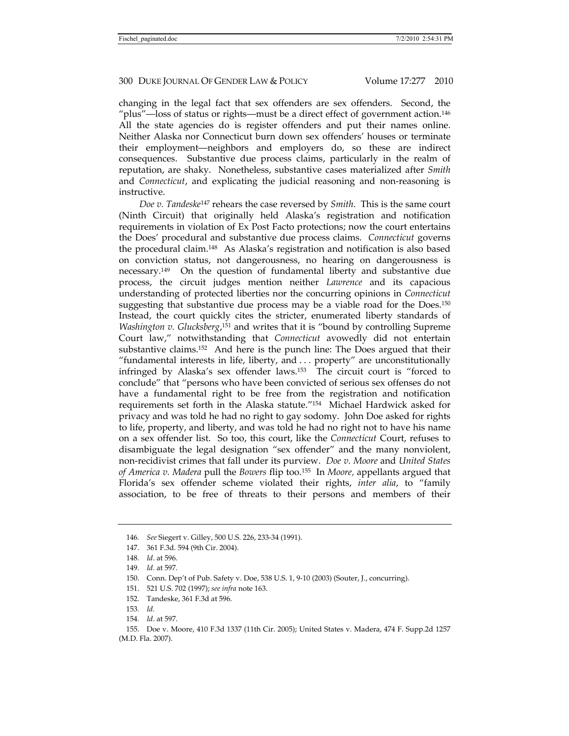changing in the legal fact that sex offenders are sex offenders. Second, the "plus"—loss of status or rights—must be a direct effect of government action.[146] All the state agencies do is register offenders and put their names online. Neither Alaska nor Connecticut burn down sex offenders' houses or terminate their employment—neighbors and employers do, so these are indirect consequences. Substantive due process claims, particularly in the realm of reputation, are shaky. Nonetheless, substantive cases materialized after *Smith* and *Connecticut*, and explicating the judicial reasoning and non-reasoning is instructive.

*Doe v. Tandeske*[147] rehears the case reversed by *Smith*. This is the same court (Ninth Circuit) that originally held Alaska's registration and notification requirements in violation of Ex Post Facto protections; now the court entertains the Does' procedural and substantive due process claims. *Connecticut* governs the procedural claim.[148] As Alaska's registration and notification is also based on conviction status, not dangerousness, no hearing on dangerousness is necessary.[149] On the question of fundamental liberty and substantive due process, the circuit judges mention neither *Lawrence* and its capacious understanding of protected liberties nor the concurring opinions in *Connecticut* suggesting that substantive due process may be a viable road for the Does.[150] Instead, the court quickly cites the stricter, enumerated liberty standards of *Washington v. Glucksberg*,[151] and writes that it is "bound by controlling Supreme Court law," notwithstanding that *Connecticut* avowedly did not entertain substantive claims.[152] And here is the punch line: The Does argued that their "fundamental interests in life, liberty, and . . . property" are unconstitutionally infringed by Alaska's sex offender laws.[153] The circuit court is "forced to conclude" that "persons who have been convicted of serious sex offenses do not have a fundamental right to be free from the registration and notification requirements set forth in the Alaska statute."[154] Michael Hardwick asked for privacy and was told he had no right to gay sodomy. John Doe asked for rights to life, property, and liberty, and was told he had no right not to have his name on a sex offender list. So too, this court, like the *Connecticut* Court, refuses to disambiguate the legal designation "sex offender" and the many nonviolent, non-recidivist crimes that fall under its purview. *Doe v. Moore* and *United States of America v. Madera* pull the *Bowers* flip too.[155] In *Moore,* appellants argued that Florida's sex offender scheme violated their rights, *inter alia*, to "family association, to be free of threats to their persons and members of their

---

146. *See* Siegert v. Gilley, 500 U.S. 226, 233-34 (1991).

147. 361 F.3d. 594 (9th Cir. 2004).

148. *Id*. at 596.

149. *Id*. at 597.

150. Conn. Dep't of Pub. Safety v. Doe, 538 U.S. 1, 9-10 (2003) (Souter, J., concurring).

151. 521 U.S. 702 (1997); *see infra* note 163.

152. Tandeske, 361 F.3d at 596.

153. *Id.*

154. *Id*. at 597.

155. Doe v. Moore, 410 F.3d 1337 (11th Cir. 2005); United States v. Madera, 474 F. Supp.2d 1257 (M.D. Fla. 2007).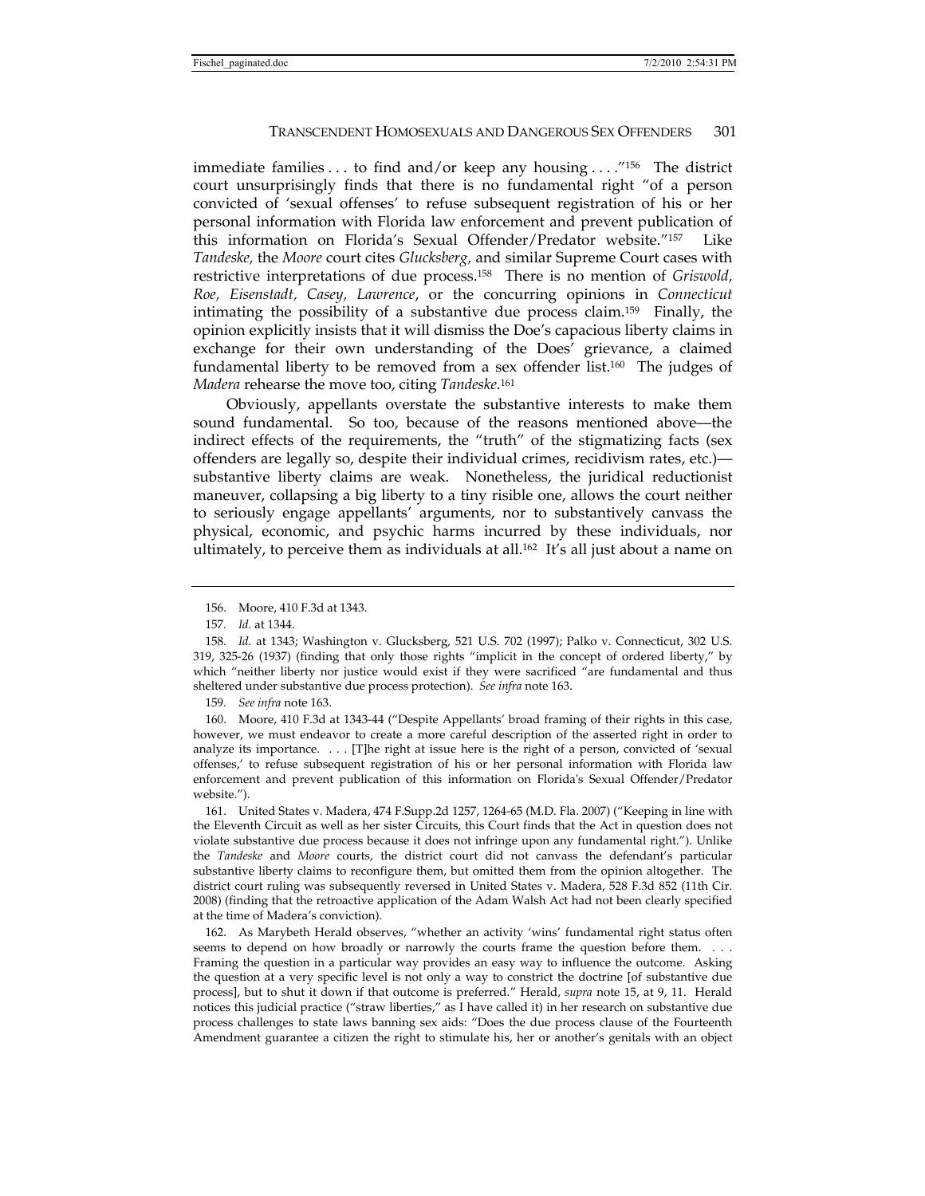immediate families . . . to find and/or keep any housing . . . ."[156] The district court unsurprisingly finds that there is no fundamental right "of a person convicted of 'sexual offenses' to refuse subsequent registration of his or her personal information with Florida law enforcement and prevent publication of this information on Florida's Sexual Offender/Predator website."[157] Like *Tandeske,* the *Moore* court cites *Glucksberg,* and similar Supreme Court cases with restrictive interpretations of due process.[158] There is no mention of *Griswold, Roe, Eisenstadt, Casey, Lawrence*, or the concurring opinions in *Connecticut* intimating the possibility of a substantive due process claim.[159] Finally, the opinion explicitly insists that it will dismiss the Doe's capacious liberty claims in exchange for their own understanding of the Does' grievance, a claimed fundamental liberty to be removed from a sex offender list.[160] The judges of *Madera* rehearse the move too, citing *Tandeske*.[161]

Obviously, appellants overstate the substantive interests to make them sound fundamental. So too, because of the reasons mentioned above—the indirect effects of the requirements, the "truth" of the stigmatizing facts (sex offenders are legally so, despite their individual crimes, recidivism rates, etc.)—substantive liberty claims are weak. Nonetheless, the juridical reductionist maneuver, collapsing a big liberty to a tiny risible one, allows the court neither to seriously engage appellants' arguments, nor to substantively canvass the physical, economic, and psychic harms incurred by these individuals, nor ultimately, to perceive them as individuals at all.[162] It's all just about a name on

---

156. Moore, 410 F.3d at 1343.

157. *Id.* at 1344.

158. *Id.* at 1343; Washington v. Glucksberg, 521 U.S. 702 (1997); Palko v. Connecticut, 302 U.S. 319, 325-26 (1937) (finding that only those rights "implicit in the concept of ordered liberty," by which "neither liberty nor justice would exist if they were sacrificed "are fundamental and thus sheltered under substantive due process protection). *See infra* note 163.

159. *See infra* note 163.

160. Moore, 410 F.3d at 1343-44 ("Despite Appellants' broad framing of their rights in this case, however, we must endeavor to create a more careful description of the asserted right in order to analyze its importance. . . . [T]he right at issue here is the right of a person, convicted of 'sexual offenses,' to refuse subsequent registration of his or her personal information with Florida law enforcement and prevent publication of this information on Florida's Sexual Offender/Predator website.").

161. United States v. Madera, 474 F.Supp.2d 1257, 1264-65 (M.D. Fla. 2007) ("Keeping in line with the Eleventh Circuit as well as her sister Circuits, this Court finds that the Act in question does not violate substantive due process because it does not infringe upon any fundamental right."). Unlike the *Tandeske* and *Moore* courts, the district court did not canvass the defendant's particular substantive liberty claims to reconfigure them, but omitted them from the opinion altogether. The district court ruling was subsequently reversed in United States v. Madera, 528 F.3d 852 (11th Cir. 2008) (finding that the retroactive application of the Adam Walsh Act had not been clearly specified at the time of Madera's conviction).

162. As Marybeth Herald observes, "whether an activity 'wins' fundamental right status often seems to depend on how broadly or narrowly the courts frame the question before them. . . . Framing the question in a particular way provides an easy way to influence the outcome. Asking the question at a very specific level is not only a way to constrict the doctrine [of substantive due process], but to shut it down if that outcome is preferred." Herald, *supra* note 15, at 9, 11. Herald notices this judicial practice ("straw liberties," as I have called it) in her research on substantive due process challenges to state laws banning sex aids: "Does the due process clause of the Fourteenth Amendment guarantee a citizen the right to stimulate his, her or another's genitals with an object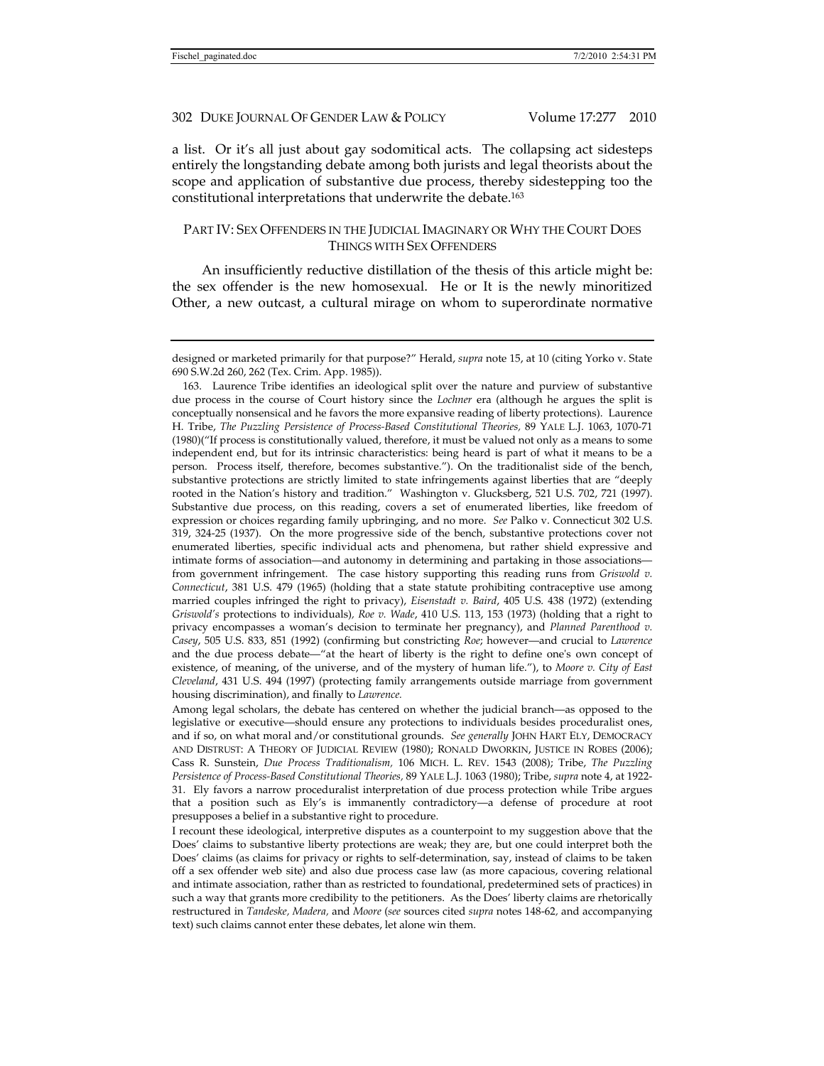a list. Or it's all just about gay sodomitical acts. The collapsing act sidesteps entirely the longstanding debate among both jurists and legal theorists about the scope and application of substantive due process, thereby sidestepping too the constitutional interpretations that underwrite the debate.[163]

## PART IV: SEX OFFENDERS IN THE JUDICIAL IMAGINARY OR WHY THE COURT DOES THINGS WITH SEX OFFENDERS

An insufficiently reductive distillation of the thesis of this article might be: the sex offender is the new homosexual. He or It is the newly minoritized Other, a new outcast, a cultural mirage on whom to superordinate normative

---

designed or marketed primarily for that purpose?" Herald, *supra* note 15, at 10 (citing Yorko v. State 690 S.W.2d 260, 262 (Tex. Crim. App. 1985)).

163. Laurence Tribe identifies an ideological split over the nature and purview of substantive due process in the course of Court history since the *Lochner* era (although he argues the split is conceptually nonsensical and he favors the more expansive reading of liberty protections). Laurence H. Tribe, *The Puzzling Persistence of Process-Based Constitutional Theories,* 89 YALE L.J. 1063, 1070-71 (1980)("If process is constitutionally valued, therefore, it must be valued not only as a means to some independent end, but for its intrinsic characteristics: being heard is part of what it means to be a person. Process itself, therefore, becomes substantive."). On the traditionalist side of the bench, substantive protections are strictly limited to state infringements against liberties that are "deeply rooted in the Nation's history and tradition." Washington v. Glucksberg, 521 U.S. 702, 721 (1997). Substantive due process, on this reading, covers a set of enumerated liberties, like freedom of expression or choices regarding family upbringing, and no more. *See* Palko v. Connecticut 302 U.S. 319, 324-25 (1937). On the more progressive side of the bench, substantive protections cover not enumerated liberties, specific individual acts and phenomena, but rather shield expressive and intimate forms of association—and autonomy in determining and partaking in those associations—from government infringement. The case history supporting this reading runs from *Griswold v. Connecticut*, 381 U.S. 479 (1965) (holding that a state statute prohibiting contraceptive use among married couples infringed the right to privacy), *Eisenstadt v. Baird*, 405 U.S. 438 (1972) (extending *Griswold's* protections to individuals), *Roe v. Wade*, 410 U.S. 113, 153 (1973) (holding that a right to privacy encompasses a woman's decision to terminate her pregnancy), and *Planned Parenthood v. Casey*, 505 U.S. 833, 851 (1992) (confirming but constricting *Roe*; however—and crucial to *Lawrence* and the due process debate—"at the heart of liberty is the right to define one's own concept of existence, of meaning, of the universe, and of the mystery of human life."), to *Moore v. City of East Cleveland*, 431 U.S. 494 (1997) (protecting family arrangements outside marriage from government housing discrimination), and finally to *Lawrence.*

Among legal scholars, the debate has centered on whether the judicial branch—as opposed to the legislative or executive—should ensure any protections to individuals besides proceduralist ones, and if so, on what moral and/or constitutional grounds. *See generally* JOHN HART ELY, DEMOCRACY AND DISTRUST: A THEORY OF JUDICIAL REVIEW (1980); RONALD DWORKIN, JUSTICE IN ROBES (2006); Cass R. Sunstein, *Due Process Traditionalism,* 106 MICH. L. REV. 1543 (2008); Tribe, *The Puzzling Persistence of Process-Based Constitutional Theories,* 89 YALE L.J. 1063 (1980); Tribe, *supra* note 4, at 1922-31. Ely favors a narrow proceduralist interpretation of due process protection while Tribe argues that a position such as Ely's is immanently contradictory—a defense of procedure at root presupposes a belief in a substantive right to procedure.

I recount these ideological, interpretive disputes as a counterpoint to my suggestion above that the Does' claims to substantive liberty protections are weak; they are, but one could interpret both the Does' claims (as claims for privacy or rights to self-determination, say, instead of claims to be taken off a sex offender web site) and also due process case law (as more capacious, covering relational and intimate association, rather than as restricted to foundational, predetermined sets of practices) in such a way that grants more credibility to the petitioners. As the Does' liberty claims are rhetorically restructured in *Tandeske, Madera,* and *Moore* (*see* sources cited *supra* notes 148-62, and accompanying text) such claims cannot enter these debates, let alone win them.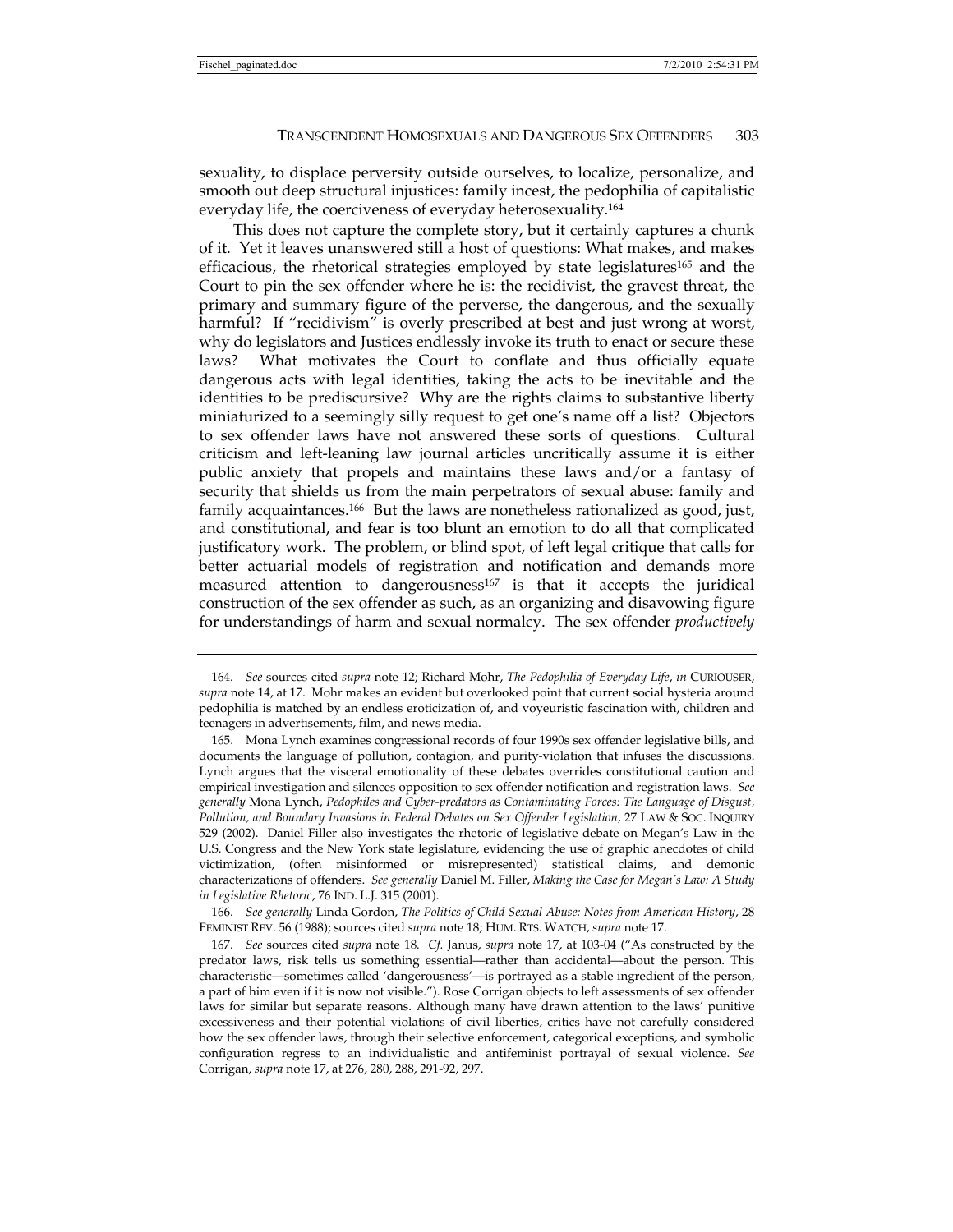sexuality, to displace perversity outside ourselves, to localize, personalize, and smooth out deep structural injustices: family incest, the pedophilia of capitalistic everyday life, the coerciveness of everyday heterosexuality.[164]

This does not capture the complete story, but it certainly captures a chunk of it. Yet it leaves unanswered still a host of questions: What makes, and makes efficacious, the rhetorical strategies employed by state legislatures[165] and the Court to pin the sex offender where he is: the recidivist, the gravest threat, the primary and summary figure of the perverse, the dangerous, and the sexually harmful? If "recidivism" is overly prescribed at best and just wrong at worst, why do legislators and Justices endlessly invoke its truth to enact or secure these laws? What motivates the Court to conflate and thus officially equate dangerous acts with legal identities, taking the acts to be inevitable and the identities to be prediscursive? Why are the rights claims to substantive liberty miniaturized to a seemingly silly request to get one's name off a list? Objectors to sex offender laws have not answered these sorts of questions. Cultural criticism and left-leaning law journal articles uncritically assume it is either public anxiety that propels and maintains these laws and/or a fantasy of security that shields us from the main perpetrators of sexual abuse: family and family acquaintances.[166] But the laws are nonetheless rationalized as good, just, and constitutional, and fear is too blunt an emotion to do all that complicated justificatory work. The problem, or blind spot, of left legal critique that calls for better actuarial models of registration and notification and demands more measured attention to dangerousness[167] is that it accepts the juridical construction of the sex offender as such, as an organizing and disavowing figure for understandings of harm and sexual normalcy. The sex offender *productively*

---

164. *See* sources cited *supra* note 12; Richard Mohr, *The Pedophilia of Everyday Life*, *in* CURIOUSER, *supra* note 14, at 17. Mohr makes an evident but overlooked point that current social hysteria around pedophilia is matched by an endless eroticization of, and voyeuristic fascination with, children and teenagers in advertisements, film, and news media.

165. Mona Lynch examines congressional records of four 1990s sex offender legislative bills, and documents the language of pollution, contagion, and purity-violation that infuses the discussions. Lynch argues that the visceral emotionality of these debates overrides constitutional caution and empirical investigation and silences opposition to sex offender notification and registration laws. *See generally* Mona Lynch, *Pedophiles and Cyber-predators as Contaminating Forces: The Language of Disgust, Pollution, and Boundary Invasions in Federal Debates on Sex Offender Legislation,* 27 LAW & SOC. INQUIRY 529 (2002). Daniel Filler also investigates the rhetoric of legislative debate on Megan's Law in the U.S. Congress and the New York state legislature, evidencing the use of graphic anecdotes of child victimization, (often misinformed or misrepresented) statistical claims, and demonic characterizations of offenders. *See generally* Daniel M. Filler, *Making the Case for Megan's Law: A Study in Legislative Rhetoric*, 76 IND. L.J. 315 (2001).

166. *See generally* Linda Gordon, *The Politics of Child Sexual Abuse: Notes from American History*, 28 FEMINIST REV. 56 (1988); sources cited *supra* note 18; HUM. RTS. WATCH, *supra* note 17.

167. *See* sources cited *supra* note 18. *Cf.* Janus, *supra* note 17, at 103-04 ("As constructed by the predator laws, risk tells us something essential—rather than accidental—about the person. This characteristic—sometimes called 'dangerousness'—is portrayed as a stable ingredient of the person, a part of him even if it is now not visible."). Rose Corrigan objects to left assessments of sex offender laws for similar but separate reasons. Although many have drawn attention to the laws' punitive excessiveness and their potential violations of civil liberties, critics have not carefully considered how the sex offender laws, through their selective enforcement, categorical exceptions, and symbolic configuration regress to an individualistic and antifeminist portrayal of sexual violence. *See* Corrigan, *supra* note 17, at 276, 280, 288, 291-92, 297.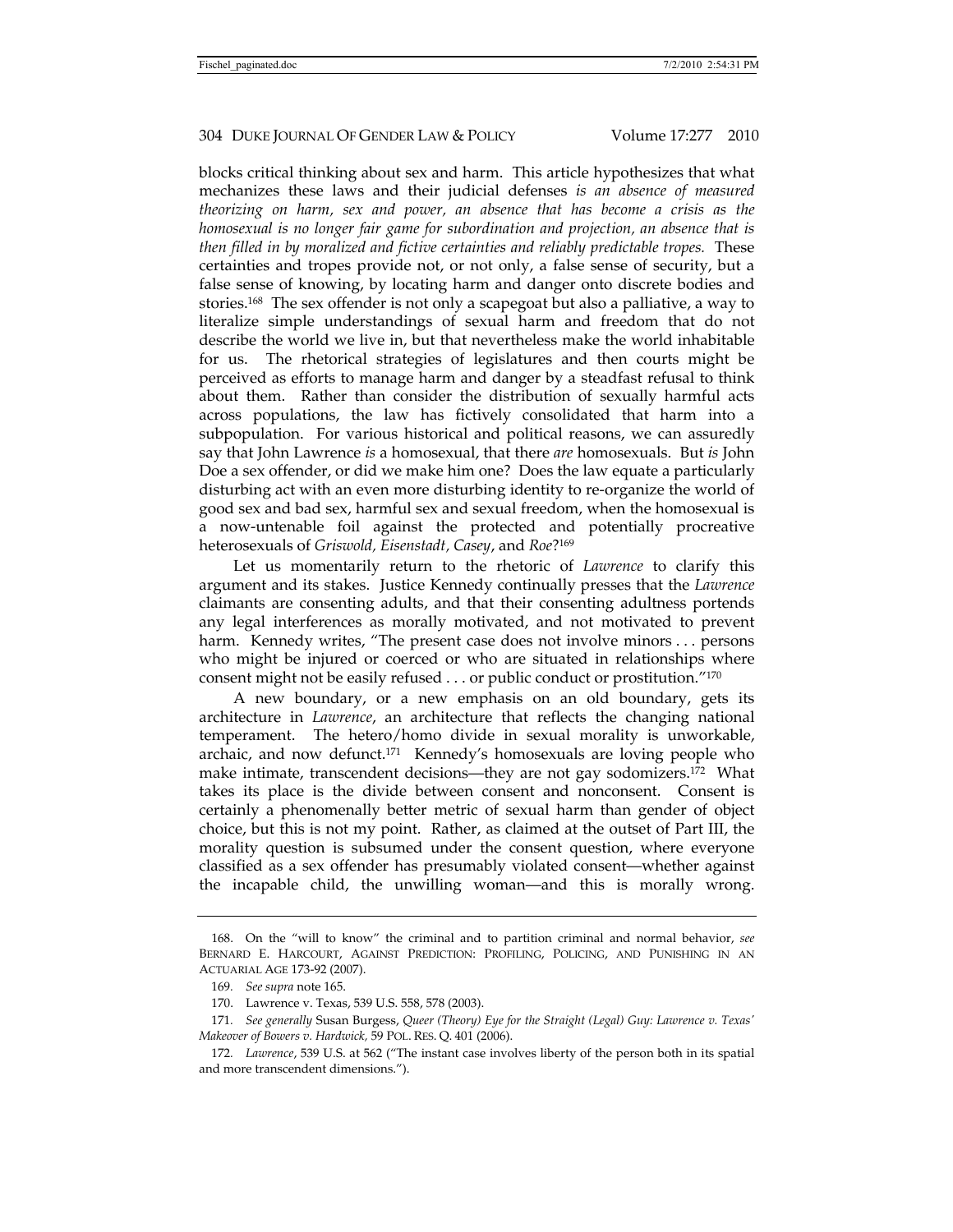blocks critical thinking about sex and harm. This article hypothesizes that what mechanizes these laws and their judicial defenses *is an absence of measured theorizing on harm, sex and power, an absence that has become a crisis as the homosexual is no longer fair game for subordination and projection, an absence that is then filled in by moralized and fictive certainties and reliably predictable tropes.* These certainties and tropes provide not, or not only, a false sense of security, but a false sense of knowing, by locating harm and danger onto discrete bodies and stories.[168] The sex offender is not only a scapegoat but also a palliative, a way to literalize simple understandings of sexual harm and freedom that do not describe the world we live in, but that nevertheless make the world inhabitable for us. The rhetorical strategies of legislatures and then courts might be perceived as efforts to manage harm and danger by a steadfast refusal to think about them. Rather than consider the distribution of sexually harmful acts across populations, the law has fictively consolidated that harm into a subpopulation. For various historical and political reasons, we can assuredly say that John Lawrence *is* a homosexual, that there *are* homosexuals. But *is* John Doe a sex offender, or did we make him one? Does the law equate a particularly disturbing act with an even more disturbing identity to re-organize the world of good sex and bad sex, harmful sex and sexual freedom, when the homosexual is a now-untenable foil against the protected and potentially procreative heterosexuals of *Griswold, Eisenstadt, Casey*, and *Roe*?[169]

Let us momentarily return to the rhetoric of *Lawrence* to clarify this argument and its stakes. Justice Kennedy continually presses that the *Lawrence* claimants are consenting adults, and that their consenting adultness portends any legal interferences as morally motivated, and not motivated to prevent harm. Kennedy writes, "The present case does not involve minors . . . persons who might be injured or coerced or who are situated in relationships where consent might not be easily refused . . . or public conduct or prostitution."[170]

A new boundary, or a new emphasis on an old boundary, gets its architecture in *Lawrence*, an architecture that reflects the changing national temperament. The hetero/homo divide in sexual morality is unworkable, archaic, and now defunct.[171] Kennedy's homosexuals are loving people who make intimate, transcendent decisions—they are not gay sodomizers.[172] What takes its place is the divide between consent and nonconsent. Consent is certainly a phenomenally better metric of sexual harm than gender of object choice, but this is not my point. Rather, as claimed at the outset of Part III, the morality question is subsumed under the consent question, where everyone classified as a sex offender has presumably violated consent—whether against the incapable child, the unwilling woman—and this is morally wrong.

---

168. On the "will to know" the criminal and to partition criminal and normal behavior, *see* BERNARD E. HARCOURT, AGAINST PREDICTION: PROFILING, POLICING, AND PUNISHING IN AN ACTUARIAL AGE 173-92 (2007).

169. *See supra* note 165.

170. Lawrence v. Texas, 539 U.S. 558, 578 (2003).

171. *See generally* Susan Burgess, *Queer (Theory) Eye for the Straight (Legal) Guy: Lawrence v. Texas' Makeover of Bowers v. Hardwick,* 59 POL. RES. Q. 401 (2006).

172. *Lawrence*, 539 U.S. at 562 ("The instant case involves liberty of the person both in its spatial and more transcendent dimensions.").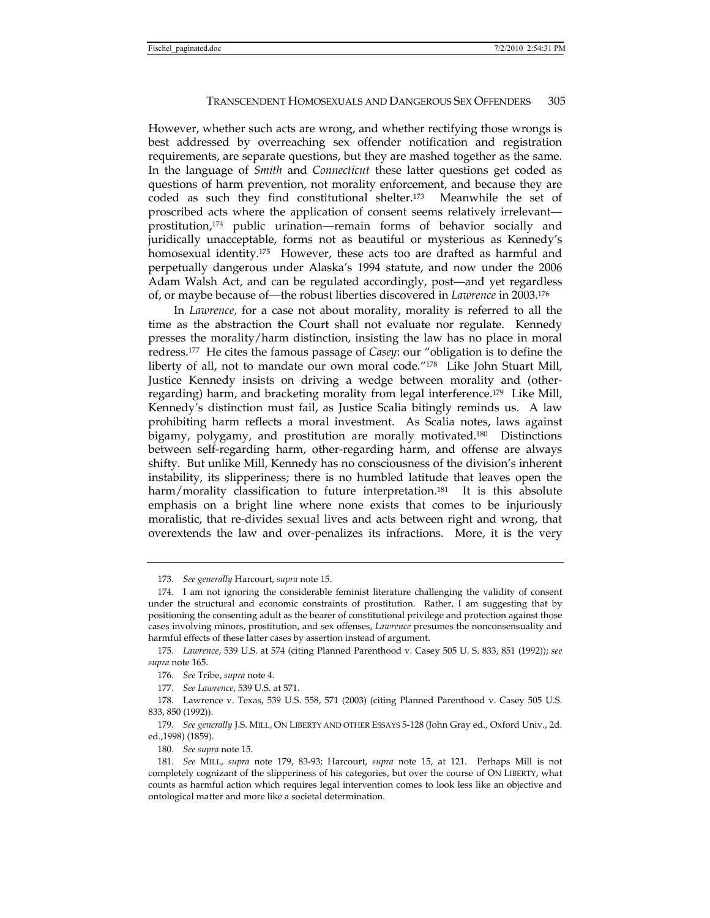However, whether such acts are wrong, and whether rectifying those wrongs is best addressed by overreaching sex offender notification and registration requirements, are separate questions, but they are mashed together as the same. In the language of *Smith* and *Connecticut* these latter questions get coded as questions of harm prevention, not morality enforcement, and because they are coded as such they find constitutional shelter.[173] Meanwhile the set of proscribed acts where the application of consent seems relatively irrelevant—prostitution,[174] public urination—remain forms of behavior socially and juridically unacceptable, forms not as beautiful or mysterious as Kennedy's homosexual identity.[175] However, these acts too are drafted as harmful and perpetually dangerous under Alaska's 1994 statute, and now under the 2006 Adam Walsh Act, and can be regulated accordingly, post—and yet regardless of, or maybe because of—the robust liberties discovered in *Lawrence* in 2003.[176]

In *Lawrence,* for a case not about morality, morality is referred to all the time as the abstraction the Court shall not evaluate nor regulate. Kennedy presses the morality/harm distinction, insisting the law has no place in moral redress.[177] He cites the famous passage of *Casey*: our "obligation is to define the liberty of all, not to mandate our own moral code."[178] Like John Stuart Mill, Justice Kennedy insists on driving a wedge between morality and (other-regarding) harm, and bracketing morality from legal interference.[179] Like Mill, Kennedy's distinction must fail, as Justice Scalia bitingly reminds us. A law prohibiting harm reflects a moral investment. As Scalia notes, laws against bigamy, polygamy, and prostitution are morally motivated.[180] Distinctions between self-regarding harm, other-regarding harm, and offense are always shifty. But unlike Mill, Kennedy has no consciousness of the division's inherent instability, its slipperiness; there is no humbled latitude that leaves open the harm/morality classification to future interpretation.[181] It is this absolute emphasis on a bright line where none exists that comes to be injuriously moralistic, that re-divides sexual lives and acts between right and wrong, that overextends the law and over-penalizes its infractions. More, it is the very

---

173. *See generally* Harcourt, *supra* note 15.

174. I am not ignoring the considerable feminist literature challenging the validity of consent under the structural and economic constraints of prostitution. Rather, I am suggesting that by positioning the consenting adult as the bearer of constitutional privilege and protection against those cases involving minors, prostitution, and sex offenses, *Lawrence* presumes the nonconsensuality and harmful effects of these latter cases by assertion instead of argument.

175. *Lawrence*, 539 U.S. at 574 (citing Planned Parenthood v. Casey 505 U. S. 833, 851 (1992)); *see supra* note 165.

176. *See* Tribe, *supra* note 4.

177. *See Lawrence*, 539 U.S. at 571.

178. Lawrence v. Texas, 539 U.S. 558, 571 (2003) (citing Planned Parenthood v. Casey 505 U.S. 833, 850 (1992)).

179. *See generally* J.S. MILL, ON LIBERTY AND OTHER ESSAYS 5-128 (John Gray ed., Oxford Univ., 2d. ed.,1998) (1859).

180. *See supra* note 15.

181. *See* MILL, *supra* note 179, 83-93; Harcourt, *supra* note 15, at 121. Perhaps Mill is not completely cognizant of the slipperiness of his categories, but over the course of ON LIBERTY, what counts as harmful action which requires legal intervention comes to look less like an objective and ontological matter and more like a societal determination.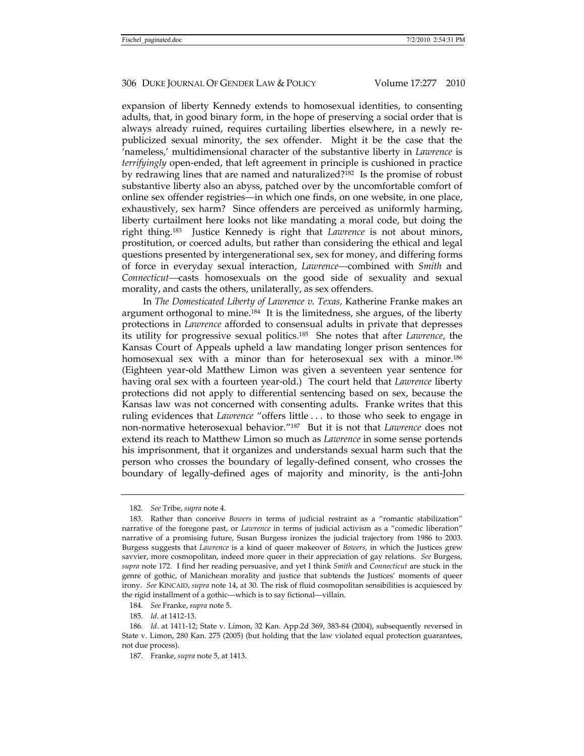expansion of liberty Kennedy extends to homosexual identities, to consenting adults, that, in good binary form, in the hope of preserving a social order that is always already ruined, requires curtailing liberties elsewhere, in a newly re-publicized sexual minority, the sex offender. Might it be the case that the 'nameless,' multidimensional character of the substantive liberty in *Lawrence* is *terrifyingly* open-ended, that left agreement in principle is cushioned in practice by redrawing lines that are named and naturalized?[182] Is the promise of robust substantive liberty also an abyss, patched over by the uncomfortable comfort of online sex offender registries—in which one finds, on one website, in one place, exhaustively, sex harm? Since offenders are perceived as uniformly harming, liberty curtailment here looks not like mandating a moral code, but doing the right thing.[183] Justice Kennedy is right that *Lawrence* is not about minors, prostitution, or coerced adults, but rather than considering the ethical and legal questions presented by intergenerational sex, sex for money, and differing forms of force in everyday sexual interaction, *Lawrence*—combined with *Smith* and *Connecticut*—casts homosexuals on the good side of sexuality and sexual morality, and casts the others, unilaterally, as sex offenders.

In *The Domesticated Liberty of Lawrence v. Texas,* Katherine Franke makes an argument orthogonal to mine.[184] It is the limitedness, she argues, of the liberty protections in *Lawrence* afforded to consensual adults in private that depresses its utility for progressive sexual politics.[185] She notes that after *Lawrence*, the Kansas Court of Appeals upheld a law mandating longer prison sentences for homosexual sex with a minor than for heterosexual sex with a minor.[186] (Eighteen year-old Matthew Limon was given a seventeen year sentence for having oral sex with a fourteen year-old.) The court held that *Lawrence* liberty protections did not apply to differential sentencing based on sex, because the Kansas law was not concerned with consenting adults. Franke writes that this ruling evidences that *Lawrence* "offers little . . . to those who seek to engage in non-normative heterosexual behavior."[187] But it is not that *Lawrence* does not extend its reach to Matthew Limon so much as *Lawrence* in some sense portends his imprisonment, that it organizes and understands sexual harm such that the person who crosses the boundary of legally-defined consent, who crosses the boundary of legally-defined ages of majority and minority, is the anti-John

---

182. *See* Tribe, *supra* note 4.

183. Rather than conceive *Bowers* in terms of judicial restraint as a "romantic stabilization" narrative of the foregone past, or *Lawrence* in terms of judicial activism as a "comedic liberation" narrative of a promising future, Susan Burgess ironizes the judicial trajectory from 1986 to 2003. Burgess suggests that *Lawrence* is a kind of queer makeover of *Bowers,* in which the Justices grew savvier, more cosmopolitan, indeed more queer in their appreciation of gay relations. *See* Burgess, *supra* note 172. I find her reading persuasive, and yet I think *Smith* and *Connecticut* are stuck in the genre of gothic, of Manichean morality and justice that subtends the Justices' moments of queer irony. *See* KINCAID, *supra* note 14, at 30. The risk of fluid cosmopolitan sensibilities is acquiesced by the rigid installment of a gothic—which is to say fictional—villain.

184. *See* Franke, *supra* note 5.

185. *Id*. at 1412-13.

186. *Id*. at 1411-12; State v. Limon, 32 Kan. App.2d 369, 383-84 (2004), subsequently reversed in State v. Limon, 280 Kan. 275 (2005) (but holding that the law violated equal protection guarantees, not due process).

187. Franke, *supra* note 5, at 1413.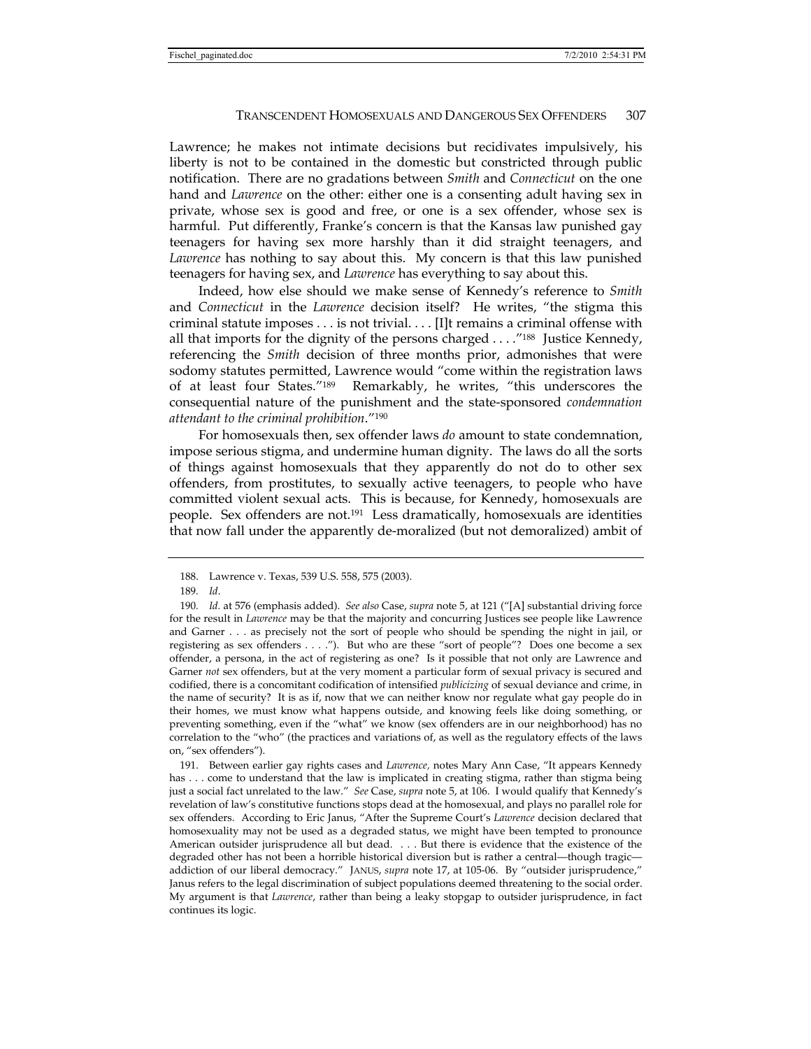Lawrence; he makes not intimate decisions but recidivates impulsively, his liberty is not to be contained in the domestic but constricted through public notification. There are no gradations between *Smith* and *Connecticut* on the one hand and *Lawrence* on the other: either one is a consenting adult having sex in private, whose sex is good and free, or one is a sex offender, whose sex is harmful. Put differently, Franke's concern is that the Kansas law punished gay teenagers for having sex more harshly than it did straight teenagers, and *Lawrence* has nothing to say about this. My concern is that this law punished teenagers for having sex, and *Lawrence* has everything to say about this.

Indeed, how else should we make sense of Kennedy's reference to *Smith* and *Connecticut* in the *Lawrence* decision itself? He writes, "the stigma this criminal statute imposes . . . is not trivial. . . . [I]t remains a criminal offense with all that imports for the dignity of the persons charged . . . ."[188] Justice Kennedy, referencing the *Smith* decision of three months prior, admonishes that were sodomy statutes permitted, Lawrence would "come within the registration laws of at least four States."[189] Remarkably, he writes, "this underscores the consequential nature of the punishment and the state-sponsored *condemnation attendant to the criminal prohibition*."[190]

For homosexuals then, sex offender laws *do* amount to state condemnation, impose serious stigma, and undermine human dignity. The laws do all the sorts of things against homosexuals that they apparently do not do to other sex offenders, from prostitutes, to sexually active teenagers, to people who have committed violent sexual acts. This is because, for Kennedy, homosexuals are people. Sex offenders are not.[191] Less dramatically, homosexuals are identities that now fall under the apparently de-moralized (but not demoralized) ambit of

---

188. Lawrence v. Texas, 539 U.S. 558, 575 (2003).

189. *Id*.

190. *Id*. at 576 (emphasis added). *See also* Case, *supra* note 5, at 121 ("[A] substantial driving force for the result in *Lawrence* may be that the majority and concurring Justices see people like Lawrence and Garner . . . as precisely not the sort of people who should be spending the night in jail, or registering as sex offenders . . . ."). But who are these "sort of people"? Does one become a sex offender, a persona, in the act of registering as one? Is it possible that not only are Lawrence and Garner *not* sex offenders, but at the very moment a particular form of sexual privacy is secured and codified, there is a concomitant codification of intensified *publicizing* of sexual deviance and crime, in the name of security? It is as if, now that we can neither know nor regulate what gay people do in their homes, we must know what happens outside, and knowing feels like doing something, or preventing something, even if the "what" we know (sex offenders are in our neighborhood) has no correlation to the "who" (the practices and variations of, as well as the regulatory effects of the laws on, "sex offenders").

191. Between earlier gay rights cases and *Lawrence*, notes Mary Ann Case, "It appears Kennedy has . . . come to understand that the law is implicated in creating stigma, rather than stigma being just a social fact unrelated to the law." *See* Case, *supra* note 5, at 106. I would qualify that Kennedy's revelation of law's constitutive functions stops dead at the homosexual, and plays no parallel role for sex offenders. According to Eric Janus, "After the Supreme Court's *Lawrence* decision declared that homosexuality may not be used as a degraded status, we might have been tempted to pronounce American outsider jurisprudence all but dead. . . . But there is evidence that the existence of the degraded other has not been a horrible historical diversion but is rather a central—though tragic—addiction of our liberal democracy." JANUS, *supra* note 17, at 105-06. By "outsider jurisprudence," Janus refers to the legal discrimination of subject populations deemed threatening to the social order. My argument is that *Lawrence*, rather than being a leaky stopgap to outsider jurisprudence, in fact continues its logic.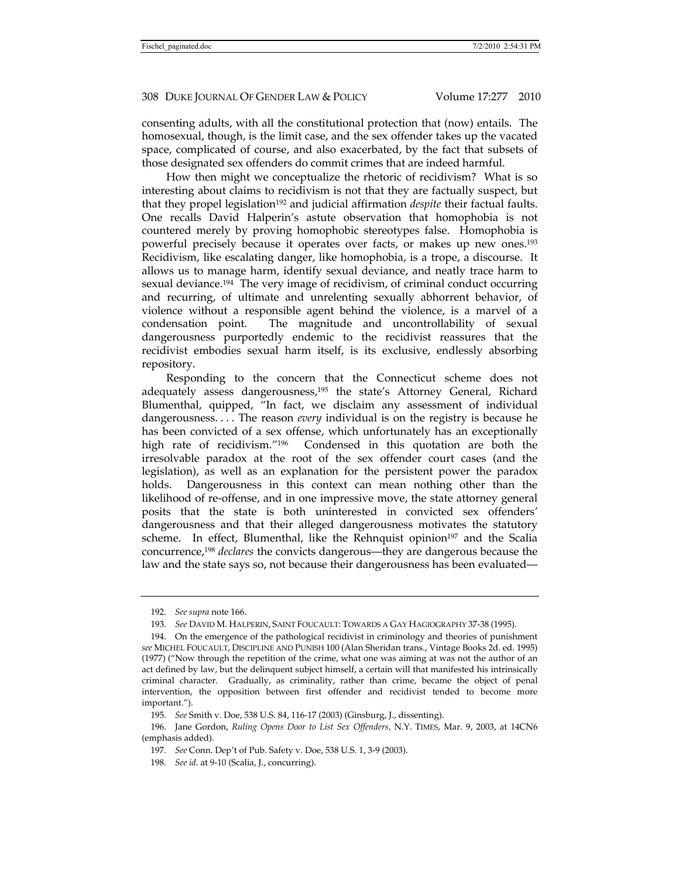consenting adults, with all the constitutional protection that (now) entails. The homosexual, though, is the limit case, and the sex offender takes up the vacated space, complicated of course, and also exacerbated, by the fact that subsets of those designated sex offenders do commit crimes that are indeed harmful.

How then might we conceptualize the rhetoric of recidivism? What is so interesting about claims to recidivism is not that they are factually suspect, but that they propel legislation[192] and judicial affirmation *despite* their factual faults. One recalls David Halperin's astute observation that homophobia is not countered merely by proving homophobic stereotypes false. Homophobia is powerful precisely because it operates over facts, or makes up new ones.[193] Recidivism, like escalating danger, like homophobia, is a trope, a discourse. It allows us to manage harm, identify sexual deviance, and neatly trace harm to sexual deviance.[194] The very image of recidivism, of criminal conduct occurring and recurring, of ultimate and unrelenting sexually abhorrent behavior, of violence without a responsible agent behind the violence, is a marvel of a condensation point. The magnitude and uncontrollability of sexual dangerousness purportedly endemic to the recidivist reassures that the recidivist embodies sexual harm itself, is its exclusive, endlessly absorbing repository.

Responding to the concern that the Connecticut scheme does not adequately assess dangerousness,[195] the state's Attorney General, Richard Blumenthal, quipped, "In fact, we disclaim any assessment of individual dangerousness. . . . The reason *every* individual is on the registry is because he has been convicted of a sex offense, which unfortunately has an exceptionally high rate of recidivism."[196] Condensed in this quotation are both the irresolvable paradox at the root of the sex offender court cases (and the legislation), as well as an explanation for the persistent power the paradox holds. Dangerousness in this context can mean nothing other than the likelihood of re-offense, and in one impressive move, the state attorney general posits that the state is both uninterested in convicted sex offenders' dangerousness and that their alleged dangerousness motivates the statutory scheme. In effect, Blumenthal, like the Rehnquist opinion[197] and the Scalia concurrence,[198] *declares* the convicts dangerous—they are dangerous because the law and the state says so, not because their dangerousness has been evaluated—

---

192. *See supra* note 166.

193. *See* DAVID M. HALPERIN, SAINT FOUCAULT: TOWARDS A GAY HAGIOGRAPHY 37-38 (1995).

194. On the emergence of the pathological recidivist in criminology and theories of punishment *see* MICHEL FOUCAULT, DISCIPLINE AND PUNISH 100 (Alan Sheridan trans., Vintage Books 2d. ed. 1995) (1977) ("Now through the repetition of the crime, what one was aiming at was not the author of an act defined by law, but the delinquent subject himself, a certain will that manifested his intrinsically criminal character. Gradually, as criminality, rather than crime, became the object of penal intervention, the opposition between first offender and recidivist tended to become more important.").

195. *See* Smith v. Doe, 538 U.S. 84, 116-17 (2003) (Ginsburg, J., dissenting).

196. Jane Gordon, *Ruling Opens Door to List Sex Offenders,* N.Y. TIMES, Mar. 9, 2003, at 14CN6 (emphasis added).

197. *See* Conn. Dep't of Pub. Safety v. Doe, 538 U.S. 1, 3-9 (2003).

198. *See id.* at 9-10 (Scalia, J., concurring).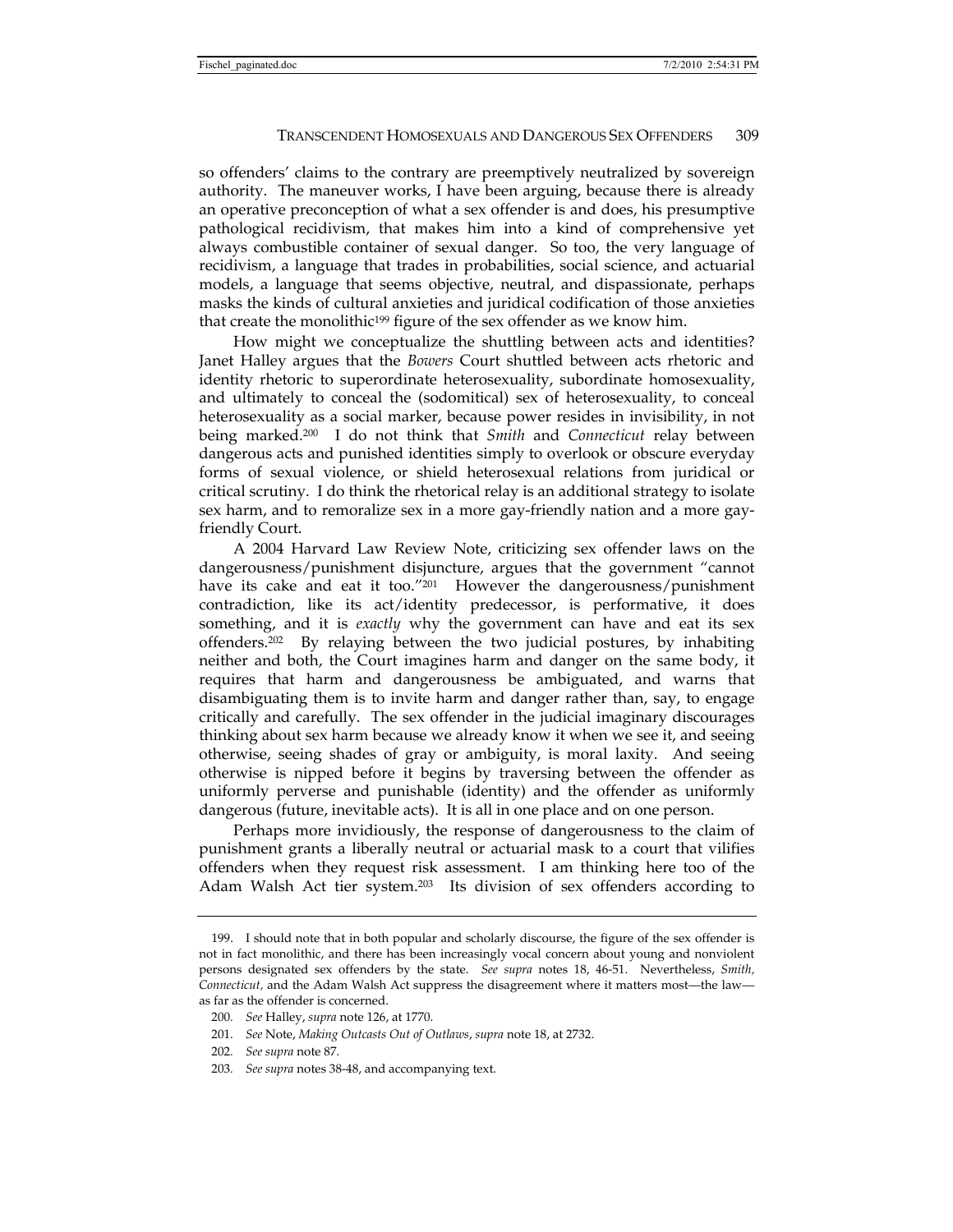so offenders' claims to the contrary are preemptively neutralized by sovereign authority. The maneuver works, I have been arguing, because there is already an operative preconception of what a sex offender is and does, his presumptive pathological recidivism, that makes him into a kind of comprehensive yet always combustible container of sexual danger. So too, the very language of recidivism, a language that trades in probabilities, social science, and actuarial models, a language that seems objective, neutral, and dispassionate, perhaps masks the kinds of cultural anxieties and juridical codification of those anxieties that create the monolithic[199] figure of the sex offender as we know him.

How might we conceptualize the shuttling between acts and identities? Janet Halley argues that the *Bowers* Court shuttled between acts rhetoric and identity rhetoric to superordinate heterosexuality, subordinate homosexuality, and ultimately to conceal the (sodomitical) sex of heterosexuality, to conceal heterosexuality as a social marker, because power resides in invisibility, in not being marked.[200] I do not think that *Smith* and *Connecticut* relay between dangerous acts and punished identities simply to overlook or obscure everyday forms of sexual violence, or shield heterosexual relations from juridical or critical scrutiny. I do think the rhetorical relay is an additional strategy to isolate sex harm, and to remoralize sex in a more gay-friendly nation and a more gay-friendly Court.

A 2004 Harvard Law Review Note, criticizing sex offender laws on the dangerousness/punishment disjuncture, argues that the government "cannot have its cake and eat it too."[201] However the dangerousness/punishment contradiction, like its act/identity predecessor, is performative, it does something, and it is *exactly* why the government can have and eat its sex offenders.[202] By relaying between the two judicial postures, by inhabiting neither and both, the Court imagines harm and danger on the same body, it requires that harm and dangerousness be ambiguated, and warns that disambiguating them is to invite harm and danger rather than, say, to engage critically and carefully. The sex offender in the judicial imaginary discourages thinking about sex harm because we already know it when we see it, and seeing otherwise, seeing shades of gray or ambiguity, is moral laxity. And seeing otherwise is nipped before it begins by traversing between the offender as uniformly perverse and punishable (identity) and the offender as uniformly dangerous (future, inevitable acts). It is all in one place and on one person.

Perhaps more invidiously, the response of dangerousness to the claim of punishment grants a liberally neutral or actuarial mask to a court that vilifies offenders when they request risk assessment. I am thinking here too of the Adam Walsh Act tier system.[203] Its division of sex offenders according to

---

199. I should note that in both popular and scholarly discourse, the figure of the sex offender is not in fact monolithic, and there has been increasingly vocal concern about young and nonviolent persons designated sex offenders by the state. *See supra* notes 18, 46-51. Nevertheless, *Smith, Connecticut,* and the Adam Walsh Act suppress the disagreement where it matters most—the law—as far as the offender is concerned.

200. *See* Halley, *supra* note 126, at 1770.

201. *See* Note, *Making Outcasts Out of Outlaws*, *supra* note 18, at 2732.

202. *See supra* note 87.

203. *See supra* notes 38-48, and accompanying text.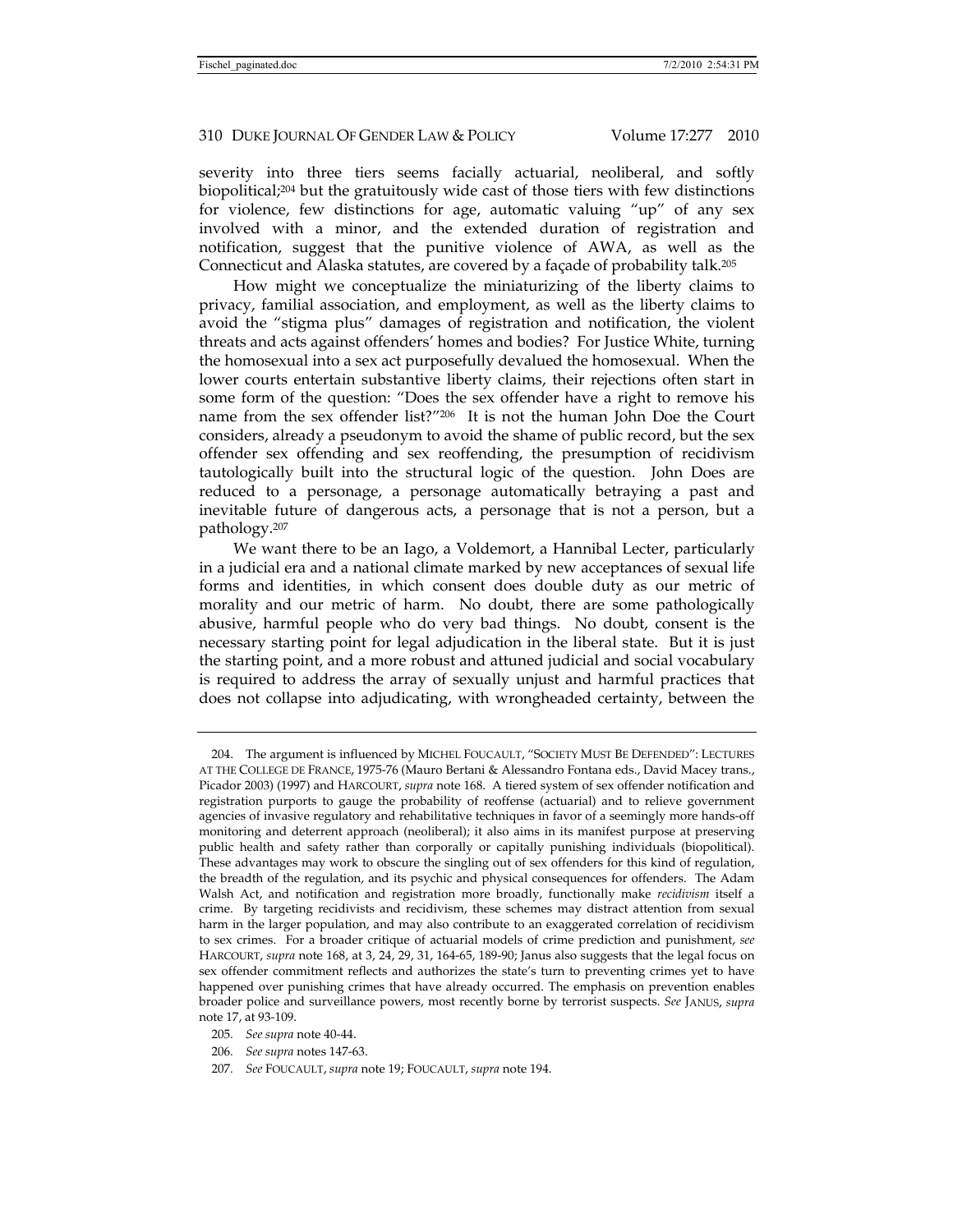severity into three tiers seems facially actuarial, neoliberal, and softly biopolitical;[204] but the gratuitously wide cast of those tiers with few distinctions for violence, few distinctions for age, automatic valuing "up" of any sex involved with a minor, and the extended duration of registration and notification, suggest that the punitive violence of AWA, as well as the Connecticut and Alaska statutes, are covered by a façade of probability talk.[205]

How might we conceptualize the miniaturizing of the liberty claims to privacy, familial association, and employment, as well as the liberty claims to avoid the "stigma plus" damages of registration and notification, the violent threats and acts against offenders' homes and bodies? For Justice White, turning the homosexual into a sex act purposefully devalued the homosexual. When the lower courts entertain substantive liberty claims, their rejections often start in some form of the question: "Does the sex offender have a right to remove his name from the sex offender list?"[206] It is not the human John Doe the Court considers, already a pseudonym to avoid the shame of public record, but the sex offender sex offending and sex reoffending, the presumption of recidivism tautologically built into the structural logic of the question. John Does are reduced to a personage, a personage automatically betraying a past and inevitable future of dangerous acts, a personage that is not a person, but a pathology.[207]

We want there to be an Iago, a Voldemort, a Hannibal Lecter, particularly in a judicial era and a national climate marked by new acceptances of sexual life forms and identities, in which consent does double duty as our metric of morality and our metric of harm. No doubt, there are some pathologically abusive, harmful people who do very bad things. No doubt, consent is the necessary starting point for legal adjudication in the liberal state. But it is just the starting point, and a more robust and attuned judicial and social vocabulary is required to address the array of sexually unjust and harmful practices that does not collapse into adjudicating, with wrongheaded certainty, between the

---

204. The argument is influenced by MICHEL FOUCAULT, "SOCIETY MUST BE DEFENDED": LECTURES AT THE COLLEGE DE FRANCE, 1975-76 (Mauro Bertani & Alessandro Fontana eds., David Macey trans., Picador 2003) (1997) and HARCOURT, *supra* note 168. A tiered system of sex offender notification and registration purports to gauge the probability of reoffense (actuarial) and to relieve government agencies of invasive regulatory and rehabilitative techniques in favor of a seemingly more hands-off monitoring and deterrent approach (neoliberal); it also aims in its manifest purpose at preserving public health and safety rather than corporally or capitally punishing individuals (biopolitical). These advantages may work to obscure the singling out of sex offenders for this kind of regulation, the breadth of the regulation, and its psychic and physical consequences for offenders. The Adam Walsh Act, and notification and registration more broadly, functionally make *recidivism* itself a crime. By targeting recidivists and recidivism, these schemes may distract attention from sexual harm in the larger population, and may also contribute to an exaggerated correlation of recidivism to sex crimes. For a broader critique of actuarial models of crime prediction and punishment, *see* HARCOURT, *supra* note 168, at 3, 24, 29, 31, 164-65, 189-90; Janus also suggests that the legal focus on sex offender commitment reflects and authorizes the state's turn to preventing crimes yet to have happened over punishing crimes that have already occurred. The emphasis on prevention enables broader police and surveillance powers, most recently borne by terrorist suspects. *See* JANUS, *supra* note 17, at 93-109.

205. *See supra* note 40-44.

206. *See supra* notes 147-63.

207. *See* FOUCAULT, *supra* note 19; FOUCAULT, *supra* note 194.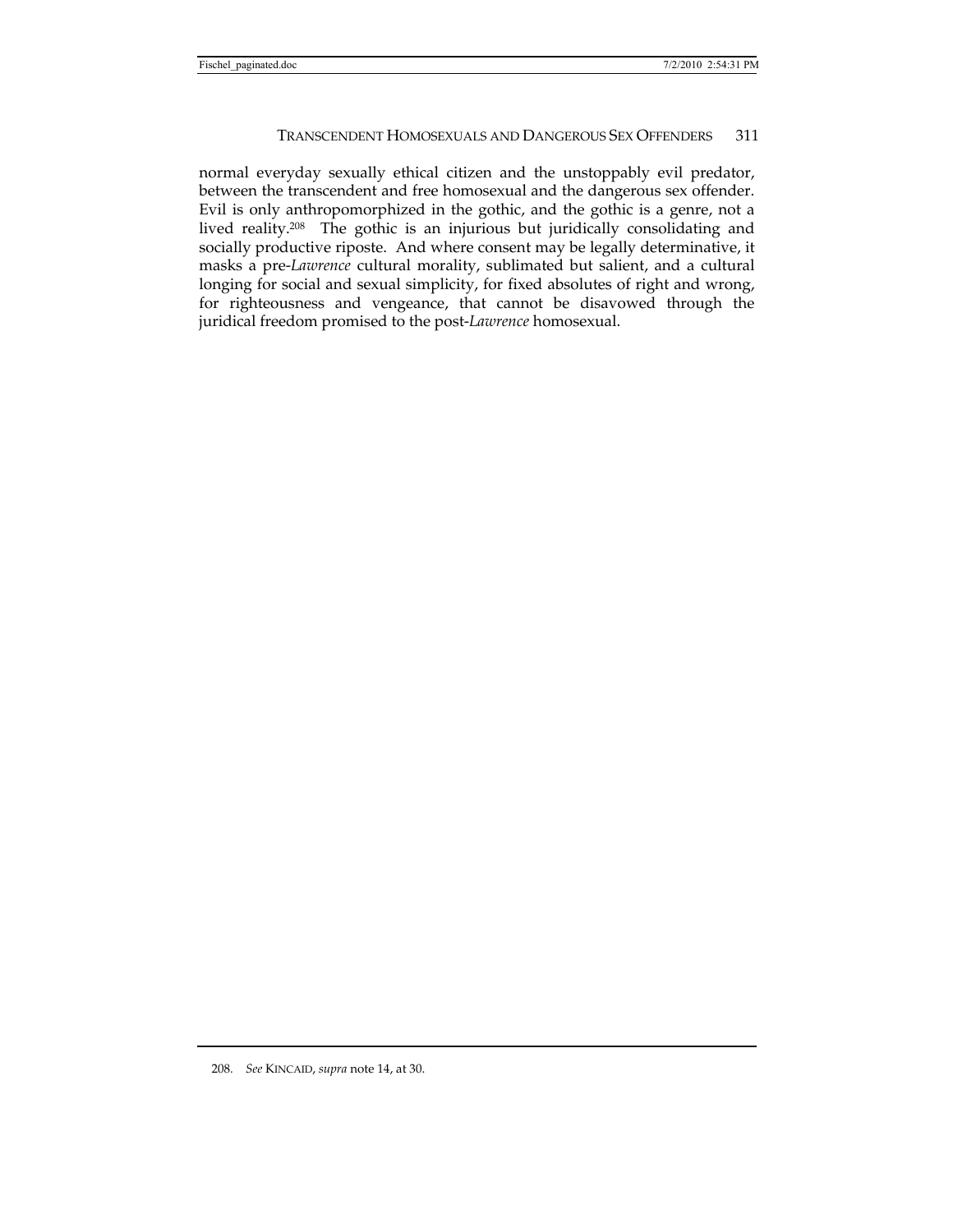normal everyday sexually ethical citizen and the unstoppably evil predator, between the transcendent and free homosexual and the dangerous sex offender. Evil is only anthropomorphized in the gothic, and the gothic is a genre, not a lived reality.[208] The gothic is an injurious but juridically consolidating and socially productive riposte. And where consent may be legally determinative, it masks a pre-*Lawrence* cultural morality, sublimated but salient, and a cultural longing for social and sexual simplicity, for fixed absolutes of right and wrong, for righteousness and vengeance, that cannot be disavowed through the juridical freedom promised to the post-*Lawrence* homosexual.

---

208. *See* KINCAID, *supra* note 14, at 30.